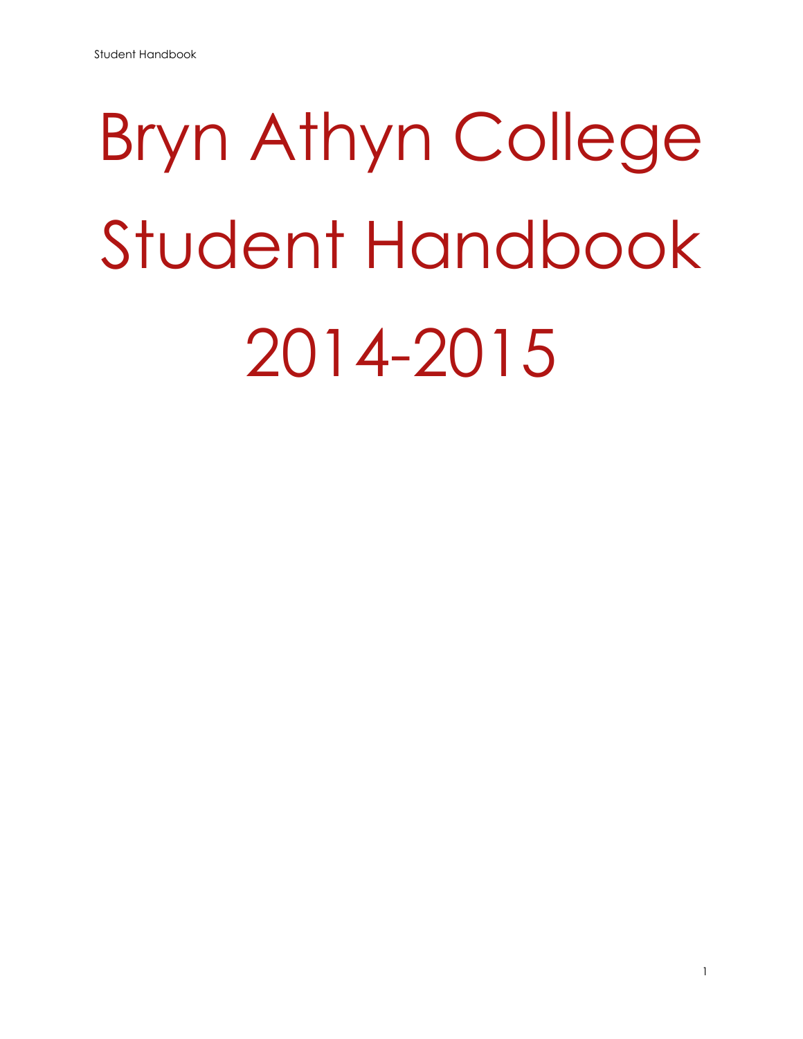# Bryn Athyn College Student Handbook 2014-2015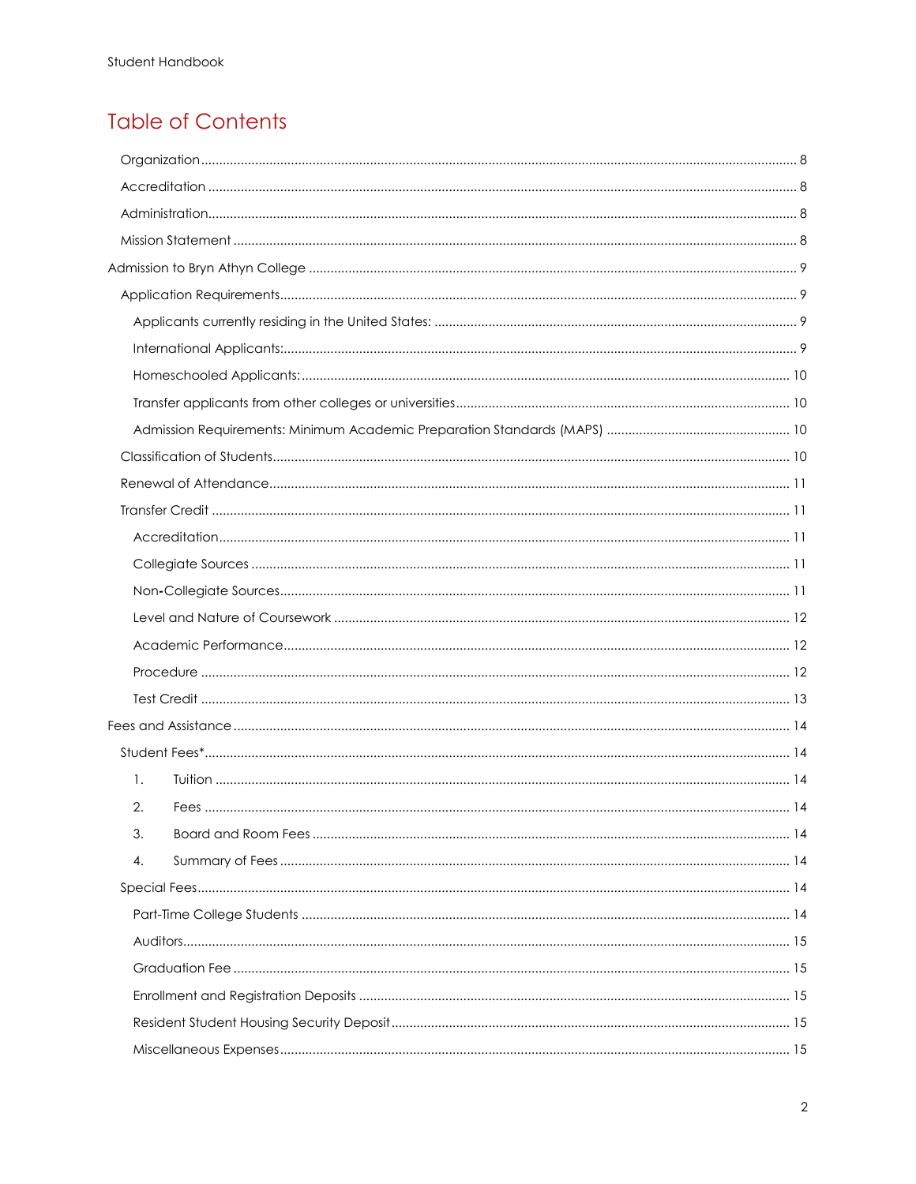# Table of Contents

- Organization ... 8
- Accreditation ... 8
- Administration ... 8
- Mission Statement ... 8

Admission to Bryn Athyn College ... 9

- Application Requirements ... 9
  - Applicants currently residing in the United States: ... 9
  - International Applicants: ... 9
  - Homeschooled Applicants: ... 10
  - Transfer applicants from other colleges or universities ... 10
  - Admission Requirements: Minimum Academic Preparation Standards (MAPS) ... 10
- Classification of Students ... 10
- Renewal of Attendance ... 11
- Transfer Credit ... 11
  - Accreditation ... 11
  - Collegiate Sources ... 11
  - Non-Collegiate Sources ... 11
  - Level and Nature of Coursework ... 12
  - Academic Performance ... 12
  - Procedure ... 12
  - Test Credit ... 13

Fees and Assistance ... 14

- Student Fees* ... 14
  1. Tuition ... 14
  2. Fees ... 14
  3. Board and Room Fees ... 14
  4. Summary of Fees ... 14
- Special Fees ... 14
  - Part-Time College Students ... 14
  - Auditors ... 15
  - Graduation Fee ... 15
  - Enrollment and Registration Deposits ... 15
  - Resident Student Housing Security Deposit ... 15
  - Miscellaneous Expenses ... 15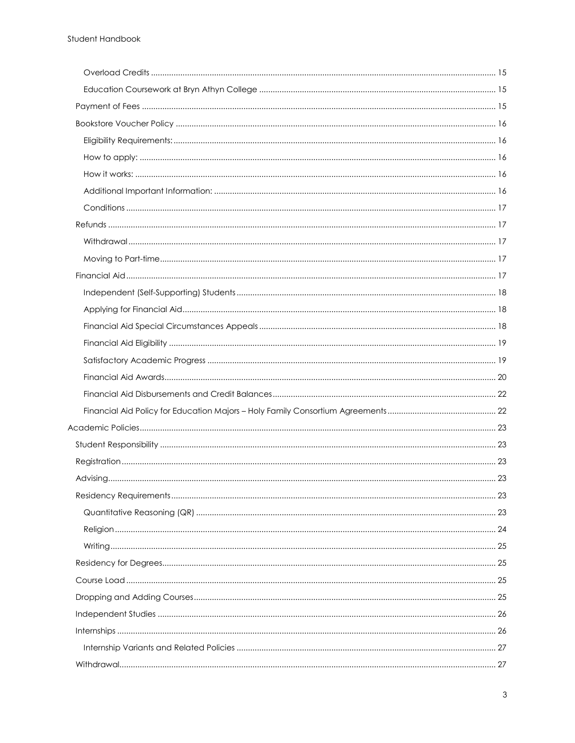- Overload Credits ... 15
- Education Coursework at Bryn Athyn College ... 15
- Payment of Fees ... 15
- Bookstore Voucher Policy ... 16
  - Eligibility Requirements: ... 16
  - How to apply: ... 16
  - How it works: ... 16
  - Additional Important Information: ... 16
  - Conditions ... 17
- Refunds ... 17
  - Withdrawal ... 17
  - Moving to Part-time ... 17
- Financial Aid ... 17
  - Independent (Self-Supporting) Students ... 18
  - Applying for Financial Aid ... 18
  - Financial Aid Special Circumstances Appeals ... 18
  - Financial Aid Eligibility ... 19
  - Satisfactory Academic Progress ... 19
  - Financial Aid Awards ... 20
  - Financial Aid Disbursements and Credit Balances ... 22
  - Financial Aid Policy for Education Majors – Holy Family Consortium Agreements ... 22

Academic Policies ... 23

- Student Responsibility ... 23
- Registration ... 23
- Advising ... 23
- Residency Requirements ... 23
  - Quantitative Reasoning (QR) ... 23
  - Religion ... 24
  - Writing ... 25
- Residency for Degrees ... 25
- Course Load ... 25
- Dropping and Adding Courses ... 25
- Independent Studies ... 26
- Internships ... 26
  - Internship Variants and Related Policies ... 27
- Withdrawal ... 27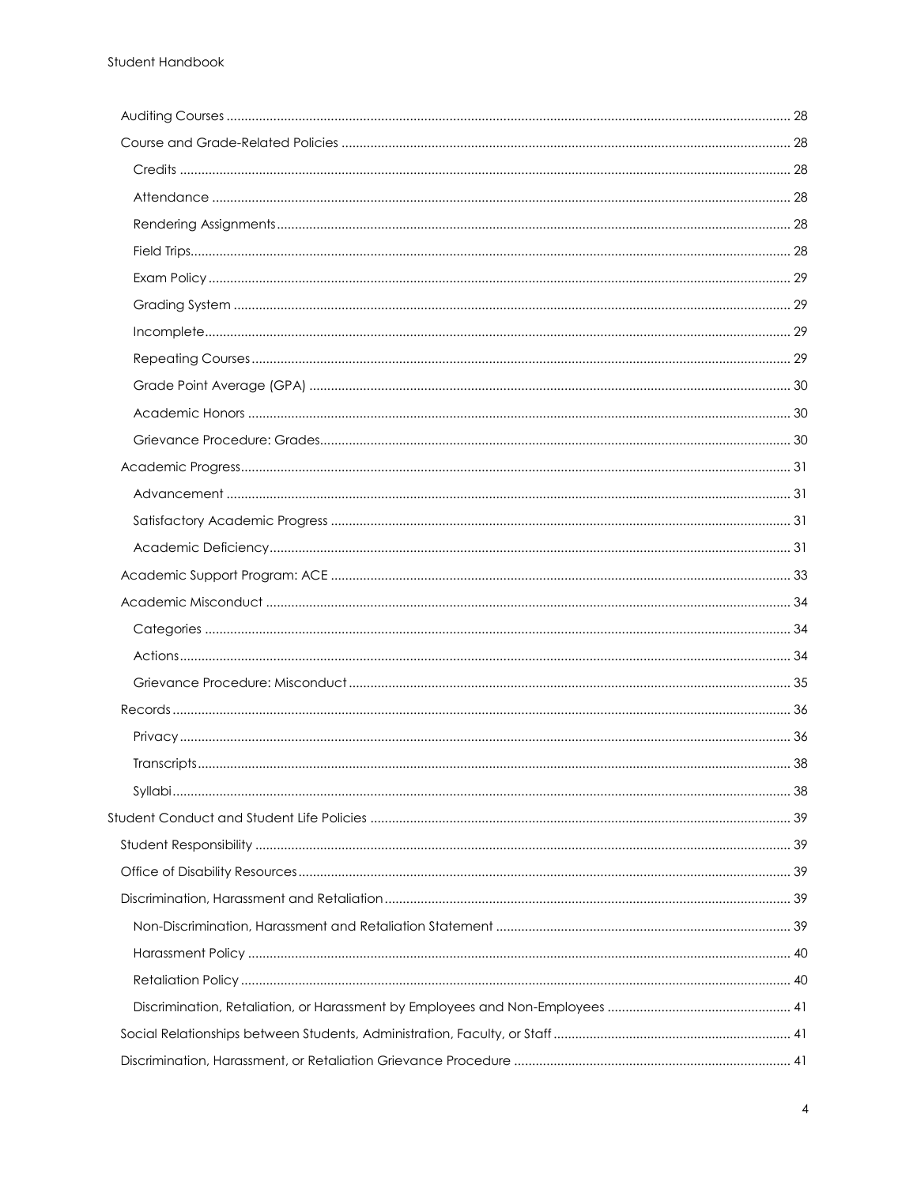- Auditing Courses ... 28
- Course and Grade-Related Policies ... 28
  - Credits ... 28
  - Attendance ... 28
  - Rendering Assignments ... 28
  - Field Trips ... 28
  - Exam Policy ... 29
  - Grading System ... 29
  - Incomplete ... 29
  - Repeating Courses ... 29
  - Grade Point Average (GPA) ... 30
  - Academic Honors ... 30
  - Grievance Procedure: Grades ... 30
- Academic Progress ... 31
  - Advancement ... 31
  - Satisfactory Academic Progress ... 31
  - Academic Deficiency ... 31
- Academic Support Program: ACE ... 33
- Academic Misconduct ... 34
  - Categories ... 34
  - Actions ... 34
  - Grievance Procedure: Misconduct ... 35
- Records ... 36
  - Privacy ... 36
  - Transcripts ... 38
  - Syllabi ... 38

Student Conduct and Student Life Policies ... 39

- Student Responsibility ... 39
- Office of Disability Resources ... 39
- Discrimination, Harassment and Retaliation ... 39
  - Non-Discrimination, Harassment and Retaliation Statement ... 39
  - Harassment Policy ... 40
  - Retaliation Policy ... 40
  - Discrimination, Retaliation, or Harassment by Employees and Non-Employees ... 41
- Social Relationships between Students, Administration, Faculty, or Staff ... 41
- Discrimination, Harassment, or Retaliation Grievance Procedure ... 41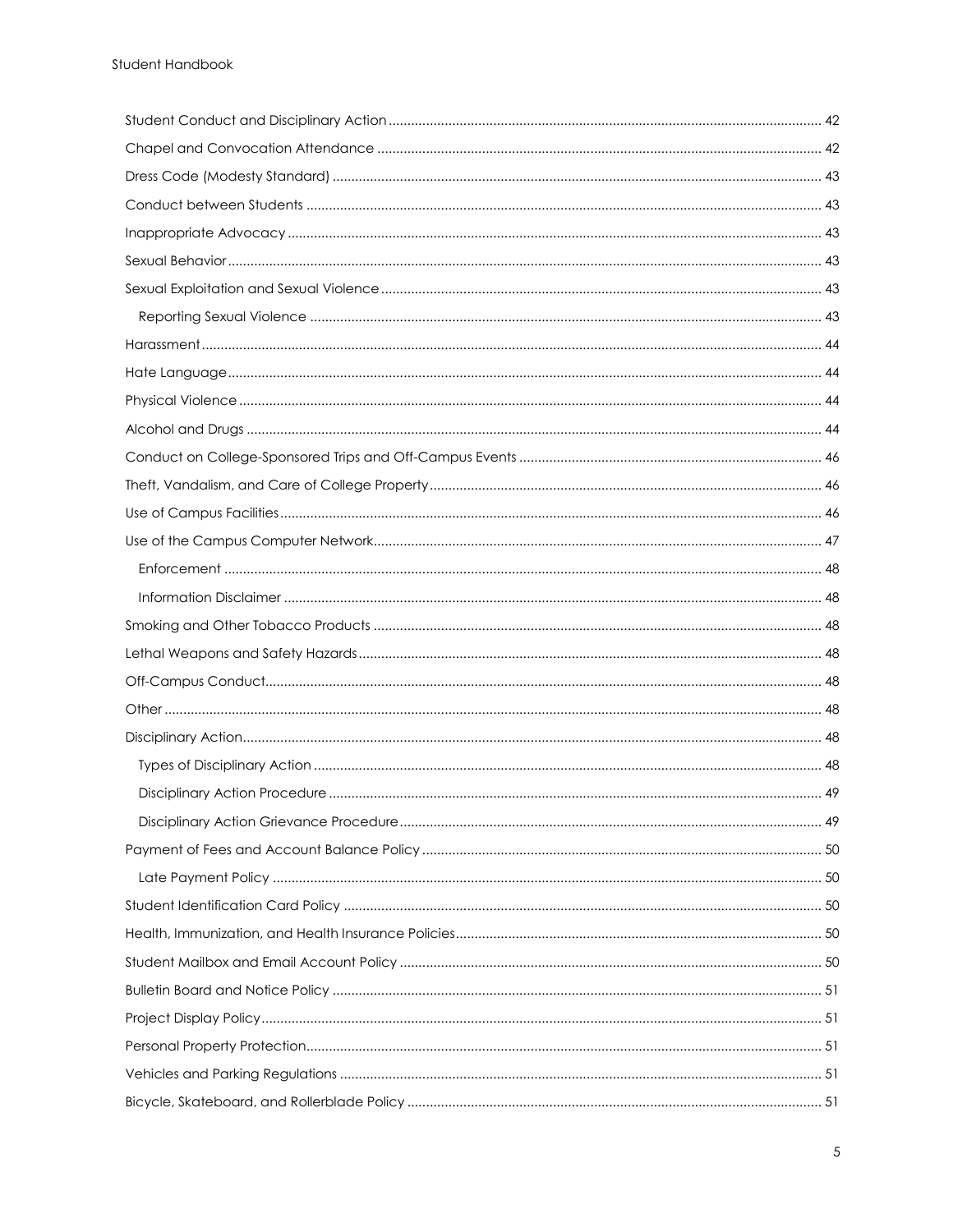- Student Conduct and Disciplinary Action ..... 42
- Chapel and Convocation Attendance ..... 42
- Dress Code (Modesty Standard) ..... 43
- Conduct between Students ..... 43
- Inappropriate Advocacy ..... 43
- Sexual Behavior ..... 43
- Sexual Exploitation and Sexual Violence ..... 43
  - Reporting Sexual Violence ..... 43
- Harassment ..... 44
- Hate Language ..... 44
- Physical Violence ..... 44
- Alcohol and Drugs ..... 44
- Conduct on College-Sponsored Trips and Off-Campus Events ..... 46
- Theft, Vandalism, and Care of College Property ..... 46
- Use of Campus Facilities ..... 46
- Use of the Campus Computer Network ..... 47
  - Enforcement ..... 48
  - Information Disclaimer ..... 48
- Smoking and Other Tobacco Products ..... 48
- Lethal Weapons and Safety Hazards ..... 48
- Off-Campus Conduct ..... 48
- Other ..... 48
- Disciplinary Action ..... 48
  - Types of Disciplinary Action ..... 48
  - Disciplinary Action Procedure ..... 49
  - Disciplinary Action Grievance Procedure ..... 49
- Payment of Fees and Account Balance Policy ..... 50
  - Late Payment Policy ..... 50
- Student Identification Card Policy ..... 50
- Health, Immunization, and Health Insurance Policies ..... 50
- Student Mailbox and Email Account Policy ..... 50
- Bulletin Board and Notice Policy ..... 51
- Project Display Policy ..... 51
- Personal Property Protection ..... 51
- Vehicles and Parking Regulations ..... 51
- Bicycle, Skateboard, and Rollerblade Policy ..... 51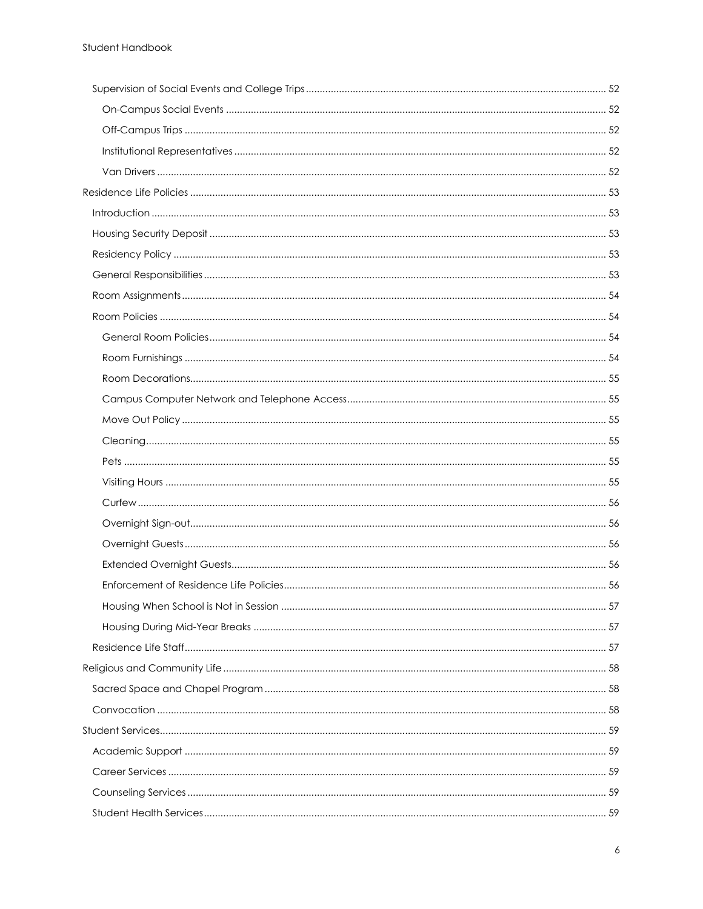- Supervision of Social Events and College Trips .......... 52
  - On-Campus Social Events .......... 52
  - Off-Campus Trips .......... 52
  - Institutional Representatives .......... 52
  - Van Drivers .......... 52
- Residence Life Policies .......... 53
  - Introduction .......... 53
  - Housing Security Deposit .......... 53
  - Residency Policy .......... 53
  - General Responsibilities .......... 53
  - Room Assignments .......... 54
  - Room Policies .......... 54
    - General Room Policies .......... 54
    - Room Furnishings .......... 54
    - Room Decorations .......... 55
    - Campus Computer Network and Telephone Access .......... 55
    - Move Out Policy .......... 55
    - Cleaning .......... 55
    - Pets .......... 55
    - Visiting Hours .......... 55
    - Curfew .......... 56
    - Overnight Sign-out .......... 56
    - Overnight Guests .......... 56
    - Extended Overnight Guests .......... 56
    - Enforcement of Residence Life Policies .......... 56
    - Housing When School is Not in Session .......... 57
    - Housing During Mid-Year Breaks .......... 57
  - Residence Life Staff .......... 57
- Religious and Community Life .......... 58
  - Sacred Space and Chapel Program .......... 58
  - Convocation .......... 58
- Student Services .......... 59
  - Academic Support .......... 59
  - Career Services .......... 59
  - Counseling Services .......... 59
  - Student Health Services .......... 59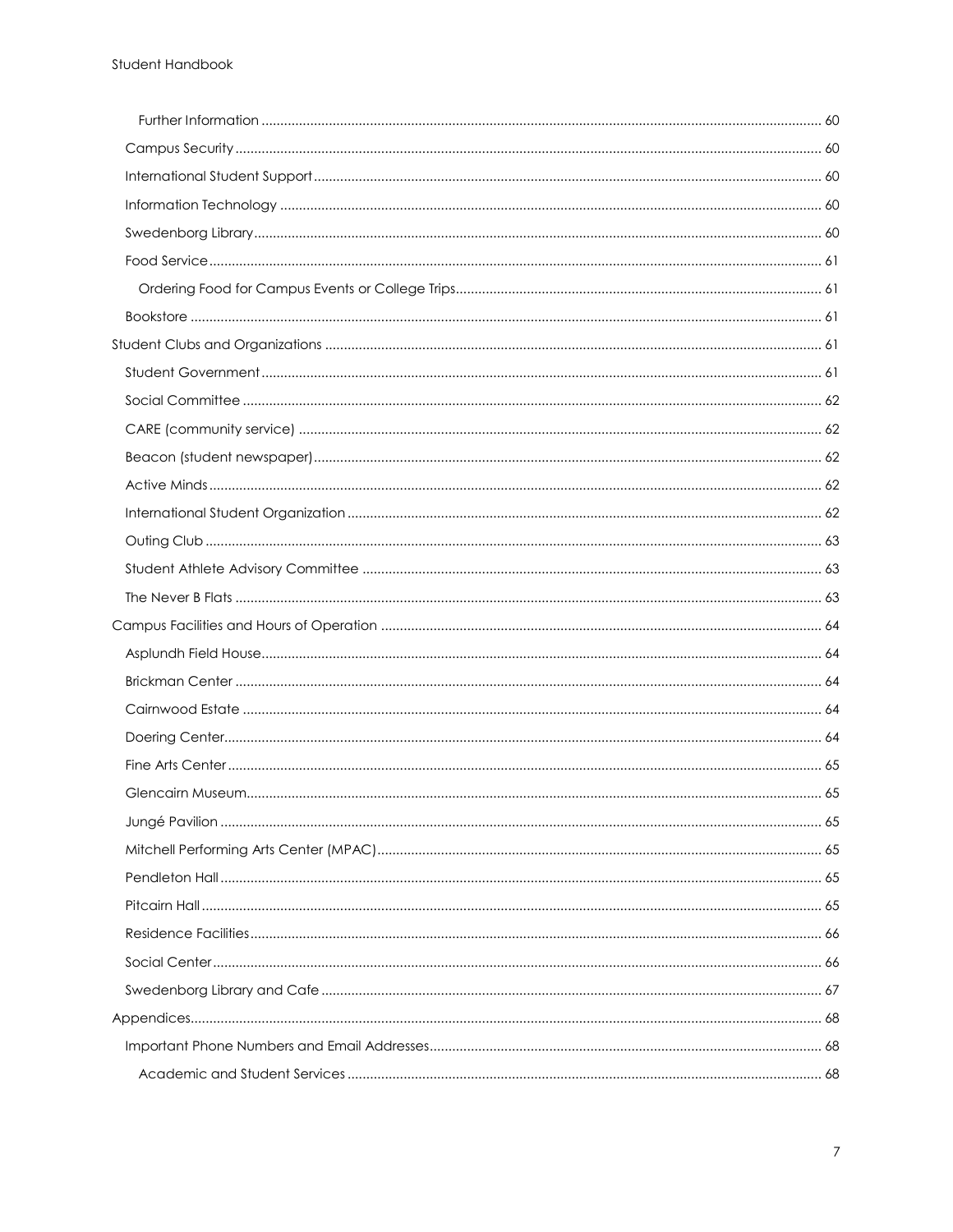- Further Information ... 60
- Campus Security ... 60
- International Student Support ... 60
- Information Technology ... 60
- Swedenborg Library ... 60
- Food Service ... 61
  - Ordering Food for Campus Events or College Trips ... 61
- Bookstore ... 61

Student Clubs and Organizations ... 61

- Student Government ... 61
- Social Committee ... 62
- CARE (community service) ... 62
- Beacon (student newspaper) ... 62
- Active Minds ... 62
- International Student Organization ... 62
- Outing Club ... 63
- Student Athlete Advisory Committee ... 63
- The Never B Flats ... 63

Campus Facilities and Hours of Operation ... 64

- Asplundh Field House ... 64
- Brickman Center ... 64
- Cairnwood Estate ... 64
- Doering Center ... 64
- Fine Arts Center ... 65
- Glencairn Museum ... 65
- Jungé Pavilion ... 65
- Mitchell Performing Arts Center (MPAC) ... 65
- Pendleton Hall ... 65
- Pitcairn Hall ... 65
- Residence Facilities ... 66
- Social Center ... 66
- Swedenborg Library and Cafe ... 67

Appendices ... 68

- Important Phone Numbers and Email Addresses ... 68
  - Academic and Student Services ... 68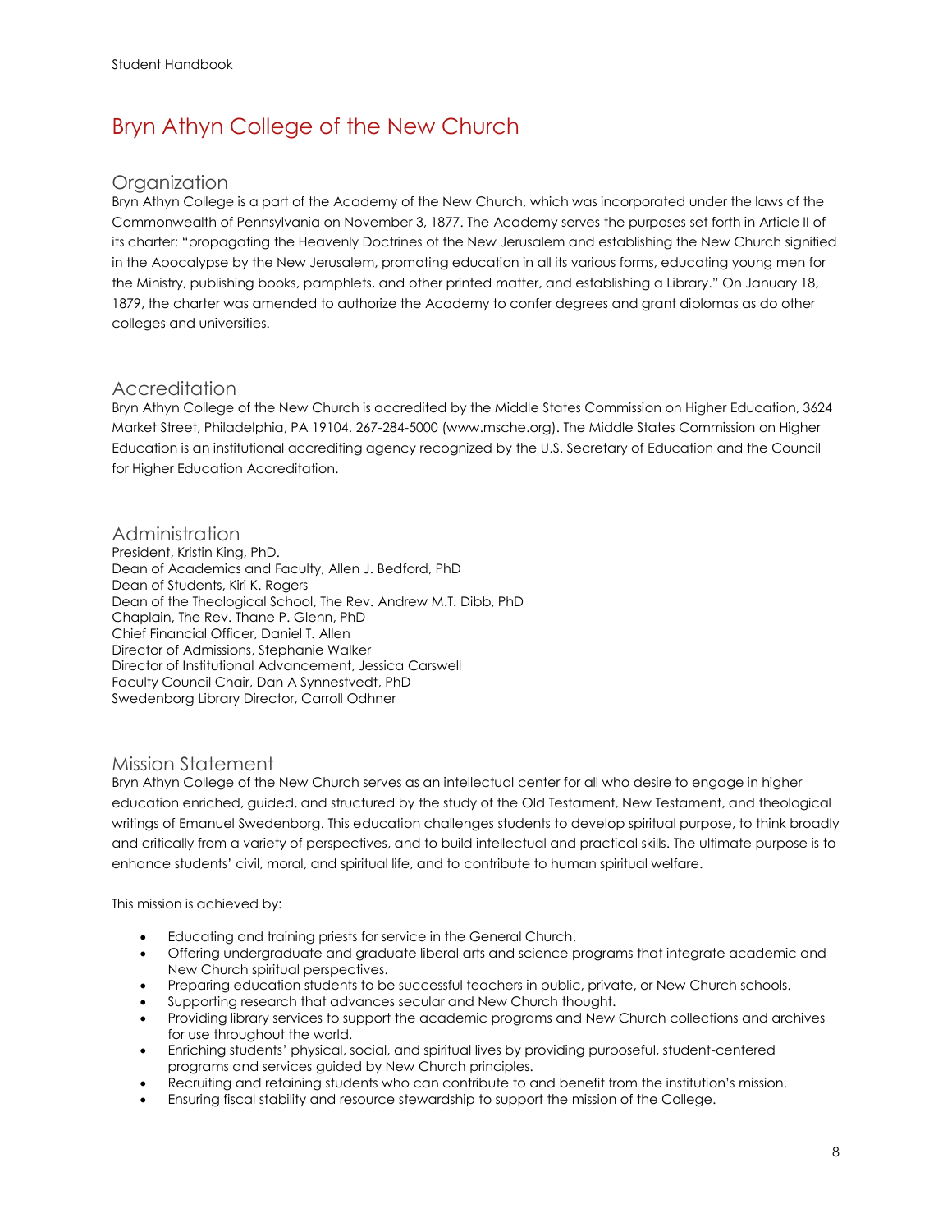# Bryn Athyn College of the New Church

## Organization

Bryn Athyn College is a part of the Academy of the New Church, which was incorporated under the laws of the Commonwealth of Pennsylvania on November 3, 1877. The Academy serves the purposes set forth in Article II of its charter: "propagating the Heavenly Doctrines of the New Jerusalem and establishing the New Church signified in the Apocalypse by the New Jerusalem, promoting education in all its various forms, educating young men for the Ministry, publishing books, pamphlets, and other printed matter, and establishing a Library." On January 18, 1879, the charter was amended to authorize the Academy to confer degrees and grant diplomas as do other colleges and universities.

## Accreditation

Bryn Athyn College of the New Church is accredited by the Middle States Commission on Higher Education, 3624 Market Street, Philadelphia, PA 19104. 267-284-5000 (www.msche.org). The Middle States Commission on Higher Education is an institutional accrediting agency recognized by the U.S. Secretary of Education and the Council for Higher Education Accreditation.

## Administration

President, Kristin King, PhD.
Dean of Academics and Faculty, Allen J. Bedford, PhD
Dean of Students, Kiri K. Rogers
Dean of the Theological School, The Rev. Andrew M.T. Dibb, PhD
Chaplain, The Rev. Thane P. Glenn, PhD
Chief Financial Officer, Daniel T. Allen
Director of Admissions, Stephanie Walker
Director of Institutional Advancement, Jessica Carswell
Faculty Council Chair, Dan A Synnestvedt, PhD
Swedenborg Library Director, Carroll Odhner

## Mission Statement

Bryn Athyn College of the New Church serves as an intellectual center for all who desire to engage in higher education enriched, guided, and structured by the study of the Old Testament, New Testament, and theological writings of Emanuel Swedenborg. This education challenges students to develop spiritual purpose, to think broadly and critically from a variety of perspectives, and to build intellectual and practical skills. The ultimate purpose is to enhance students' civil, moral, and spiritual life, and to contribute to human spiritual welfare.

This mission is achieved by:

- Educating and training priests for service in the General Church.
- Offering undergraduate and graduate liberal arts and science programs that integrate academic and New Church spiritual perspectives.
- Preparing education students to be successful teachers in public, private, or New Church schools.
- Supporting research that advances secular and New Church thought.
- Providing library services to support the academic programs and New Church collections and archives for use throughout the world.
- Enriching students' physical, social, and spiritual lives by providing purposeful, student-centered programs and services guided by New Church principles.
- Recruiting and retaining students who can contribute to and benefit from the institution's mission.
- Ensuring fiscal stability and resource stewardship to support the mission of the College.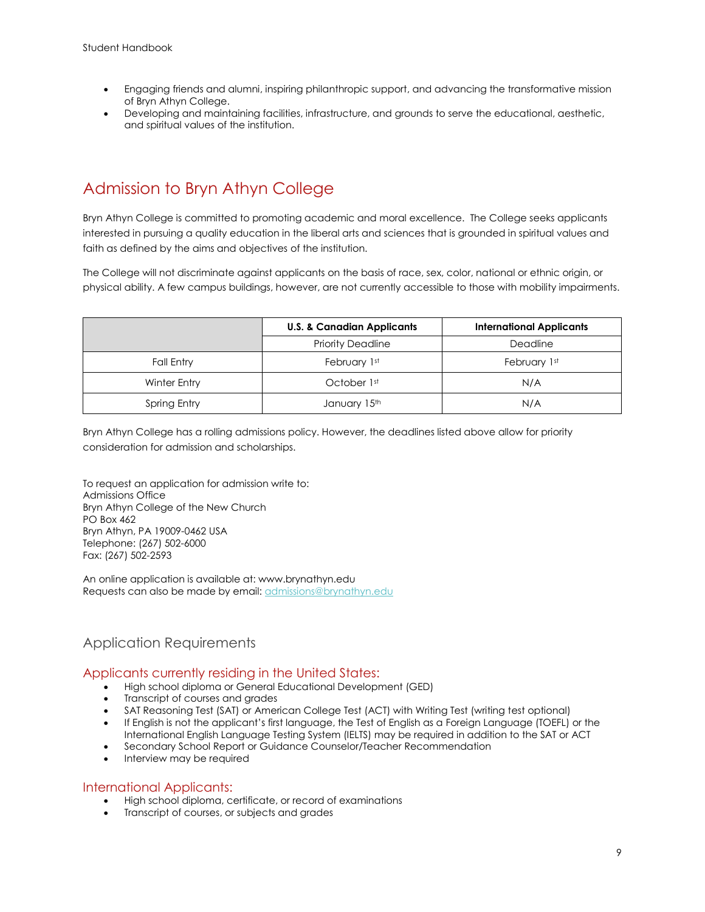- Engaging friends and alumni, inspiring philanthropic support, and advancing the transformative mission of Bryn Athyn College.
- Developing and maintaining facilities, infrastructure, and grounds to serve the educational, aesthetic, and spiritual values of the institution.

# Admission to Bryn Athyn College

Bryn Athyn College is committed to promoting academic and moral excellence. The College seeks applicants interested in pursuing a quality education in the liberal arts and sciences that is grounded in spiritual values and faith as defined by the aims and objectives of the institution.

The College will not discriminate against applicants on the basis of race, sex, color, national or ethnic origin, or physical ability. A few campus buildings, however, are not currently accessible to those with mobility impairments.

| | U.S. & Canadian Applicants | International Applicants |
|---|---|---|
| | Priority Deadline | Deadline |
| Fall Entry | February 1st | February 1st |
| Winter Entry | October 1st | N/A |
| Spring Entry | January 15th | N/A |

Bryn Athyn College has a rolling admissions policy. However, the deadlines listed above allow for priority consideration for admission and scholarships.

To request an application for admission write to:
Admissions Office
Bryn Athyn College of the New Church
PO Box 462
Bryn Athyn, PA 19009-0462 USA
Telephone: (267) 502-6000
Fax: (267) 502-2593

An online application is available at: www.brynathyn.edu
Requests can also be made by email: admissions@brynathyn.edu

## Application Requirements

### Applicants currently residing in the United States:

- High school diploma or General Educational Development (GED)
- Transcript of courses and grades
- SAT Reasoning Test (SAT) or American College Test (ACT) with Writing Test (writing test optional)
- If English is not the applicant's first language, the Test of English as a Foreign Language (TOEFL) or the International English Language Testing System (IELTS) may be required in addition to the SAT or ACT
- Secondary School Report or Guidance Counselor/Teacher Recommendation
- Interview may be required

### International Applicants:

- High school diploma, certificate, or record of examinations
- Transcript of courses, or subjects and grades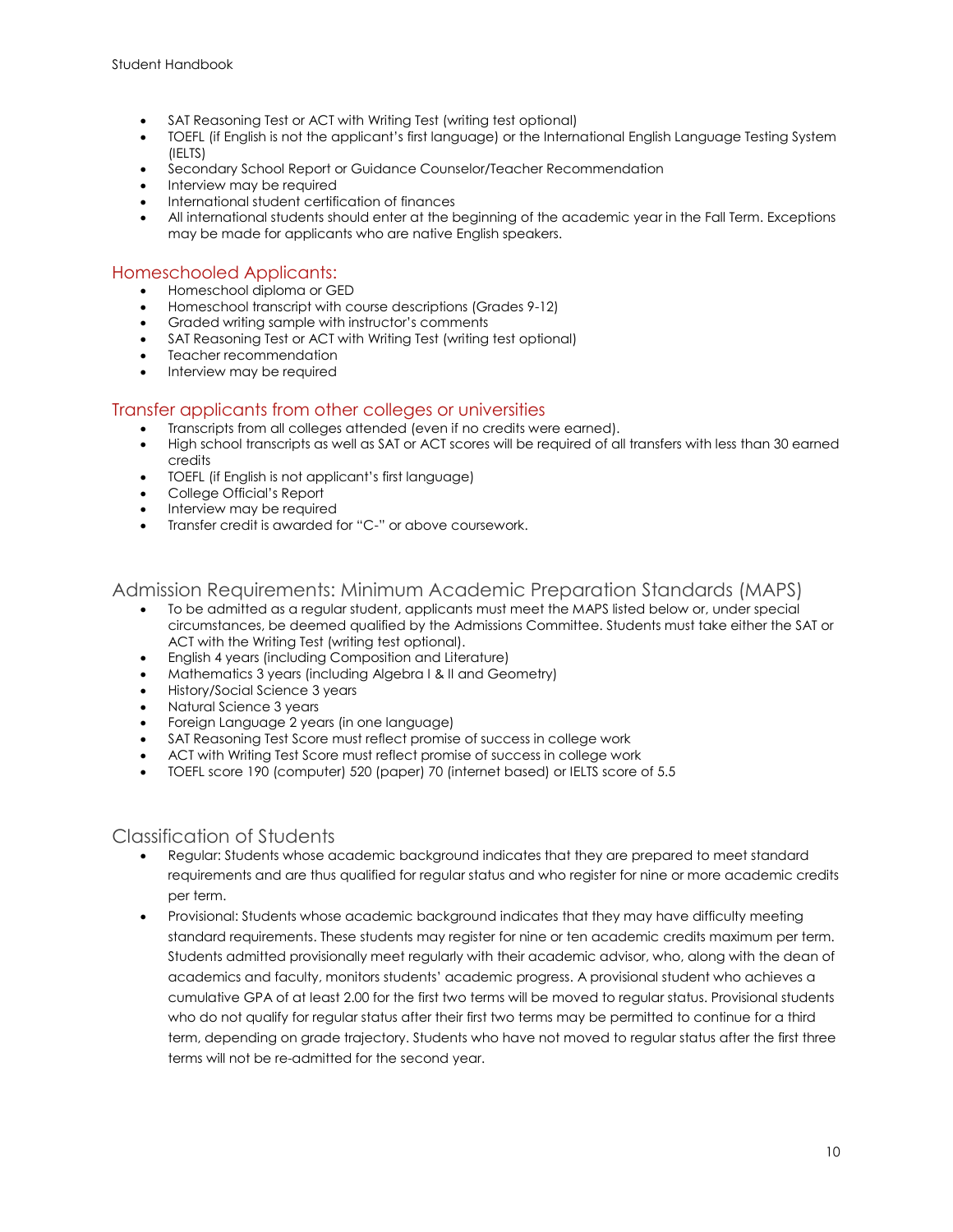- SAT Reasoning Test or ACT with Writing Test (writing test optional)
- TOEFL (if English is not the applicant's first language) or the International English Language Testing System (IELTS)
- Secondary School Report or Guidance Counselor/Teacher Recommendation
- Interview may be required
- International student certification of finances
- All international students should enter at the beginning of the academic year in the Fall Term. Exceptions may be made for applicants who are native English speakers.

### Homeschooled Applicants:

- Homeschool diploma or GED
- Homeschool transcript with course descriptions (Grades 9-12)
- Graded writing sample with instructor's comments
- SAT Reasoning Test or ACT with Writing Test (writing test optional)
- Teacher recommendation
- Interview may be required

### Transfer applicants from other colleges or universities

- Transcripts from all colleges attended (even if no credits were earned).
- High school transcripts as well as SAT or ACT scores will be required of all transfers with less than 30 earned credits
- TOEFL (if English is not applicant's first language)
- College Official's Report
- Interview may be required
- Transfer credit is awarded for "C-" or above coursework.

## Admission Requirements: Minimum Academic Preparation Standards (MAPS)

- To be admitted as a regular student, applicants must meet the MAPS listed below or, under special circumstances, be deemed qualified by the Admissions Committee. Students must take either the SAT or ACT with the Writing Test (writing test optional).
- English 4 years (including Composition and Literature)
- Mathematics 3 years (including Algebra I & II and Geometry)
- History/Social Science 3 years
- Natural Science 3 years
- Foreign Language 2 years (in one language)
- SAT Reasoning Test Score must reflect promise of success in college work
- ACT with Writing Test Score must reflect promise of success in college work
- TOEFL score 190 (computer) 520 (paper) 70 (internet based) or IELTS score of 5.5

## Classification of Students

- Regular: Students whose academic background indicates that they are prepared to meet standard requirements and are thus qualified for regular status and who register for nine or more academic credits per term.
- Provisional: Students whose academic background indicates that they may have difficulty meeting standard requirements. These students may register for nine or ten academic credits maximum per term. Students admitted provisionally meet regularly with their academic advisor, who, along with the dean of academics and faculty, monitors students' academic progress. A provisional student who achieves a cumulative GPA of at least 2.00 for the first two terms will be moved to regular status. Provisional students who do not qualify for regular status after their first two terms may be permitted to continue for a third term, depending on grade trajectory. Students who have not moved to regular status after the first three terms will not be re-admitted for the second year.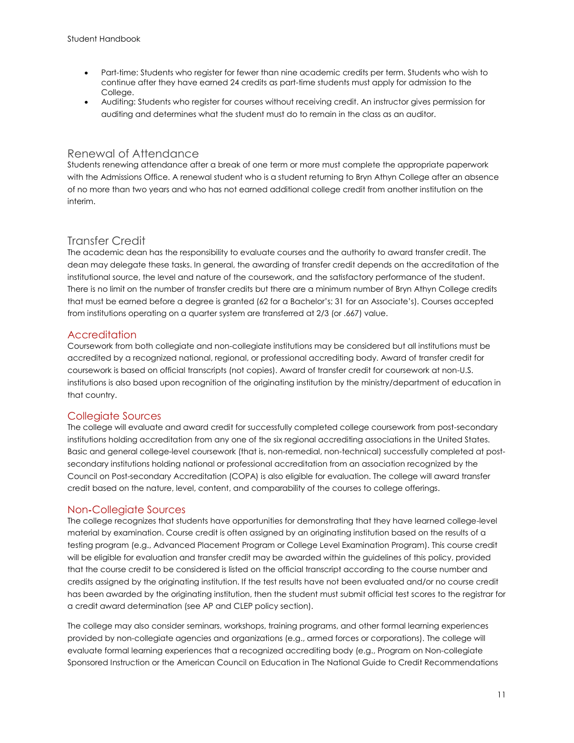- Part-time: Students who register for fewer than nine academic credits per term. Students who wish to continue after they have earned 24 credits as part-time students must apply for admission to the College.
- Auditing: Students who register for courses without receiving credit. An instructor gives permission for auditing and determines what the student must do to remain in the class as an auditor.

## Renewal of Attendance

Students renewing attendance after a break of one term or more must complete the appropriate paperwork with the Admissions Office. A renewal student who is a student returning to Bryn Athyn College after an absence of no more than two years and who has not earned additional college credit from another institution on the interim.

## Transfer Credit

The academic dean has the responsibility to evaluate courses and the authority to award transfer credit. The dean may delegate these tasks. In general, the awarding of transfer credit depends on the accreditation of the institutional source, the level and nature of the coursework, and the satisfactory performance of the student. There is no limit on the number of transfer credits but there are a minimum number of Bryn Athyn College credits that must be earned before a degree is granted (62 for a Bachelor's; 31 for an Associate's). Courses accepted from institutions operating on a quarter system are transferred at 2/3 (or .667) value.

### Accreditation

Coursework from both collegiate and non-collegiate institutions may be considered but all institutions must be accredited by a recognized national, regional, or professional accrediting body. Award of transfer credit for coursework is based on official transcripts (not copies). Award of transfer credit for coursework at non-U.S. institutions is also based upon recognition of the originating institution by the ministry/department of education in that country.

### Collegiate Sources

The college will evaluate and award credit for successfully completed college coursework from post-secondary institutions holding accreditation from any one of the six regional accrediting associations in the United States. Basic and general college-level coursework (that is, non-remedial, non-technical) successfully completed at post-secondary institutions holding national or professional accreditation from an association recognized by the Council on Post-secondary Accreditation (COPA) is also eligible for evaluation. The college will award transfer credit based on the nature, level, content, and comparability of the courses to college offerings.

### Non-Collegiate Sources

The college recognizes that students have opportunities for demonstrating that they have learned college-level material by examination. Course credit is often assigned by an originating institution based on the results of a testing program (e.g., Advanced Placement Program or College Level Examination Program). This course credit will be eligible for evaluation and transfer credit may be awarded within the guidelines of this policy, provided that the course credit to be considered is listed on the official transcript according to the course number and credits assigned by the originating institution. If the test results have not been evaluated and/or no course credit has been awarded by the originating institution, then the student must submit official test scores to the registrar for a credit award determination (see AP and CLEP policy section).

The college may also consider seminars, workshops, training programs, and other formal learning experiences provided by non-collegiate agencies and organizations (e.g., armed forces or corporations). The college will evaluate formal learning experiences that a recognized accrediting body (e.g., Program on Non-collegiate Sponsored Instruction or the American Council on Education in The National Guide to Credit Recommendations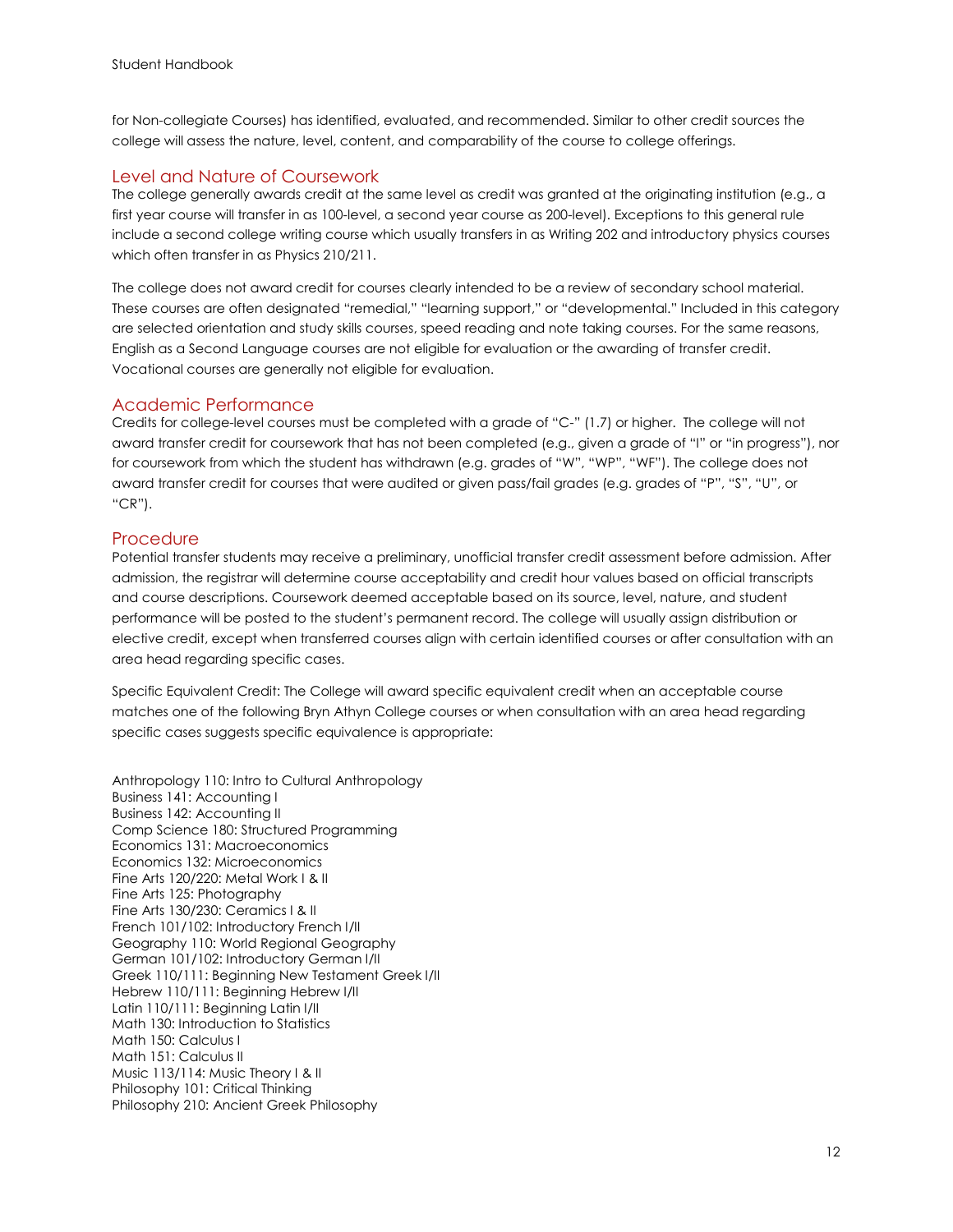for Non-collegiate Courses) has identified, evaluated, and recommended. Similar to other credit sources the college will assess the nature, level, content, and comparability of the course to college offerings.

## Level and Nature of Coursework

The college generally awards credit at the same level as credit was granted at the originating institution (e.g., a first year course will transfer in as 100-level, a second year course as 200-level). Exceptions to this general rule include a second college writing course which usually transfers in as Writing 202 and introductory physics courses which often transfer in as Physics 210/211.

The college does not award credit for courses clearly intended to be a review of secondary school material. These courses are often designated "remedial," "learning support," or "developmental." Included in this category are selected orientation and study skills courses, speed reading and note taking courses. For the same reasons, English as a Second Language courses are not eligible for evaluation or the awarding of transfer credit. Vocational courses are generally not eligible for evaluation.

## Academic Performance

Credits for college-level courses must be completed with a grade of "C-" (1.7) or higher. The college will not award transfer credit for coursework that has not been completed (e.g., given a grade of "I" or "in progress"), nor for coursework from which the student has withdrawn (e.g. grades of "W", "WP", "WF"). The college does not award transfer credit for courses that were audited or given pass/fail grades (e.g. grades of "P", "S", "U", or "CR").

## Procedure

Potential transfer students may receive a preliminary, unofficial transfer credit assessment before admission. After admission, the registrar will determine course acceptability and credit hour values based on official transcripts and course descriptions. Coursework deemed acceptable based on its source, level, nature, and student performance will be posted to the student's permanent record. The college will usually assign distribution or elective credit, except when transferred courses align with certain identified courses or after consultation with an area head regarding specific cases.

Specific Equivalent Credit: The College will award specific equivalent credit when an acceptable course matches one of the following Bryn Athyn College courses or when consultation with an area head regarding specific cases suggests specific equivalence is appropriate:

Anthropology 110: Intro to Cultural Anthropology
Business 141: Accounting I
Business 142: Accounting II
Comp Science 180: Structured Programming
Economics 131: Macroeconomics
Economics 132: Microeconomics
Fine Arts 120/220: Metal Work I & II
Fine Arts 125: Photography
Fine Arts 130/230: Ceramics I & II
French 101/102: Introductory French I/II
Geography 110: World Regional Geography
German 101/102: Introductory German I/II
Greek 110/111: Beginning New Testament Greek I/II
Hebrew 110/111: Beginning Hebrew I/II
Latin 110/111: Beginning Latin I/II
Math 130: Introduction to Statistics
Math 150: Calculus I
Math 151: Calculus II
Music 113/114: Music Theory I & II
Philosophy 101: Critical Thinking
Philosophy 210: Ancient Greek Philosophy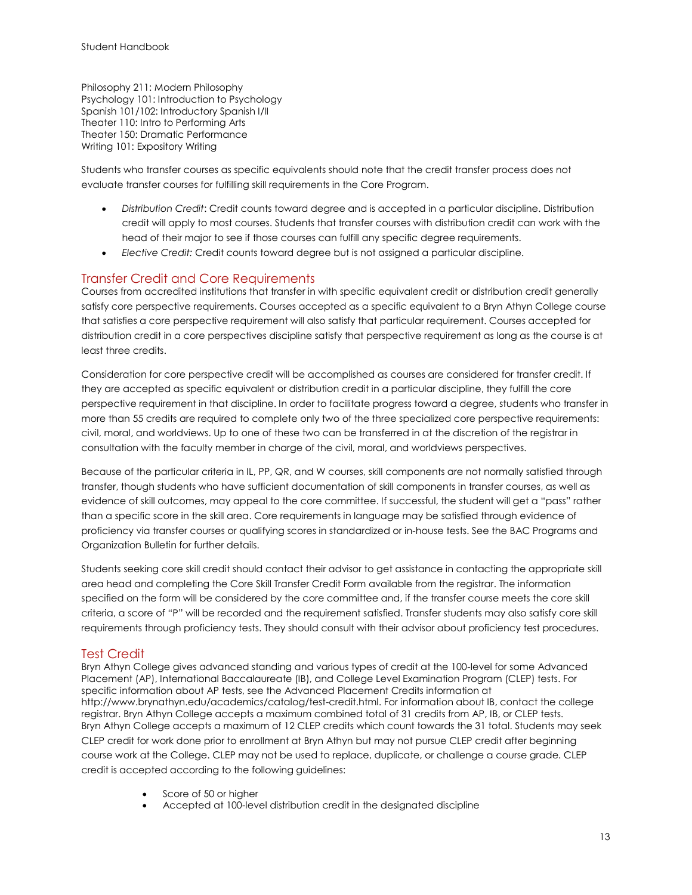Philosophy 211: Modern Philosophy
Psychology 101: Introduction to Psychology
Spanish 101/102: Introductory Spanish I/II
Theater 110: Intro to Performing Arts
Theater 150: Dramatic Performance
Writing 101: Expository Writing

Students who transfer courses as specific equivalents should note that the credit transfer process does not evaluate transfer courses for fulfilling skill requirements in the Core Program.

- *Distribution Credit*: Credit counts toward degree and is accepted in a particular discipline. Distribution credit will apply to most courses. Students that transfer courses with distribution credit can work with the head of their major to see if those courses can fulfill any specific degree requirements.
- *Elective Credit:* Credit counts toward degree but is not assigned a particular discipline.

## Transfer Credit and Core Requirements

Courses from accredited institutions that transfer in with specific equivalent credit or distribution credit generally satisfy core perspective requirements. Courses accepted as a specific equivalent to a Bryn Athyn College course that satisfies a core perspective requirement will also satisfy that particular requirement. Courses accepted for distribution credit in a core perspectives discipline satisfy that perspective requirement as long as the course is at least three credits.

Consideration for core perspective credit will be accomplished as courses are considered for transfer credit. If they are accepted as specific equivalent or distribution credit in a particular discipline, they fulfill the core perspective requirement in that discipline. In order to facilitate progress toward a degree, students who transfer in more than 55 credits are required to complete only two of the three specialized core perspective requirements: civil, moral, and worldviews. Up to one of these two can be transferred in at the discretion of the registrar in consultation with the faculty member in charge of the civil, moral, and worldviews perspectives.

Because of the particular criteria in IL, PP, QR, and W courses, skill components are not normally satisfied through transfer, though students who have sufficient documentation of skill components in transfer courses, as well as evidence of skill outcomes, may appeal to the core committee. If successful, the student will get a "pass" rather than a specific score in the skill area. Core requirements in language may be satisfied through evidence of proficiency via transfer courses or qualifying scores in standardized or in-house tests. See the BAC Programs and Organization Bulletin for further details.

Students seeking core skill credit should contact their advisor to get assistance in contacting the appropriate skill area head and completing the Core Skill Transfer Credit Form available from the registrar. The information specified on the form will be considered by the core committee and, if the transfer course meets the core skill criteria, a score of "P" will be recorded and the requirement satisfied. Transfer students may also satisfy core skill requirements through proficiency tests. They should consult with their advisor about proficiency test procedures.

## Test Credit

Bryn Athyn College gives advanced standing and various types of credit at the 100-level for some Advanced Placement (AP), International Baccalaureate (IB), and College Level Examination Program (CLEP) tests. For specific information about AP tests, see the Advanced Placement Credits information at http://www.brynathyn.edu/academics/catalog/test-credit.html. For information about IB, contact the college registrar. Bryn Athyn College accepts a maximum combined total of 31 credits from AP, IB, or CLEP tests. Bryn Athyn College accepts a maximum of 12 CLEP credits which count towards the 31 total. Students may seek CLEP credit for work done prior to enrollment at Bryn Athyn but may not pursue CLEP credit after beginning course work at the College. CLEP may not be used to replace, duplicate, or challenge a course grade. CLEP credit is accepted according to the following guidelines:

- Score of 50 or higher
- Accepted at 100-level distribution credit in the designated discipline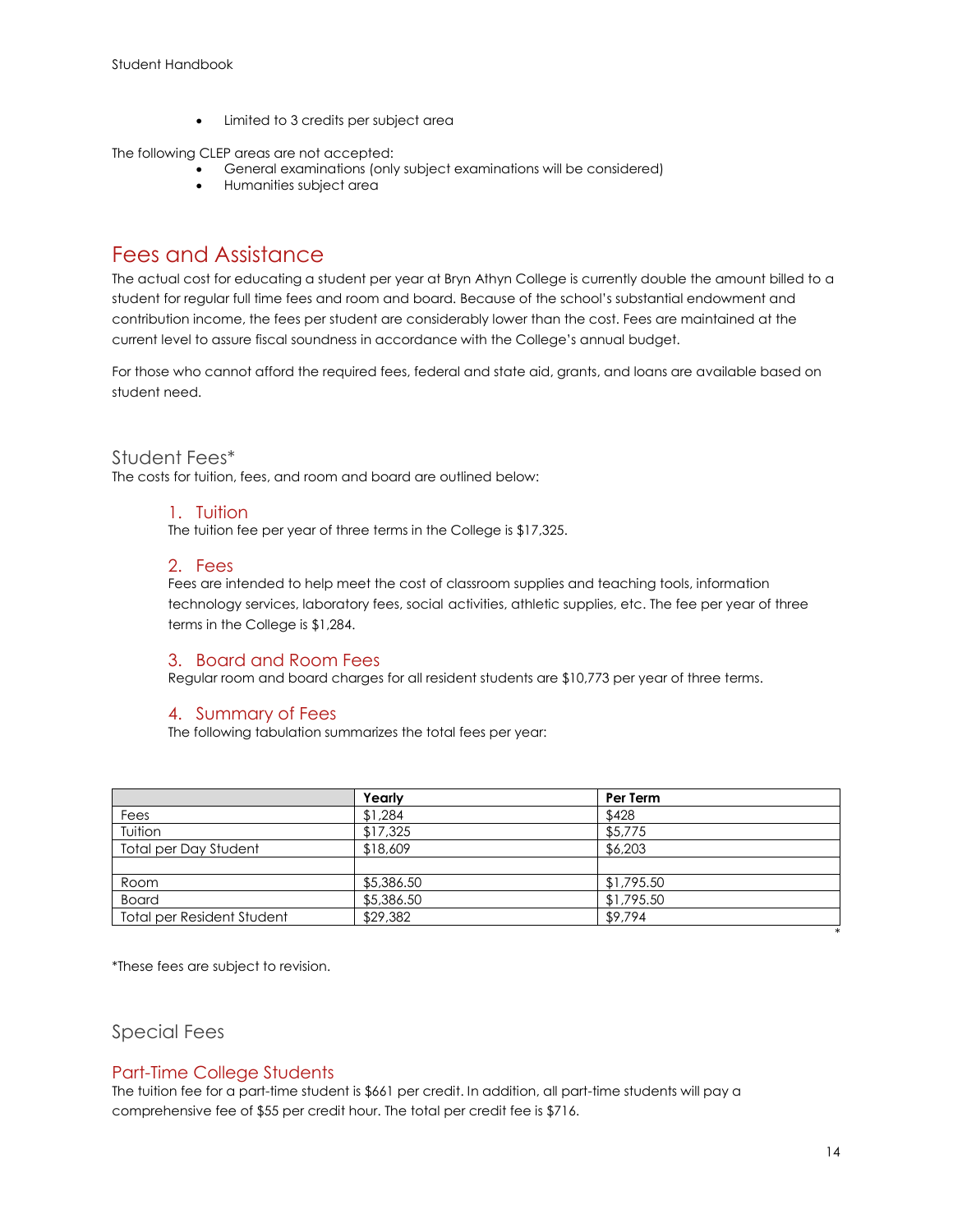- Limited to 3 credits per subject area

The following CLEP areas are not accepted:

- General examinations (only subject examinations will be considered)
- Humanities subject area

# Fees and Assistance

The actual cost for educating a student per year at Bryn Athyn College is currently double the amount billed to a student for regular full time fees and room and board. Because of the school's substantial endowment and contribution income, the fees per student are considerably lower than the cost. Fees are maintained at the current level to assure fiscal soundness in accordance with the College's annual budget.

For those who cannot afford the required fees, federal and state aid, grants, and loans are available based on student need.

## Student Fees*

The costs for tuition, fees, and room and board are outlined below:

### 1. Tuition

The tuition fee per year of three terms in the College is $17,325.

### 2. Fees

Fees are intended to help meet the cost of classroom supplies and teaching tools, information technology services, laboratory fees, social activities, athletic supplies, etc. The fee per year of three terms in the College is $1,284.

### 3. Board and Room Fees

Regular room and board charges for all resident students are $10,773 per year of three terms.

### 4. Summary of Fees

The following tabulation summarizes the total fees per year:

| | **Yearly** | **Per Term** |
|---|---|---|
| Fees | $1,284 | $428 |
| Tuition | $17,325 | $5,775 |
| Total per Day Student | $18,609 | $6,203 |
| | | |
| Room | $5,386.50 | $1,795.50 |
| Board | $5,386.50 | $1,795.50 |
| Total per Resident Student | $29,382 | $9,794 |

*These fees are subject to revision.

## Special Fees

### Part-Time College Students

The tuition fee for a part-time student is $661 per credit. In addition, all part-time students will pay a comprehensive fee of $55 per credit hour. The total per credit fee is $716.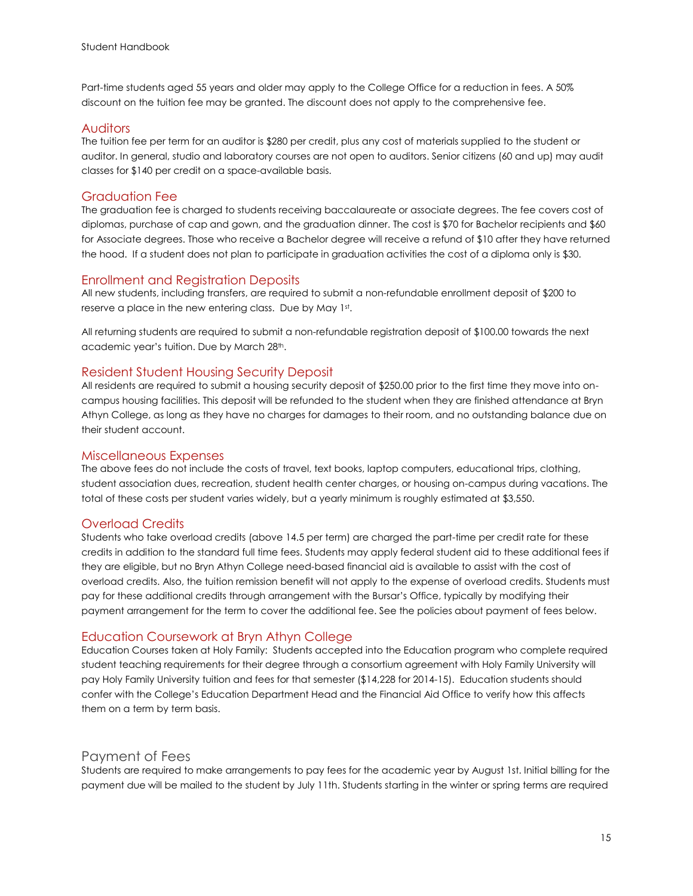Part-time students aged 55 years and older may apply to the College Office for a reduction in fees. A 50% discount on the tuition fee may be granted. The discount does not apply to the comprehensive fee.

## Auditors

The tuition fee per term for an auditor is $280 per credit, plus any cost of materials supplied to the student or auditor. In general, studio and laboratory courses are not open to auditors. Senior citizens (60 and up) may audit classes for $140 per credit on a space-available basis.

## Graduation Fee

The graduation fee is charged to students receiving baccalaureate or associate degrees. The fee covers cost of diplomas, purchase of cap and gown, and the graduation dinner. The cost is $70 for Bachelor recipients and $60 for Associate degrees. Those who receive a Bachelor degree will receive a refund of $10 after they have returned the hood. If a student does not plan to participate in graduation activities the cost of a diploma only is $30.

## Enrollment and Registration Deposits

All new students, including transfers, are required to submit a non-refundable enrollment deposit of $200 to reserve a place in the new entering class. Due by May 1st.

All returning students are required to submit a non-refundable registration deposit of $100.00 towards the next academic year's tuition. Due by March 28th.

## Resident Student Housing Security Deposit

All residents are required to submit a housing security deposit of $250.00 prior to the first time they move into on-campus housing facilities. This deposit will be refunded to the student when they are finished attendance at Bryn Athyn College, as long as they have no charges for damages to their room, and no outstanding balance due on their student account.

## Miscellaneous Expenses

The above fees do not include the costs of travel, text books, laptop computers, educational trips, clothing, student association dues, recreation, student health center charges, or housing on-campus during vacations. The total of these costs per student varies widely, but a yearly minimum is roughly estimated at $3,550.

## Overload Credits

Students who take overload credits (above 14.5 per term) are charged the part-time per credit rate for these credits in addition to the standard full time fees. Students may apply federal student aid to these additional fees if they are eligible, but no Bryn Athyn College need-based financial aid is available to assist with the cost of overload credits. Also, the tuition remission benefit will not apply to the expense of overload credits. Students must pay for these additional credits through arrangement with the Bursar's Office, typically by modifying their payment arrangement for the term to cover the additional fee. See the policies about payment of fees below.

## Education Coursework at Bryn Athyn College

Education Courses taken at Holy Family: Students accepted into the Education program who complete required student teaching requirements for their degree through a consortium agreement with Holy Family University will pay Holy Family University tuition and fees for that semester ($14,228 for 2014-15). Education students should confer with the College's Education Department Head and the Financial Aid Office to verify how this affects them on a term by term basis.

# Payment of Fees

Students are required to make arrangements to pay fees for the academic year by August 1st. Initial billing for the payment due will be mailed to the student by July 11th. Students starting in the winter or spring terms are required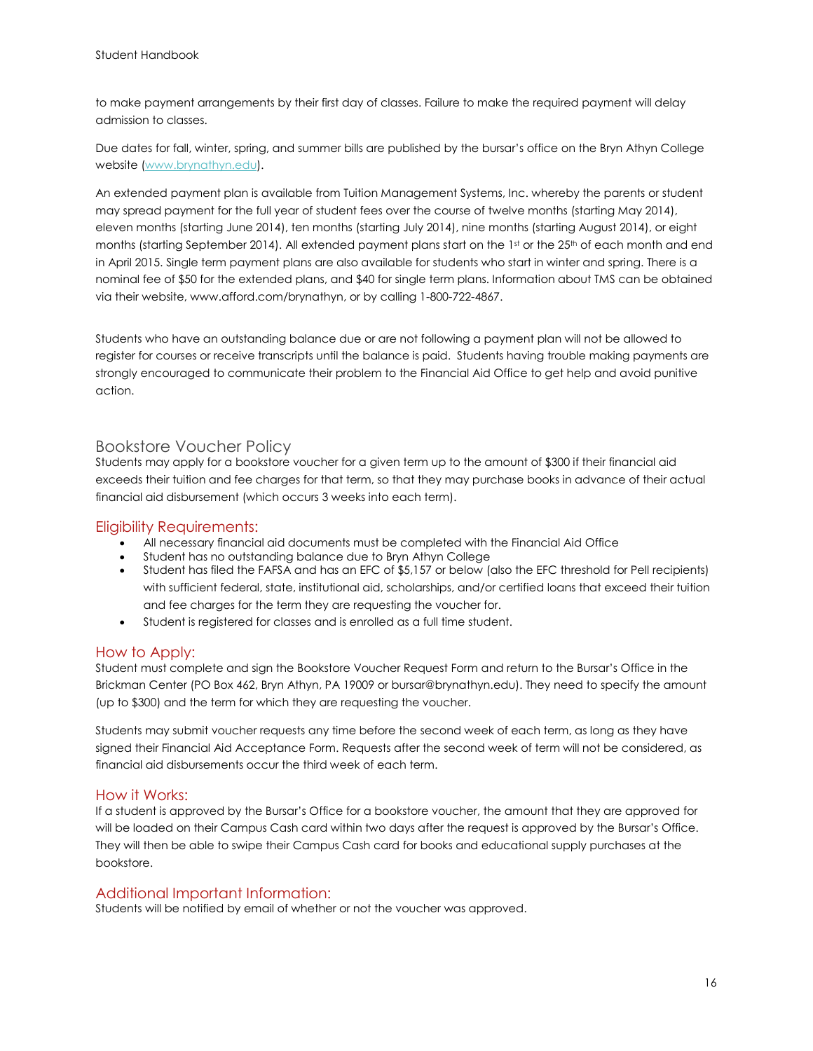to make payment arrangements by their first day of classes. Failure to make the required payment will delay admission to classes.

Due dates for fall, winter, spring, and summer bills are published by the bursar's office on the Bryn Athyn College website (www.brynathyn.edu).

An extended payment plan is available from Tuition Management Systems, Inc. whereby the parents or student may spread payment for the full year of student fees over the course of twelve months (starting May 2014), eleven months (starting June 2014), ten months (starting July 2014), nine months (starting August 2014), or eight months (starting September 2014). All extended payment plans start on the 1st or the 25th of each month and end in April 2015. Single term payment plans are also available for students who start in winter and spring. There is a nominal fee of $50 for the extended plans, and $40 for single term plans. Information about TMS can be obtained via their website, www.afford.com/brynathyn, or by calling 1-800-722-4867.

Students who have an outstanding balance due or are not following a payment plan will not be allowed to register for courses or receive transcripts until the balance is paid. Students having trouble making payments are strongly encouraged to communicate their problem to the Financial Aid Office to get help and avoid punitive action.

## Bookstore Voucher Policy

Students may apply for a bookstore voucher for a given term up to the amount of $300 if their financial aid exceeds their tuition and fee charges for that term, so that they may purchase books in advance of their actual financial aid disbursement (which occurs 3 weeks into each term).

### Eligibility Requirements:

- All necessary financial aid documents must be completed with the Financial Aid Office
- Student has no outstanding balance due to Bryn Athyn College
- Student has filed the FAFSA and has an EFC of $5,157 or below (also the EFC threshold for Pell recipients) with sufficient federal, state, institutional aid, scholarships, and/or certified loans that exceed their tuition and fee charges for the term they are requesting the voucher for.
- Student is registered for classes and is enrolled as a full time student.

### How to Apply:

Student must complete and sign the Bookstore Voucher Request Form and return to the Bursar's Office in the Brickman Center (PO Box 462, Bryn Athyn, PA 19009 or bursar@brynathyn.edu). They need to specify the amount (up to $300) and the term for which they are requesting the voucher.

Students may submit voucher requests any time before the second week of each term, as long as they have signed their Financial Aid Acceptance Form. Requests after the second week of term will not be considered, as financial aid disbursements occur the third week of each term.

### How it Works:

If a student is approved by the Bursar's Office for a bookstore voucher, the amount that they are approved for will be loaded on their Campus Cash card within two days after the request is approved by the Bursar's Office. They will then be able to swipe their Campus Cash card for books and educational supply purchases at the bookstore.

### Additional Important Information:

Students will be notified by email of whether or not the voucher was approved.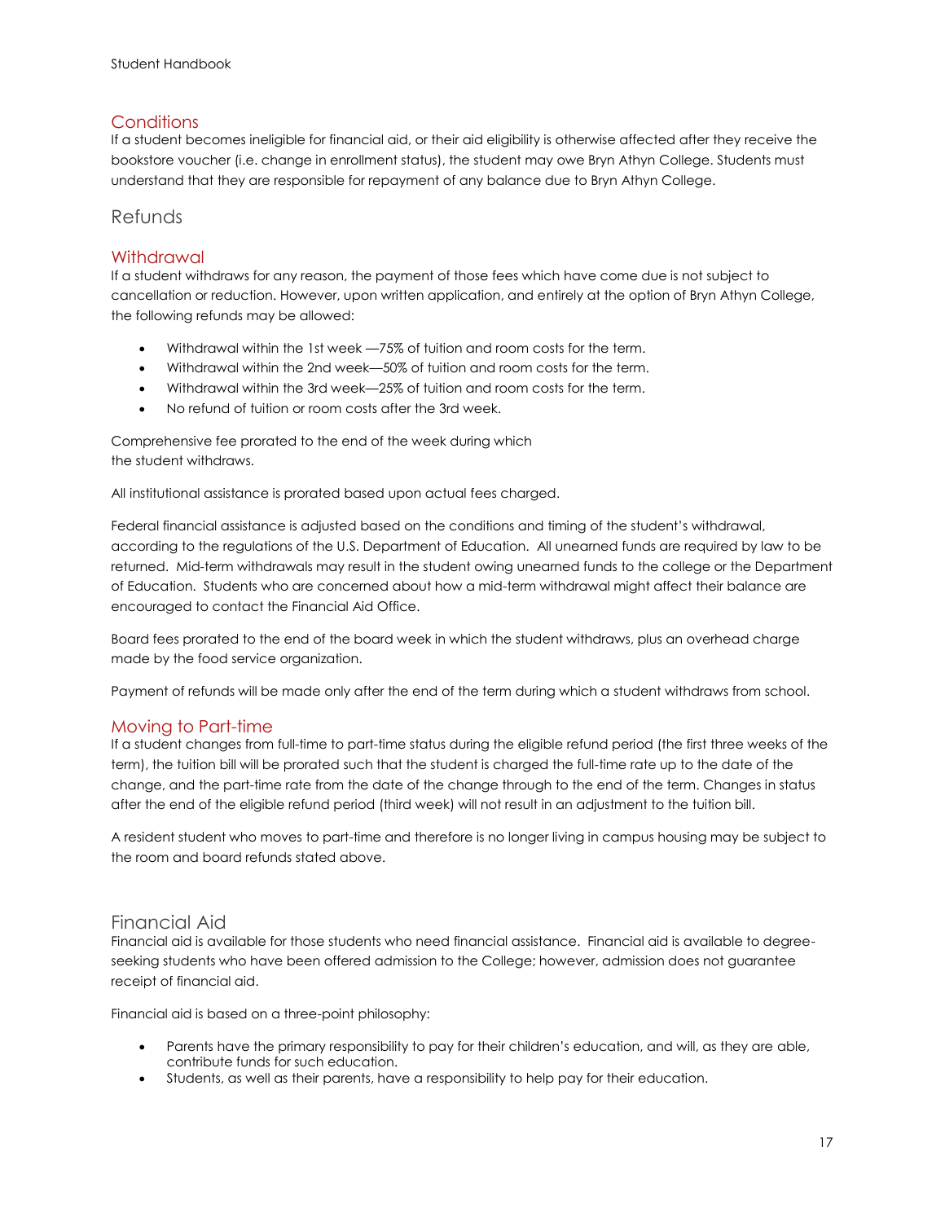### Conditions

If a student becomes ineligible for financial aid, or their aid eligibility is otherwise affected after they receive the bookstore voucher (i.e. change in enrollment status), the student may owe Bryn Athyn College. Students must understand that they are responsible for repayment of any balance due to Bryn Athyn College.

## Refunds

### Withdrawal

If a student withdraws for any reason, the payment of those fees which have come due is not subject to cancellation or reduction. However, upon written application, and entirely at the option of Bryn Athyn College, the following refunds may be allowed:

- Withdrawal within the 1st week —75% of tuition and room costs for the term.
- Withdrawal within the 2nd week—50% of tuition and room costs for the term.
- Withdrawal within the 3rd week—25% of tuition and room costs for the term.
- No refund of tuition or room costs after the 3rd week.

Comprehensive fee prorated to the end of the week during which the student withdraws.

All institutional assistance is prorated based upon actual fees charged.

Federal financial assistance is adjusted based on the conditions and timing of the student's withdrawal, according to the regulations of the U.S. Department of Education. All unearned funds are required by law to be returned. Mid-term withdrawals may result in the student owing unearned funds to the college or the Department of Education. Students who are concerned about how a mid-term withdrawal might affect their balance are encouraged to contact the Financial Aid Office.

Board fees prorated to the end of the board week in which the student withdraws, plus an overhead charge made by the food service organization.

Payment of refunds will be made only after the end of the term during which a student withdraws from school.

### Moving to Part-time

If a student changes from full-time to part-time status during the eligible refund period (the first three weeks of the term), the tuition bill will be prorated such that the student is charged the full-time rate up to the date of the change, and the part-time rate from the date of the change through to the end of the term. Changes in status after the end of the eligible refund period (third week) will not result in an adjustment to the tuition bill.

A resident student who moves to part-time and therefore is no longer living in campus housing may be subject to the room and board refunds stated above.

## Financial Aid

Financial aid is available for those students who need financial assistance. Financial aid is available to degree-seeking students who have been offered admission to the College; however, admission does not guarantee receipt of financial aid.

Financial aid is based on a three-point philosophy:

- Parents have the primary responsibility to pay for their children's education, and will, as they are able, contribute funds for such education.
- Students, as well as their parents, have a responsibility to help pay for their education.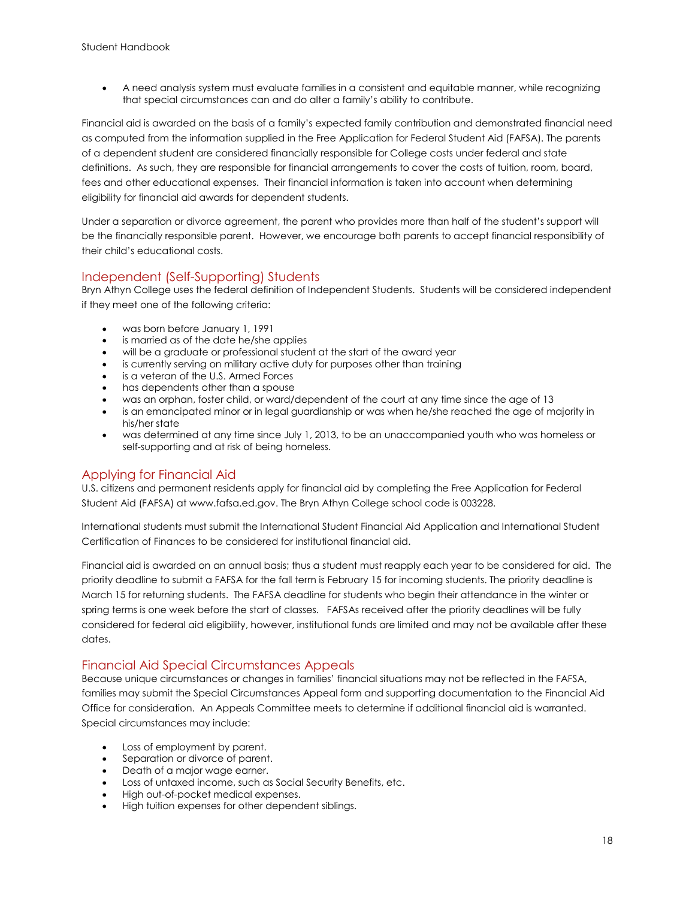- A need analysis system must evaluate families in a consistent and equitable manner, while recognizing that special circumstances can and do alter a family's ability to contribute.

Financial aid is awarded on the basis of a family's expected family contribution and demonstrated financial need as computed from the information supplied in the Free Application for Federal Student Aid (FAFSA). The parents of a dependent student are considered financially responsible for College costs under federal and state definitions. As such, they are responsible for financial arrangements to cover the costs of tuition, room, board, fees and other educational expenses. Their financial information is taken into account when determining eligibility for financial aid awards for dependent students.

Under a separation or divorce agreement, the parent who provides more than half of the student's support will be the financially responsible parent. However, we encourage both parents to accept financial responsibility of their child's educational costs.

## Independent (Self-Supporting) Students

Bryn Athyn College uses the federal definition of Independent Students. Students will be considered independent if they meet one of the following criteria:

- was born before January 1, 1991
- is married as of the date he/she applies
- will be a graduate or professional student at the start of the award year
- is currently serving on military active duty for purposes other than training
- is a veteran of the U.S. Armed Forces
- has dependents other than a spouse
- was an orphan, foster child, or ward/dependent of the court at any time since the age of 13
- is an emancipated minor or in legal guardianship or was when he/she reached the age of majority in his/her state
- was determined at any time since July 1, 2013, to be an unaccompanied youth who was homeless or self-supporting and at risk of being homeless.

## Applying for Financial Aid

U.S. citizens and permanent residents apply for financial aid by completing the Free Application for Federal Student Aid (FAFSA) at www.fafsa.ed.gov. The Bryn Athyn College school code is 003228.

International students must submit the International Student Financial Aid Application and International Student Certification of Finances to be considered for institutional financial aid.

Financial aid is awarded on an annual basis; thus a student must reapply each year to be considered for aid. The priority deadline to submit a FAFSA for the fall term is February 15 for incoming students. The priority deadline is March 15 for returning students. The FAFSA deadline for students who begin their attendance in the winter or spring terms is one week before the start of classes. FAFSAs received after the priority deadlines will be fully considered for federal aid eligibility, however, institutional funds are limited and may not be available after these dates.

## Financial Aid Special Circumstances Appeals

Because unique circumstances or changes in families' financial situations may not be reflected in the FAFSA, families may submit the Special Circumstances Appeal form and supporting documentation to the Financial Aid Office for consideration. An Appeals Committee meets to determine if additional financial aid is warranted. Special circumstances may include:

- Loss of employment by parent.
- Separation or divorce of parent.
- Death of a major wage earner.
- Loss of untaxed income, such as Social Security Benefits, etc.
- High out-of-pocket medical expenses.
- High tuition expenses for other dependent siblings.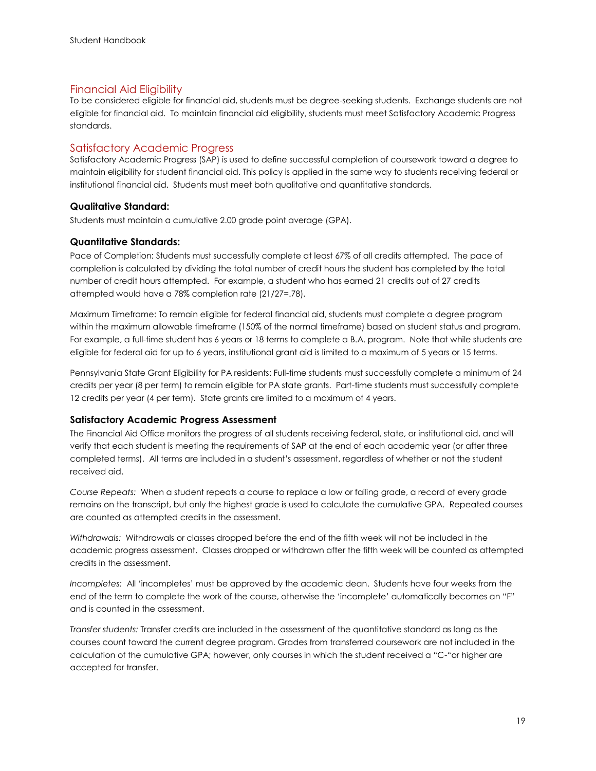## Financial Aid Eligibility

To be considered eligible for financial aid, students must be degree-seeking students. Exchange students are not eligible for financial aid. To maintain financial aid eligibility, students must meet Satisfactory Academic Progress standards.

## Satisfactory Academic Progress

Satisfactory Academic Progress (SAP) is used to define successful completion of coursework toward a degree to maintain eligibility for student financial aid. This policy is applied in the same way to students receiving federal or institutional financial aid. Students must meet both qualitative and quantitative standards.

### Qualitative Standard:

Students must maintain a cumulative 2.00 grade point average (GPA).

### Quantitative Standards:

Pace of Completion: Students must successfully complete at least 67% of all credits attempted. The pace of completion is calculated by dividing the total number of credit hours the student has completed by the total number of credit hours attempted. For example, a student who has earned 21 credits out of 27 credits attempted would have a 78% completion rate (21/27=.78).

Maximum Timeframe: To remain eligible for federal financial aid, students must complete a degree program within the maximum allowable timeframe (150% of the normal timeframe) based on student status and program. For example, a full-time student has 6 years or 18 terms to complete a B.A. program. Note that while students are eligible for federal aid for up to 6 years, institutional grant aid is limited to a maximum of 5 years or 15 terms.

Pennsylvania State Grant Eligibility for PA residents: Full-time students must successfully complete a minimum of 24 credits per year (8 per term) to remain eligible for PA state grants. Part-time students must successfully complete 12 credits per year (4 per term). State grants are limited to a maximum of 4 years.

### Satisfactory Academic Progress Assessment

The Financial Aid Office monitors the progress of all students receiving federal, state, or institutional aid, and will verify that each student is meeting the requirements of SAP at the end of each academic year (or after three completed terms). All terms are included in a student's assessment, regardless of whether or not the student received aid.

*Course Repeats:* When a student repeats a course to replace a low or failing grade, a record of every grade remains on the transcript, but only the highest grade is used to calculate the cumulative GPA. Repeated courses are counted as attempted credits in the assessment.

*Withdrawals:* Withdrawals or classes dropped before the end of the fifth week will not be included in the academic progress assessment. Classes dropped or withdrawn after the fifth week will be counted as attempted credits in the assessment.

*Incompletes:* All 'incompletes' must be approved by the academic dean. Students have four weeks from the end of the term to complete the work of the course, otherwise the 'incomplete' automatically becomes an "F" and is counted in the assessment.

*Transfer students:* Transfer credits are included in the assessment of the quantitative standard as long as the courses count toward the current degree program. Grades from transferred coursework are not included in the calculation of the cumulative GPA; however, only courses in which the student received a "C-"or higher are accepted for transfer.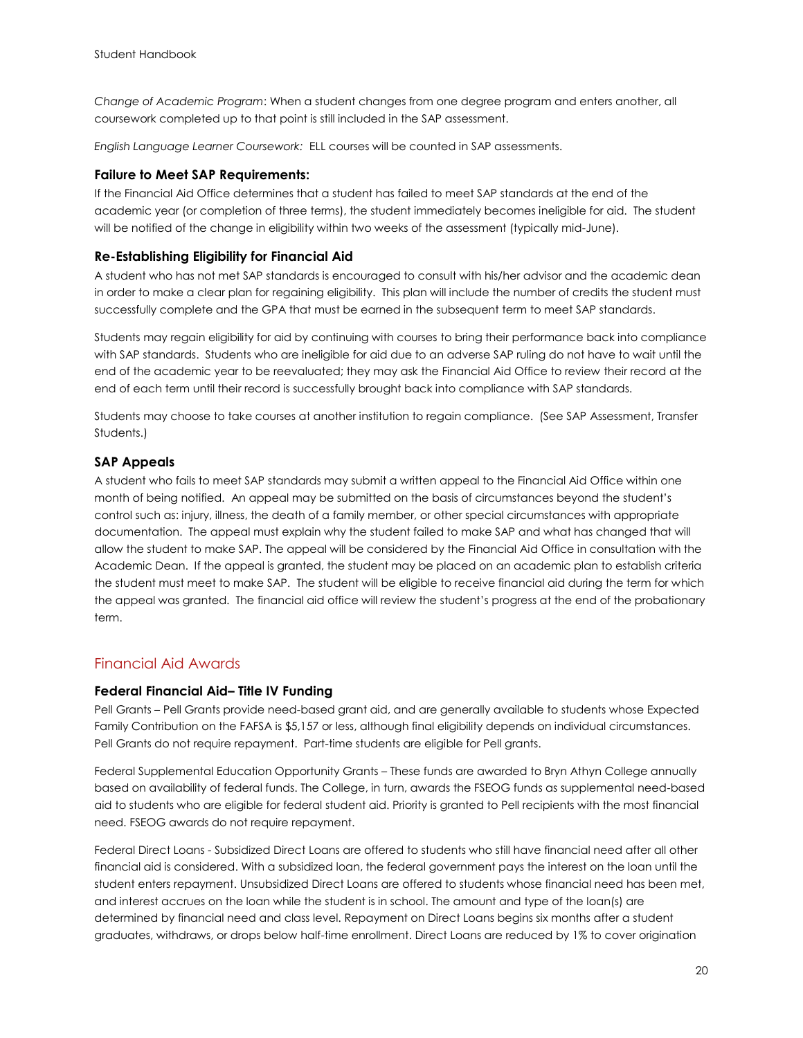*Change of Academic Program*: When a student changes from one degree program and enters another, all coursework completed up to that point is still included in the SAP assessment.

*English Language Learner Coursework:* ELL courses will be counted in SAP assessments.

### Failure to Meet SAP Requirements:

If the Financial Aid Office determines that a student has failed to meet SAP standards at the end of the academic year (or completion of three terms), the student immediately becomes ineligible for aid. The student will be notified of the change in eligibility within two weeks of the assessment (typically mid-June).

### Re-Establishing Eligibility for Financial Aid

A student who has not met SAP standards is encouraged to consult with his/her advisor and the academic dean in order to make a clear plan for regaining eligibility. This plan will include the number of credits the student must successfully complete and the GPA that must be earned in the subsequent term to meet SAP standards.

Students may regain eligibility for aid by continuing with courses to bring their performance back into compliance with SAP standards. Students who are ineligible for aid due to an adverse SAP ruling do not have to wait until the end of the academic year to be reevaluated; they may ask the Financial Aid Office to review their record at the end of each term until their record is successfully brought back into compliance with SAP standards.

Students may choose to take courses at another institution to regain compliance. (See SAP Assessment, Transfer Students.)

### SAP Appeals

A student who fails to meet SAP standards may submit a written appeal to the Financial Aid Office within one month of being notified. An appeal may be submitted on the basis of circumstances beyond the student's control such as: injury, illness, the death of a family member, or other special circumstances with appropriate documentation. The appeal must explain why the student failed to make SAP and what has changed that will allow the student to make SAP. The appeal will be considered by the Financial Aid Office in consultation with the Academic Dean. If the appeal is granted, the student may be placed on an academic plan to establish criteria the student must meet to make SAP. The student will be eligible to receive financial aid during the term for which the appeal was granted. The financial aid office will review the student's progress at the end of the probationary term.

## Financial Aid Awards

### Federal Financial Aid– Title IV Funding

Pell Grants – Pell Grants provide need-based grant aid, and are generally available to students whose Expected Family Contribution on the FAFSA is $5,157 or less, although final eligibility depends on individual circumstances. Pell Grants do not require repayment. Part-time students are eligible for Pell grants.

Federal Supplemental Education Opportunity Grants – These funds are awarded to Bryn Athyn College annually based on availability of federal funds. The College, in turn, awards the FSEOG funds as supplemental need-based aid to students who are eligible for federal student aid. Priority is granted to Pell recipients with the most financial need. FSEOG awards do not require repayment.

Federal Direct Loans - Subsidized Direct Loans are offered to students who still have financial need after all other financial aid is considered. With a subsidized loan, the federal government pays the interest on the loan until the student enters repayment. Unsubsidized Direct Loans are offered to students whose financial need has been met, and interest accrues on the loan while the student is in school. The amount and type of the loan(s) are determined by financial need and class level. Repayment on Direct Loans begins six months after a student graduates, withdraws, or drops below half-time enrollment. Direct Loans are reduced by 1% to cover origination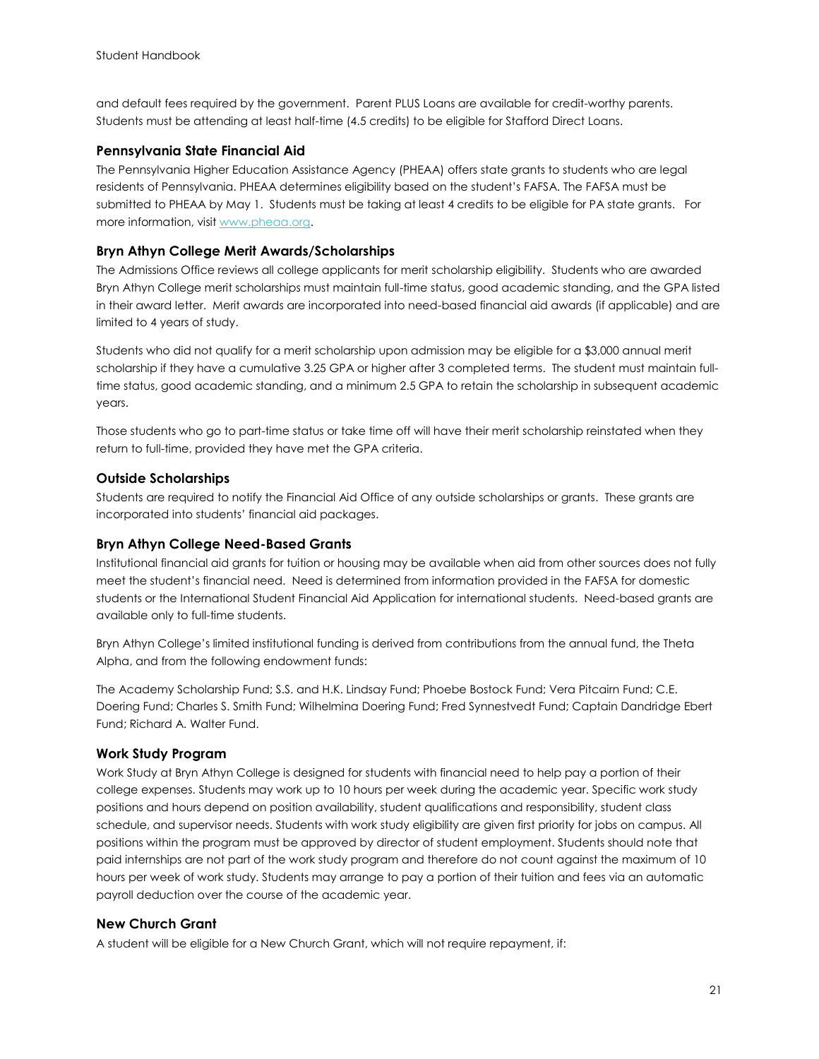and default fees required by the government. Parent PLUS Loans are available for credit-worthy parents. Students must be attending at least half-time (4.5 credits) to be eligible for Stafford Direct Loans.

### Pennsylvania State Financial Aid

The Pennsylvania Higher Education Assistance Agency (PHEAA) offers state grants to students who are legal residents of Pennsylvania. PHEAA determines eligibility based on the student's FAFSA. The FAFSA must be submitted to PHEAA by May 1. Students must be taking at least 4 credits to be eligible for PA state grants. For more information, visit [www.pheaa.org](http://www.pheaa.org).

### Bryn Athyn College Merit Awards/Scholarships

The Admissions Office reviews all college applicants for merit scholarship eligibility. Students who are awarded Bryn Athyn College merit scholarships must maintain full-time status, good academic standing, and the GPA listed in their award letter. Merit awards are incorporated into need-based financial aid awards (if applicable) and are limited to 4 years of study.

Students who did not qualify for a merit scholarship upon admission may be eligible for a $3,000 annual merit scholarship if they have a cumulative 3.25 GPA or higher after 3 completed terms. The student must maintain full-time status, good academic standing, and a minimum 2.5 GPA to retain the scholarship in subsequent academic years.

Those students who go to part-time status or take time off will have their merit scholarship reinstated when they return to full-time, provided they have met the GPA criteria.

### Outside Scholarships

Students are required to notify the Financial Aid Office of any outside scholarships or grants. These grants are incorporated into students' financial aid packages.

### Bryn Athyn College Need-Based Grants

Institutional financial aid grants for tuition or housing may be available when aid from other sources does not fully meet the student's financial need. Need is determined from information provided in the FAFSA for domestic students or the International Student Financial Aid Application for international students. Need-based grants are available only to full-time students.

Bryn Athyn College's limited institutional funding is derived from contributions from the annual fund, the Theta Alpha, and from the following endowment funds:

The Academy Scholarship Fund; S.S. and H.K. Lindsay Fund; Phoebe Bostock Fund; Vera Pitcairn Fund; C.E. Doering Fund; Charles S. Smith Fund; Wilhelmina Doering Fund; Fred Synnestvedt Fund; Captain Dandridge Ebert Fund; Richard A. Walter Fund.

### Work Study Program

Work Study at Bryn Athyn College is designed for students with financial need to help pay a portion of their college expenses. Students may work up to 10 hours per week during the academic year. Specific work study positions and hours depend on position availability, student qualifications and responsibility, student class schedule, and supervisor needs. Students with work study eligibility are given first priority for jobs on campus. All positions within the program must be approved by director of student employment. Students should note that paid internships are not part of the work study program and therefore do not count against the maximum of 10 hours per week of work study. Students may arrange to pay a portion of their tuition and fees via an automatic payroll deduction over the course of the academic year.

### New Church Grant

A student will be eligible for a New Church Grant, which will not require repayment, if: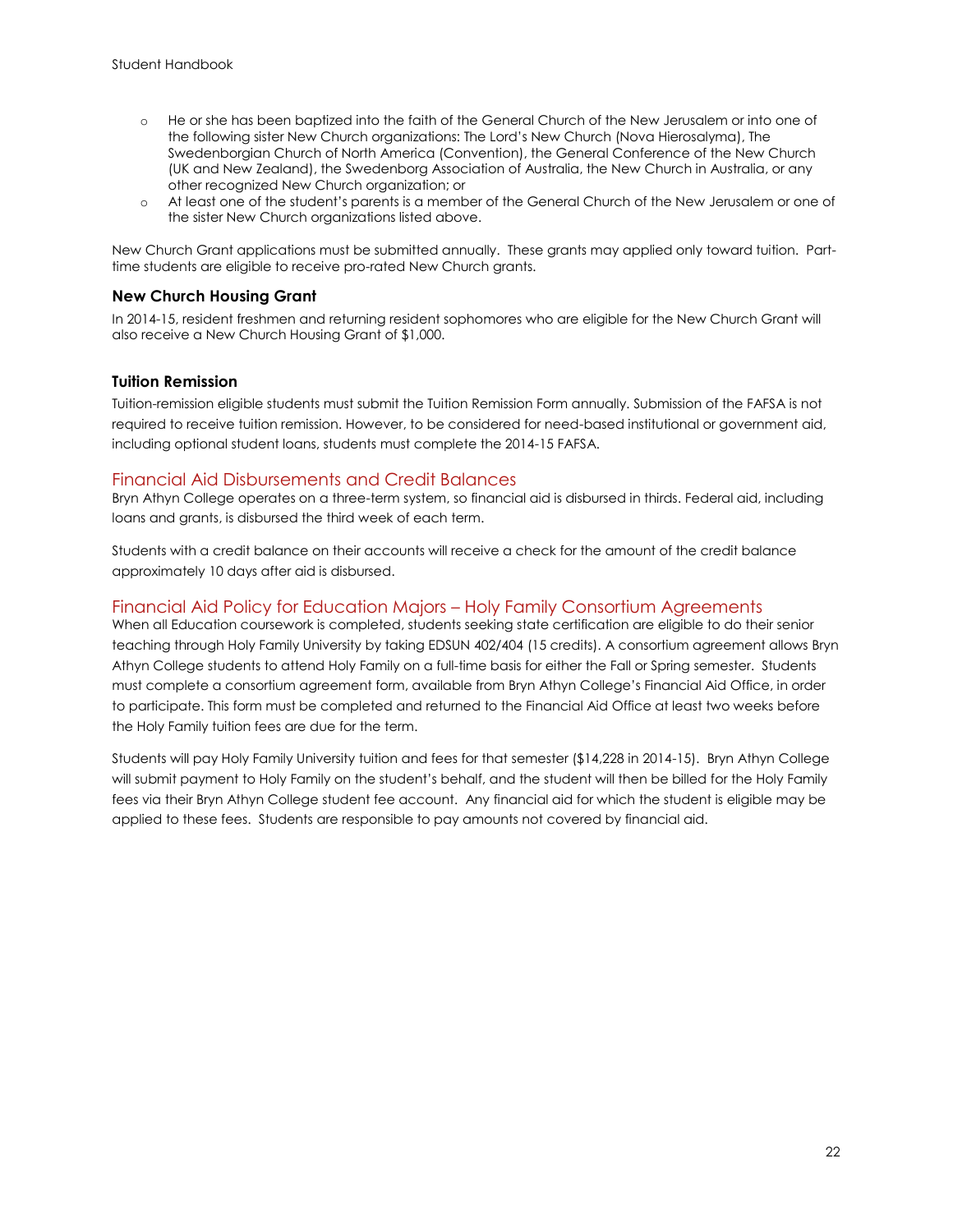- He or she has been baptized into the faith of the General Church of the New Jerusalem or into one of the following sister New Church organizations: The Lord's New Church (Nova Hierosalyma), The Swedenborgian Church of North America (Convention), the General Conference of the New Church (UK and New Zealand), the Swedenborg Association of Australia, the New Church in Australia, or any other recognized New Church organization; or
- At least one of the student's parents is a member of the General Church of the New Jerusalem or one of the sister New Church organizations listed above.

New Church Grant applications must be submitted annually. These grants may applied only toward tuition. Part-time students are eligible to receive pro-rated New Church grants.

### New Church Housing Grant

In 2014-15, resident freshmen and returning resident sophomores who are eligible for the New Church Grant will also receive a New Church Housing Grant of $1,000.

### Tuition Remission

Tuition-remission eligible students must submit the Tuition Remission Form annually. Submission of the FAFSA is not required to receive tuition remission. However, to be considered for need-based institutional or government aid, including optional student loans, students must complete the 2014-15 FAFSA.

## Financial Aid Disbursements and Credit Balances

Bryn Athyn College operates on a three-term system, so financial aid is disbursed in thirds. Federal aid, including loans and grants, is disbursed the third week of each term.

Students with a credit balance on their accounts will receive a check for the amount of the credit balance approximately 10 days after aid is disbursed.

## Financial Aid Policy for Education Majors – Holy Family Consortium Agreements

When all Education coursework is completed, students seeking state certification are eligible to do their senior teaching through Holy Family University by taking EDSUN 402/404 (15 credits). A consortium agreement allows Bryn Athyn College students to attend Holy Family on a full-time basis for either the Fall or Spring semester. Students must complete a consortium agreement form, available from Bryn Athyn College's Financial Aid Office, in order to participate. This form must be completed and returned to the Financial Aid Office at least two weeks before the Holy Family tuition fees are due for the term.

Students will pay Holy Family University tuition and fees for that semester ($14,228 in 2014-15). Bryn Athyn College will submit payment to Holy Family on the student's behalf, and the student will then be billed for the Holy Family fees via their Bryn Athyn College student fee account. Any financial aid for which the student is eligible may be applied to these fees. Students are responsible to pay amounts not covered by financial aid.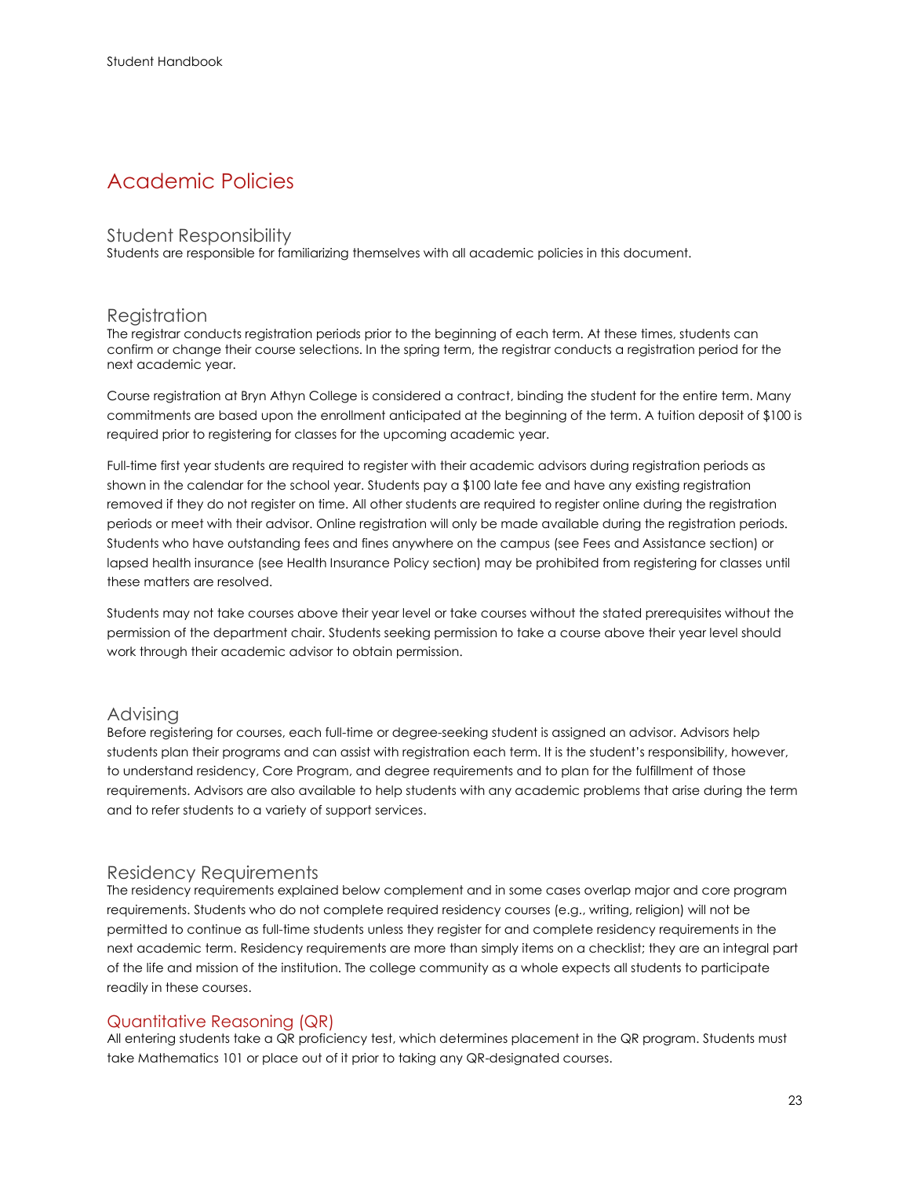# Academic Policies

## Student Responsibility

Students are responsible for familiarizing themselves with all academic policies in this document.

## Registration

The registrar conducts registration periods prior to the beginning of each term. At these times, students can confirm or change their course selections. In the spring term, the registrar conducts a registration period for the next academic year.

Course registration at Bryn Athyn College is considered a contract, binding the student for the entire term. Many commitments are based upon the enrollment anticipated at the beginning of the term. A tuition deposit of $100 is required prior to registering for classes for the upcoming academic year.

Full-time first year students are required to register with their academic advisors during registration periods as shown in the calendar for the school year. Students pay a $100 late fee and have any existing registration removed if they do not register on time. All other students are required to register online during the registration periods or meet with their advisor. Online registration will only be made available during the registration periods. Students who have outstanding fees and fines anywhere on the campus (see Fees and Assistance section) or lapsed health insurance (see Health Insurance Policy section) may be prohibited from registering for classes until these matters are resolved.

Students may not take courses above their year level or take courses without the stated prerequisites without the permission of the department chair. Students seeking permission to take a course above their year level should work through their academic advisor to obtain permission.

## Advising

Before registering for courses, each full-time or degree-seeking student is assigned an advisor. Advisors help students plan their programs and can assist with registration each term. It is the student's responsibility, however, to understand residency, Core Program, and degree requirements and to plan for the fulfillment of those requirements. Advisors are also available to help students with any academic problems that arise during the term and to refer students to a variety of support services.

## Residency Requirements

The residency requirements explained below complement and in some cases overlap major and core program requirements. Students who do not complete required residency courses (e.g., writing, religion) will not be permitted to continue as full-time students unless they register for and complete residency requirements in the next academic term. Residency requirements are more than simply items on a checklist; they are an integral part of the life and mission of the institution. The college community as a whole expects all students to participate readily in these courses.

### Quantitative Reasoning (QR)

All entering students take a QR proficiency test, which determines placement in the QR program. Students must take Mathematics 101 or place out of it prior to taking any QR-designated courses.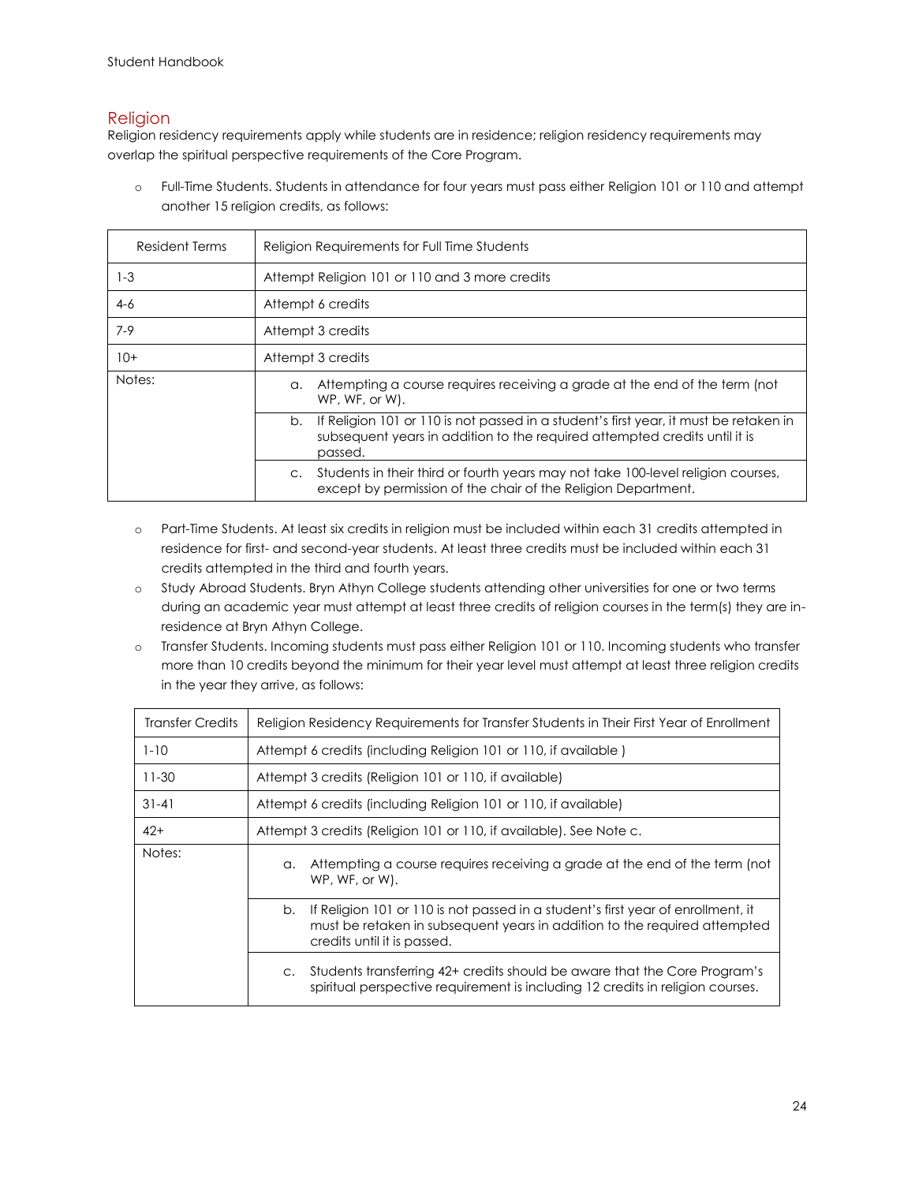## Religion

Religion residency requirements apply while students are in residence; religion residency requirements may overlap the spiritual perspective requirements of the Core Program.

- Full-Time Students. Students in attendance for four years must pass either Religion 101 or 110 and attempt another 15 religion credits, as follows:

| Resident Terms | Religion Requirements for Full Time Students |
|---|---|
| 1-3 | Attempt Religion 101 or 110 and 3 more credits |
| 4-6 | Attempt 6 credits |
| 7-9 | Attempt 3 credits |
| 10+ | Attempt 3 credits |
| Notes: | a. Attempting a course requires receiving a grade at the end of the term (not WP, WF, or W). |
| | b. If Religion 101 or 110 is not passed in a student's first year, it must be retaken in subsequent years in addition to the required attempted credits until it is passed. |
| | c. Students in their third or fourth years may not take 100-level religion courses, except by permission of the chair of the Religion Department. |

- Part-Time Students. At least six credits in religion must be included within each 31 credits attempted in residence for first- and second-year students. At least three credits must be included within each 31 credits attempted in the third and fourth years.
- Study Abroad Students. Bryn Athyn College students attending other universities for one or two terms during an academic year must attempt at least three credits of religion courses in the term(s) they are in-residence at Bryn Athyn College.
- Transfer Students. Incoming students must pass either Religion 101 or 110. Incoming students who transfer more than 10 credits beyond the minimum for their year level must attempt at least three religion credits in the year they arrive, as follows:

| Transfer Credits | Religion Residency Requirements for Transfer Students in Their First Year of Enrollment |
|---|---|
| 1-10 | Attempt 6 credits (including Religion 101 or 110, if available ) |
| 11-30 | Attempt 3 credits (Religion 101 or 110, if available) |
| 31-41 | Attempt 6 credits (including Religion 101 or 110, if available) |
| 42+ | Attempt 3 credits (Religion 101 or 110, if available). See Note c. |
| Notes: | a. Attempting a course requires receiving a grade at the end of the term (not WP, WF, or W). |
| | b. If Religion 101 or 110 is not passed in a student's first year of enrollment, it must be retaken in subsequent years in addition to the required attempted credits until it is passed. |
| | c. Students transferring 42+ credits should be aware that the Core Program's spiritual perspective requirement is including 12 credits in religion courses. |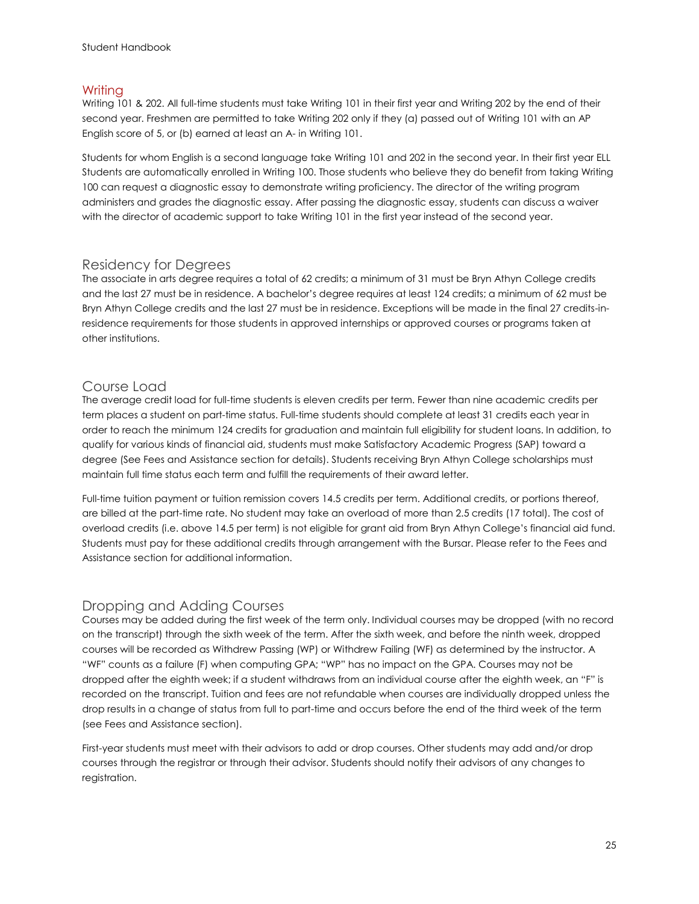## Writing

Writing 101 & 202. All full-time students must take Writing 101 in their first year and Writing 202 by the end of their second year. Freshmen are permitted to take Writing 202 only if they (a) passed out of Writing 101 with an AP English score of 5, or (b) earned at least an A- in Writing 101.

Students for whom English is a second language take Writing 101 and 202 in the second year. In their first year ELL Students are automatically enrolled in Writing 100. Those students who believe they do benefit from taking Writing 100 can request a diagnostic essay to demonstrate writing proficiency. The director of the writing program administers and grades the diagnostic essay. After passing the diagnostic essay, students can discuss a waiver with the director of academic support to take Writing 101 in the first year instead of the second year.

## Residency for Degrees

The associate in arts degree requires a total of 62 credits; a minimum of 31 must be Bryn Athyn College credits and the last 27 must be in residence. A bachelor's degree requires at least 124 credits; a minimum of 62 must be Bryn Athyn College credits and the last 27 must be in residence. Exceptions will be made in the final 27 credits-in-residence requirements for those students in approved internships or approved courses or programs taken at other institutions.

## Course Load

The average credit load for full-time students is eleven credits per term. Fewer than nine academic credits per term places a student on part-time status. Full-time students should complete at least 31 credits each year in order to reach the minimum 124 credits for graduation and maintain full eligibility for student loans. In addition, to qualify for various kinds of financial aid, students must make Satisfactory Academic Progress (SAP) toward a degree (See Fees and Assistance section for details). Students receiving Bryn Athyn College scholarships must maintain full time status each term and fulfill the requirements of their award letter.

Full-time tuition payment or tuition remission covers 14.5 credits per term. Additional credits, or portions thereof, are billed at the part-time rate. No student may take an overload of more than 2.5 credits (17 total). The cost of overload credits (i.e. above 14.5 per term) is not eligible for grant aid from Bryn Athyn College's financial aid fund. Students must pay for these additional credits through arrangement with the Bursar. Please refer to the Fees and Assistance section for additional information.

## Dropping and Adding Courses

Courses may be added during the first week of the term only. Individual courses may be dropped (with no record on the transcript) through the sixth week of the term. After the sixth week, and before the ninth week, dropped courses will be recorded as Withdrew Passing (WP) or Withdrew Failing (WF) as determined by the instructor. A "WF" counts as a failure (F) when computing GPA; "WP" has no impact on the GPA. Courses may not be dropped after the eighth week; if a student withdraws from an individual course after the eighth week, an "F" is recorded on the transcript. Tuition and fees are not refundable when courses are individually dropped unless the drop results in a change of status from full to part-time and occurs before the end of the third week of the term (see Fees and Assistance section).

First-year students must meet with their advisors to add or drop courses. Other students may add and/or drop courses through the registrar or through their advisor. Students should notify their advisors of any changes to registration.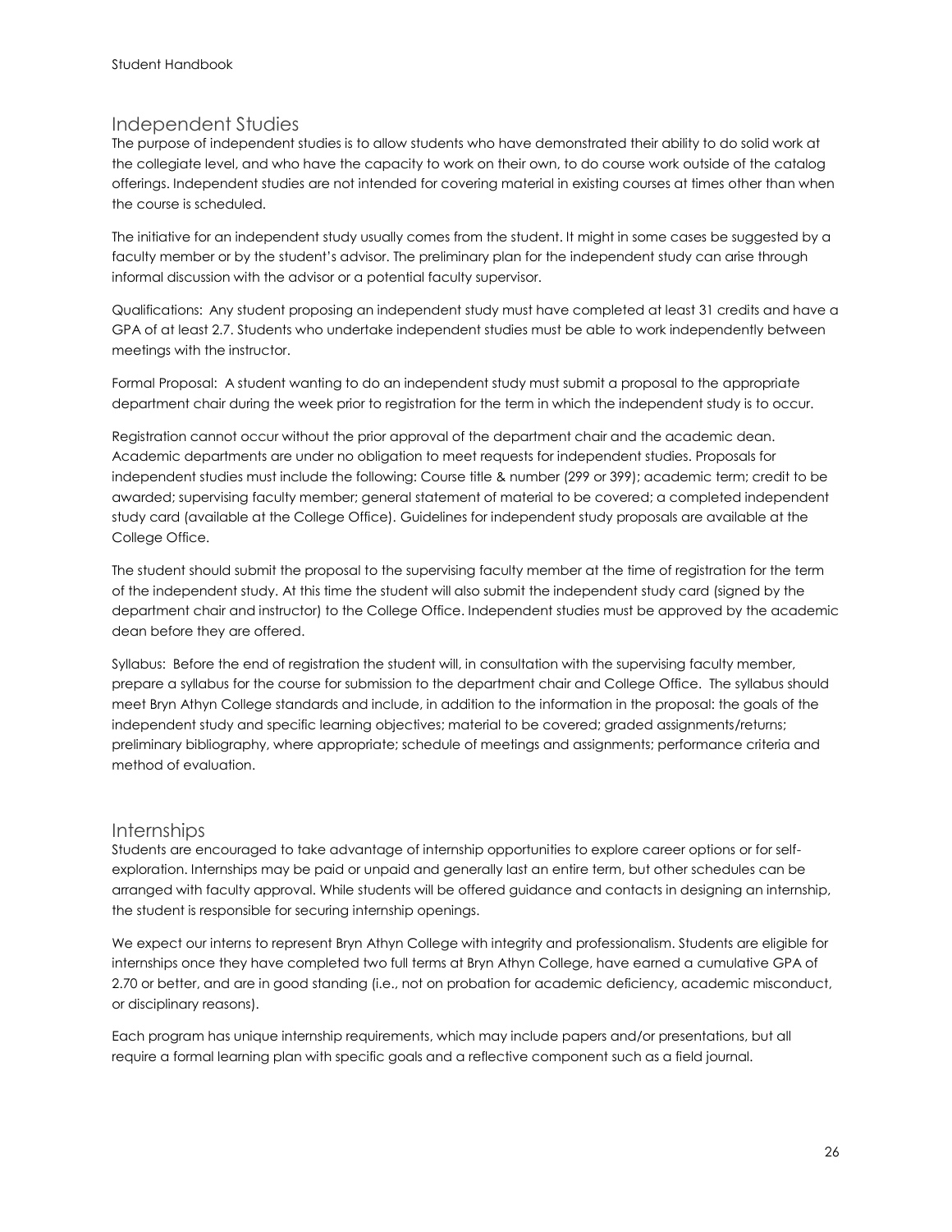## Independent Studies

The purpose of independent studies is to allow students who have demonstrated their ability to do solid work at the collegiate level, and who have the capacity to work on their own, to do course work outside of the catalog offerings. Independent studies are not intended for covering material in existing courses at times other than when the course is scheduled.

The initiative for an independent study usually comes from the student. It might in some cases be suggested by a faculty member or by the student's advisor. The preliminary plan for the independent study can arise through informal discussion with the advisor or a potential faculty supervisor.

Qualifications: Any student proposing an independent study must have completed at least 31 credits and have a GPA of at least 2.7. Students who undertake independent studies must be able to work independently between meetings with the instructor.

Formal Proposal: A student wanting to do an independent study must submit a proposal to the appropriate department chair during the week prior to registration for the term in which the independent study is to occur.

Registration cannot occur without the prior approval of the department chair and the academic dean. Academic departments are under no obligation to meet requests for independent studies. Proposals for independent studies must include the following: Course title & number (299 or 399); academic term; credit to be awarded; supervising faculty member; general statement of material to be covered; a completed independent study card (available at the College Office). Guidelines for independent study proposals are available at the College Office.

The student should submit the proposal to the supervising faculty member at the time of registration for the term of the independent study. At this time the student will also submit the independent study card (signed by the department chair and instructor) to the College Office. Independent studies must be approved by the academic dean before they are offered.

Syllabus: Before the end of registration the student will, in consultation with the supervising faculty member, prepare a syllabus for the course for submission to the department chair and College Office. The syllabus should meet Bryn Athyn College standards and include, in addition to the information in the proposal: the goals of the independent study and specific learning objectives; material to be covered; graded assignments/returns; preliminary bibliography, where appropriate; schedule of meetings and assignments; performance criteria and method of evaluation.

## Internships

Students are encouraged to take advantage of internship opportunities to explore career options or for self-exploration. Internships may be paid or unpaid and generally last an entire term, but other schedules can be arranged with faculty approval. While students will be offered guidance and contacts in designing an internship, the student is responsible for securing internship openings.

We expect our interns to represent Bryn Athyn College with integrity and professionalism. Students are eligible for internships once they have completed two full terms at Bryn Athyn College, have earned a cumulative GPA of 2.70 or better, and are in good standing (i.e., not on probation for academic deficiency, academic misconduct, or disciplinary reasons).

Each program has unique internship requirements, which may include papers and/or presentations, but all require a formal learning plan with specific goals and a reflective component such as a field journal.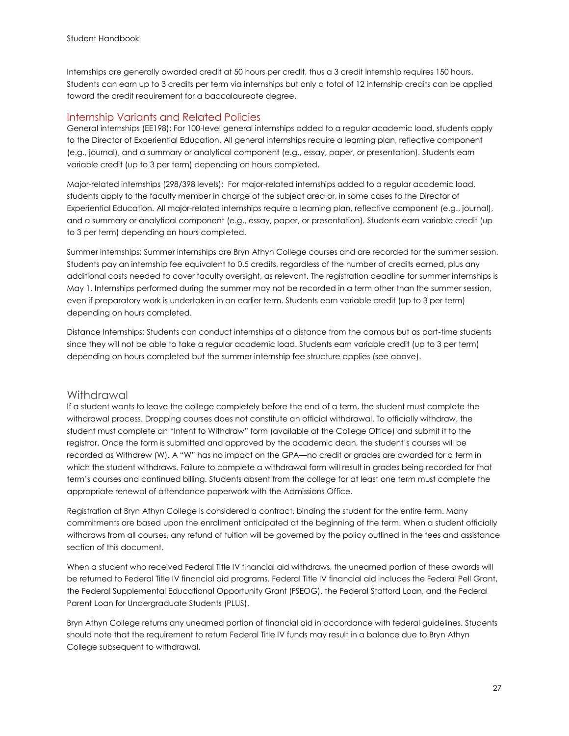Internships are generally awarded credit at 50 hours per credit, thus a 3 credit internship requires 150 hours. Students can earn up to 3 credits per term via internships but only a total of 12 internship credits can be applied toward the credit requirement for a baccalaureate degree.

## Internship Variants and Related Policies

General internships (EE198): For 100-level general internships added to a regular academic load, students apply to the Director of Experiential Education. All general internships require a learning plan, reflective component (e.g., journal), and a summary or analytical component (e.g., essay, paper, or presentation). Students earn variable credit (up to 3 per term) depending on hours completed.

Major-related internships (298/398 levels): For major-related internships added to a regular academic load, students apply to the faculty member in charge of the subject area or, in some cases to the Director of Experiential Education. All major-related internships require a learning plan, reflective component (e.g., journal), and a summary or analytical component (e.g., essay, paper, or presentation). Students earn variable credit (up to 3 per term) depending on hours completed.

Summer internships: Summer internships are Bryn Athyn College courses and are recorded for the summer session. Students pay an internship fee equivalent to 0.5 credits, regardless of the number of credits earned, plus any additional costs needed to cover faculty oversight, as relevant. The registration deadline for summer internships is May 1. Internships performed during the summer may not be recorded in a term other than the summer session, even if preparatory work is undertaken in an earlier term. Students earn variable credit (up to 3 per term) depending on hours completed.

Distance Internships: Students can conduct internships at a distance from the campus but as part-time students since they will not be able to take a regular academic load. Students earn variable credit (up to 3 per term) depending on hours completed but the summer internship fee structure applies (see above).

## Withdrawal

If a student wants to leave the college completely before the end of a term, the student must complete the withdrawal process. Dropping courses does not constitute an official withdrawal. To officially withdraw, the student must complete an "Intent to Withdraw" form (available at the College Office) and submit it to the registrar. Once the form is submitted and approved by the academic dean, the student's courses will be recorded as Withdrew (W). A "W" has no impact on the GPA—no credit or grades are awarded for a term in which the student withdraws. Failure to complete a withdrawal form will result in grades being recorded for that term's courses and continued billing. Students absent from the college for at least one term must complete the appropriate renewal of attendance paperwork with the Admissions Office.

Registration at Bryn Athyn College is considered a contract, binding the student for the entire term. Many commitments are based upon the enrollment anticipated at the beginning of the term. When a student officially withdraws from all courses, any refund of tuition will be governed by the policy outlined in the fees and assistance section of this document.

When a student who received Federal Title IV financial aid withdraws, the unearned portion of these awards will be returned to Federal Title IV financial aid programs. Federal Title IV financial aid includes the Federal Pell Grant, the Federal Supplemental Educational Opportunity Grant (FSEOG), the Federal Stafford Loan, and the Federal Parent Loan for Undergraduate Students (PLUS).

Bryn Athyn College returns any unearned portion of financial aid in accordance with federal guidelines. Students should note that the requirement to return Federal Title IV funds may result in a balance due to Bryn Athyn College subsequent to withdrawal.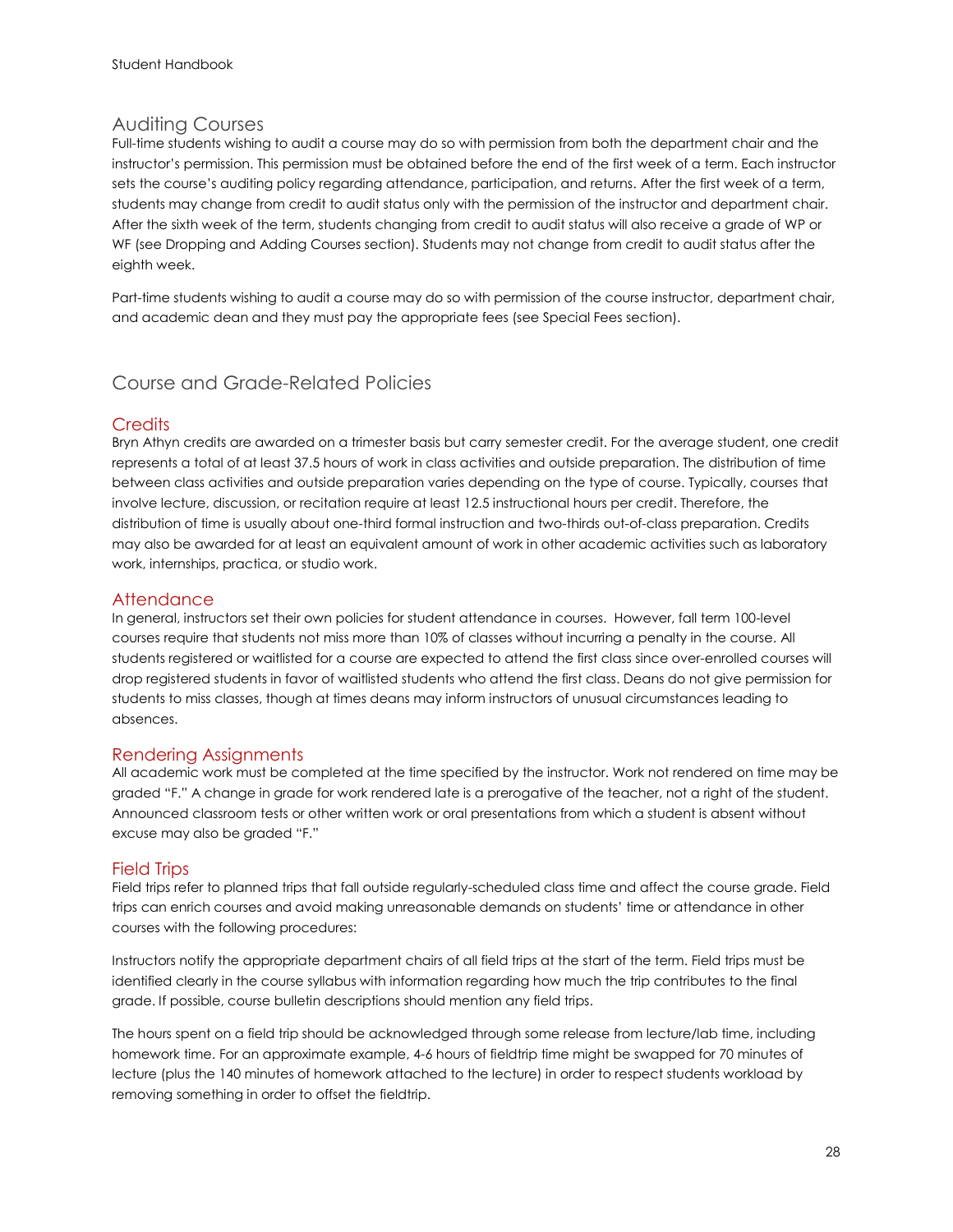## Auditing Courses

Full-time students wishing to audit a course may do so with permission from both the department chair and the instructor's permission. This permission must be obtained before the end of the first week of a term. Each instructor sets the course's auditing policy regarding attendance, participation, and returns. After the first week of a term, students may change from credit to audit status only with the permission of the instructor and department chair. After the sixth week of the term, students changing from credit to audit status will also receive a grade of WP or WF (see Dropping and Adding Courses section). Students may not change from credit to audit status after the eighth week.

Part-time students wishing to audit a course may do so with permission of the course instructor, department chair, and academic dean and they must pay the appropriate fees (see Special Fees section).

## Course and Grade-Related Policies

### Credits

Bryn Athyn credits are awarded on a trimester basis but carry semester credit. For the average student, one credit represents a total of at least 37.5 hours of work in class activities and outside preparation. The distribution of time between class activities and outside preparation varies depending on the type of course. Typically, courses that involve lecture, discussion, or recitation require at least 12.5 instructional hours per credit. Therefore, the distribution of time is usually about one-third formal instruction and two-thirds out-of-class preparation. Credits may also be awarded for at least an equivalent amount of work in other academic activities such as laboratory work, internships, practica, or studio work.

### Attendance

In general, instructors set their own policies for student attendance in courses. However, fall term 100-level courses require that students not miss more than 10% of classes without incurring a penalty in the course. All students registered or waitlisted for a course are expected to attend the first class since over-enrolled courses will drop registered students in favor of waitlisted students who attend the first class. Deans do not give permission for students to miss classes, though at times deans may inform instructors of unusual circumstances leading to absences.

### Rendering Assignments

All academic work must be completed at the time specified by the instructor. Work not rendered on time may be graded "F." A change in grade for work rendered late is a prerogative of the teacher, not a right of the student. Announced classroom tests or other written work or oral presentations from which a student is absent without excuse may also be graded "F."

### Field Trips

Field trips refer to planned trips that fall outside regularly-scheduled class time and affect the course grade. Field trips can enrich courses and avoid making unreasonable demands on students' time or attendance in other courses with the following procedures:

Instructors notify the appropriate department chairs of all field trips at the start of the term. Field trips must be identified clearly in the course syllabus with information regarding how much the trip contributes to the final grade. If possible, course bulletin descriptions should mention any field trips.

The hours spent on a field trip should be acknowledged through some release from lecture/lab time, including homework time. For an approximate example, 4-6 hours of fieldtrip time might be swapped for 70 minutes of lecture (plus the 140 minutes of homework attached to the lecture) in order to respect students workload by removing something in order to offset the fieldtrip.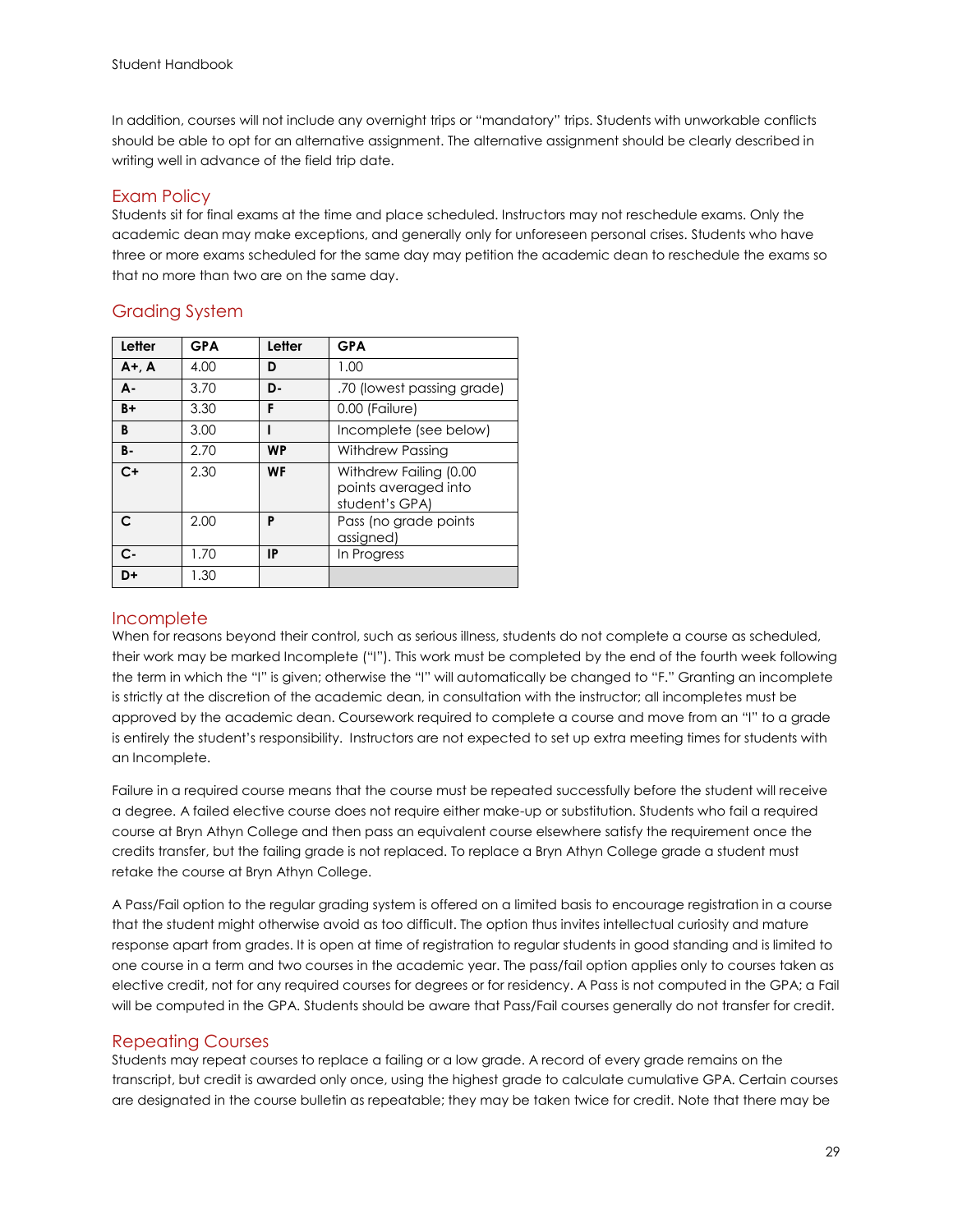In addition, courses will not include any overnight trips or "mandatory" trips. Students with unworkable conflicts should be able to opt for an alternative assignment. The alternative assignment should be clearly described in writing well in advance of the field trip date.

## Exam Policy

Students sit for final exams at the time and place scheduled. Instructors may not reschedule exams. Only the academic dean may make exceptions, and generally only for unforeseen personal crises. Students who have three or more exams scheduled for the same day may petition the academic dean to reschedule the exams so that no more than two are on the same day.

## Grading System

| Letter | GPA | Letter | GPA |
|---|---|---|---|
| **A+, A** | 4.00 | **D** | 1.00 |
| **A-** | 3.70 | **D-** | .70 (lowest passing grade) |
| **B+** | 3.30 | **F** | 0.00 (Failure) |
| **B** | 3.00 | **I** | Incomplete (see below) |
| **B-** | 2.70 | **WP** | Withdrew Passing |
| **C+** | 2.30 | **WF** | Withdrew Failing (0.00 points averaged into student's GPA) |
| **C** | 2.00 | **P** | Pass (no grade points assigned) |
| **C-** | 1.70 | **IP** | In Progress |
| **D+** | 1.30 | | |

## Incomplete

When for reasons beyond their control, such as serious illness, students do not complete a course as scheduled, their work may be marked Incomplete ("I"). This work must be completed by the end of the fourth week following the term in which the "I" is given; otherwise the "I" will automatically be changed to "F." Granting an incomplete is strictly at the discretion of the academic dean, in consultation with the instructor; all incompletes must be approved by the academic dean. Coursework required to complete a course and move from an "I" to a grade is entirely the student's responsibility. Instructors are not expected to set up extra meeting times for students with an Incomplete.

Failure in a required course means that the course must be repeated successfully before the student will receive a degree. A failed elective course does not require either make-up or substitution. Students who fail a required course at Bryn Athyn College and then pass an equivalent course elsewhere satisfy the requirement once the credits transfer, but the failing grade is not replaced. To replace a Bryn Athyn College grade a student must retake the course at Bryn Athyn College.

A Pass/Fail option to the regular grading system is offered on a limited basis to encourage registration in a course that the student might otherwise avoid as too difficult. The option thus invites intellectual curiosity and mature response apart from grades. It is open at time of registration to regular students in good standing and is limited to one course in a term and two courses in the academic year. The pass/fail option applies only to courses taken as elective credit, not for any required courses for degrees or for residency. A Pass is not computed in the GPA; a Fail will be computed in the GPA. Students should be aware that Pass/Fail courses generally do not transfer for credit.

## Repeating Courses

Students may repeat courses to replace a failing or a low grade. A record of every grade remains on the transcript, but credit is awarded only once, using the highest grade to calculate cumulative GPA. Certain courses are designated in the course bulletin as repeatable; they may be taken twice for credit. Note that there may be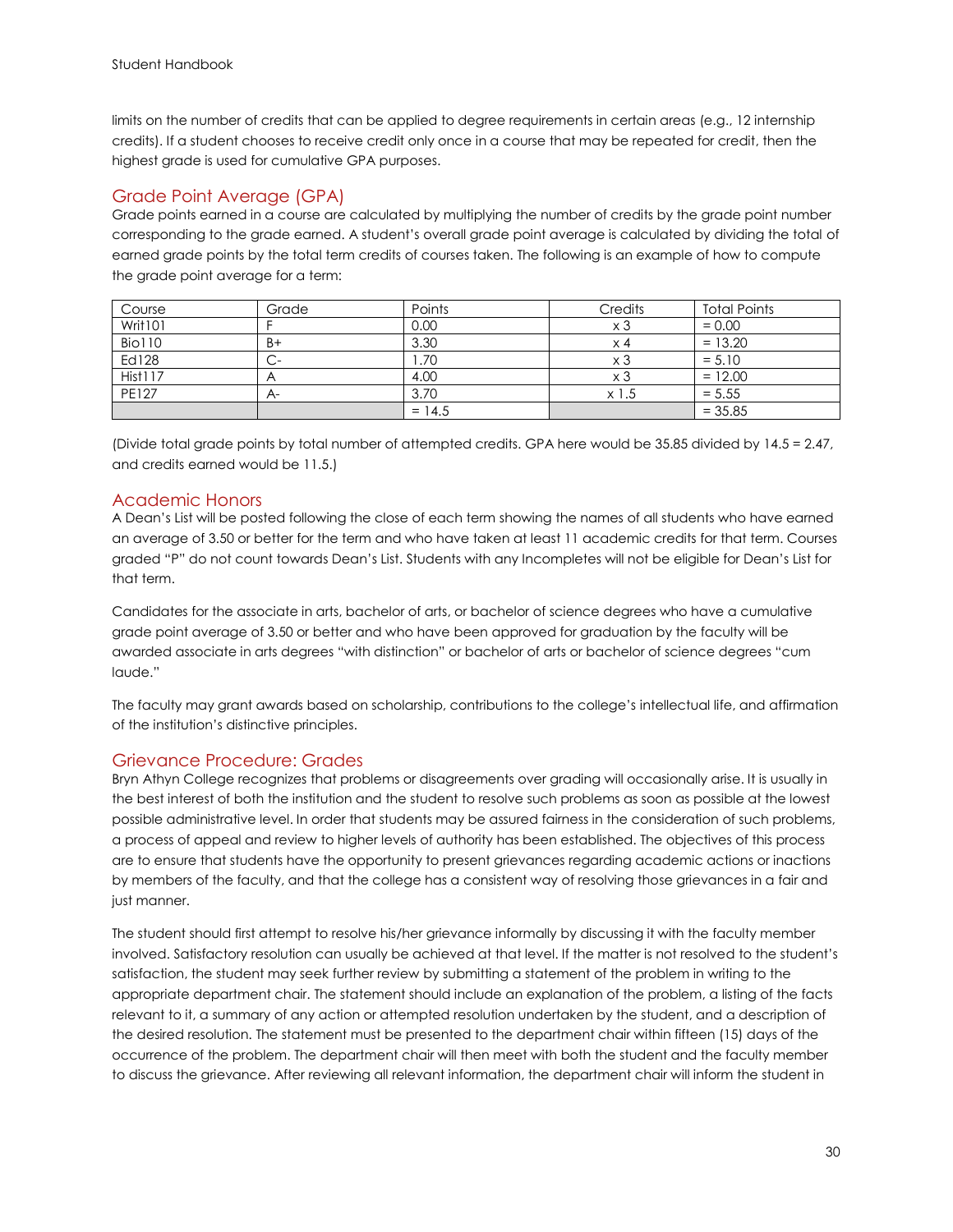limits on the number of credits that can be applied to degree requirements in certain areas (e.g., 12 internship credits). If a student chooses to receive credit only once in a course that may be repeated for credit, then the highest grade is used for cumulative GPA purposes.

## Grade Point Average (GPA)

Grade points earned in a course are calculated by multiplying the number of credits by the grade point number corresponding to the grade earned. A student's overall grade point average is calculated by dividing the total of earned grade points by the total term credits of courses taken. The following is an example of how to compute the grade point average for a term:

| Course | Grade | Points | Credits | Total Points |
|---|---|---|---|---|
| Writ101 | F | 0.00 | x 3 | = 0.00 |
| Bio110 | B+ | 3.30 | x 4 | = 13.20 |
| Ed128 | C- | 1.70 | x 3 | = 5.10 |
| Hist117 | A | 4.00 | x 3 | = 12.00 |
| PE127 | A- | 3.70 | x 1.5 | = 5.55 |
| | | = 14.5 | | = 35.85 |

(Divide total grade points by total number of attempted credits. GPA here would be 35.85 divided by 14.5 = 2.47, and credits earned would be 11.5.)

## Academic Honors

A Dean's List will be posted following the close of each term showing the names of all students who have earned an average of 3.50 or better for the term and who have taken at least 11 academic credits for that term. Courses graded "P" do not count towards Dean's List. Students with any Incompletes will not be eligible for Dean's List for that term.

Candidates for the associate in arts, bachelor of arts, or bachelor of science degrees who have a cumulative grade point average of 3.50 or better and who have been approved for graduation by the faculty will be awarded associate in arts degrees "with distinction" or bachelor of arts or bachelor of science degrees "cum laude."

The faculty may grant awards based on scholarship, contributions to the college's intellectual life, and affirmation of the institution's distinctive principles.

## Grievance Procedure: Grades

Bryn Athyn College recognizes that problems or disagreements over grading will occasionally arise. It is usually in the best interest of both the institution and the student to resolve such problems as soon as possible at the lowest possible administrative level. In order that students may be assured fairness in the consideration of such problems, a process of appeal and review to higher levels of authority has been established. The objectives of this process are to ensure that students have the opportunity to present grievances regarding academic actions or inactions by members of the faculty, and that the college has a consistent way of resolving those grievances in a fair and just manner.

The student should first attempt to resolve his/her grievance informally by discussing it with the faculty member involved. Satisfactory resolution can usually be achieved at that level. If the matter is not resolved to the student's satisfaction, the student may seek further review by submitting a statement of the problem in writing to the appropriate department chair. The statement should include an explanation of the problem, a listing of the facts relevant to it, a summary of any action or attempted resolution undertaken by the student, and a description of the desired resolution. The statement must be presented to the department chair within fifteen (15) days of the occurrence of the problem. The department chair will then meet with both the student and the faculty member to discuss the grievance. After reviewing all relevant information, the department chair will inform the student in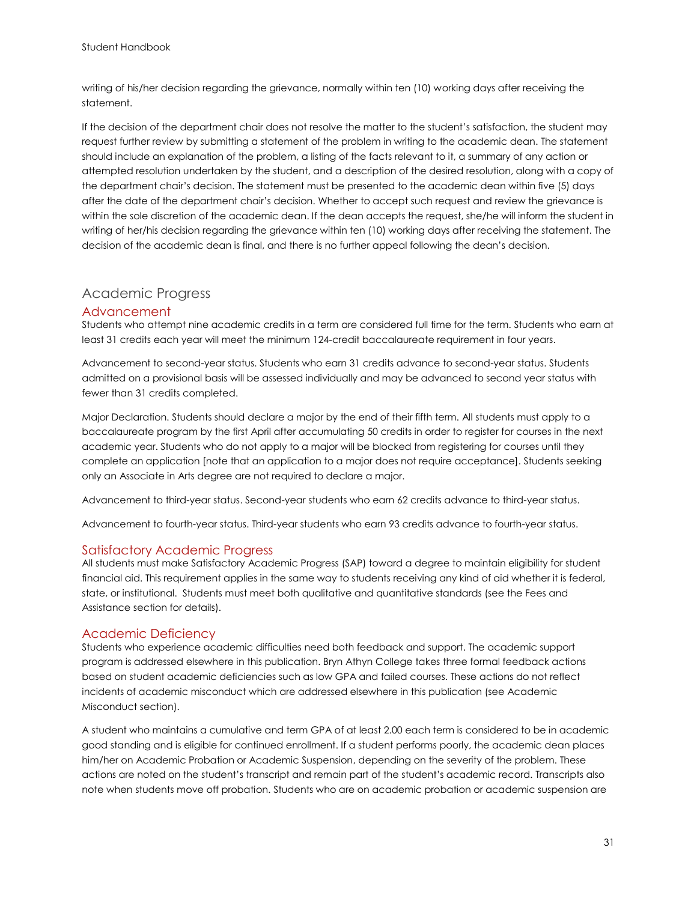writing of his/her decision regarding the grievance, normally within ten (10) working days after receiving the statement.

If the decision of the department chair does not resolve the matter to the student's satisfaction, the student may request further review by submitting a statement of the problem in writing to the academic dean. The statement should include an explanation of the problem, a listing of the facts relevant to it, a summary of any action or attempted resolution undertaken by the student, and a description of the desired resolution, along with a copy of the department chair's decision. The statement must be presented to the academic dean within five (5) days after the date of the department chair's decision. Whether to accept such request and review the grievance is within the sole discretion of the academic dean. If the dean accepts the request, she/he will inform the student in writing of her/his decision regarding the grievance within ten (10) working days after receiving the statement. The decision of the academic dean is final, and there is no further appeal following the dean's decision.

## Academic Progress

### Advancement

Students who attempt nine academic credits in a term are considered full time for the term. Students who earn at least 31 credits each year will meet the minimum 124-credit baccalaureate requirement in four years.

Advancement to second-year status. Students who earn 31 credits advance to second-year status. Students admitted on a provisional basis will be assessed individually and may be advanced to second year status with fewer than 31 credits completed.

Major Declaration. Students should declare a major by the end of their fifth term. All students must apply to a baccalaureate program by the first April after accumulating 50 credits in order to register for courses in the next academic year. Students who do not apply to a major will be blocked from registering for courses until they complete an application [note that an application to a major does not require acceptance]. Students seeking only an Associate in Arts degree are not required to declare a major.

Advancement to third-year status. Second-year students who earn 62 credits advance to third-year status.

Advancement to fourth-year status. Third-year students who earn 93 credits advance to fourth-year status.

### Satisfactory Academic Progress

All students must make Satisfactory Academic Progress (SAP) toward a degree to maintain eligibility for student financial aid. This requirement applies in the same way to students receiving any kind of aid whether it is federal, state, or institutional. Students must meet both qualitative and quantitative standards (see the Fees and Assistance section for details).

### Academic Deficiency

Students who experience academic difficulties need both feedback and support. The academic support program is addressed elsewhere in this publication. Bryn Athyn College takes three formal feedback actions based on student academic deficiencies such as low GPA and failed courses. These actions do not reflect incidents of academic misconduct which are addressed elsewhere in this publication (see Academic Misconduct section).

A student who maintains a cumulative and term GPA of at least 2.00 each term is considered to be in academic good standing and is eligible for continued enrollment. If a student performs poorly, the academic dean places him/her on Academic Probation or Academic Suspension, depending on the severity of the problem. These actions are noted on the student's transcript and remain part of the student's academic record. Transcripts also note when students move off probation. Students who are on academic probation or academic suspension are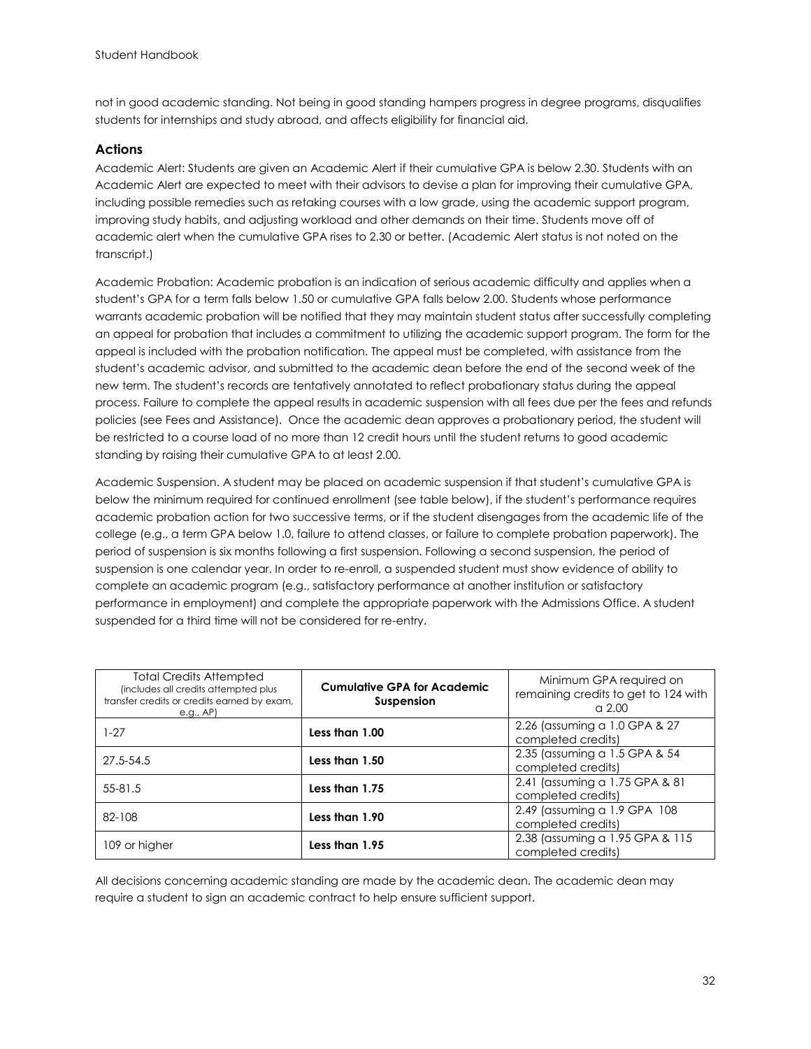not in good academic standing. Not being in good standing hampers progress in degree programs, disqualifies students for internships and study abroad, and affects eligibility for financial aid.

## Actions

Academic Alert: Students are given an Academic Alert if their cumulative GPA is below 2.30. Students with an Academic Alert are expected to meet with their advisors to devise a plan for improving their cumulative GPA, including possible remedies such as retaking courses with a low grade, using the academic support program, improving study habits, and adjusting workload and other demands on their time. Students move off of academic alert when the cumulative GPA rises to 2.30 or better. (Academic Alert status is not noted on the transcript.)

Academic Probation: Academic probation is an indication of serious academic difficulty and applies when a student's GPA for a term falls below 1.50 or cumulative GPA falls below 2.00. Students whose performance warrants academic probation will be notified that they may maintain student status after successfully completing an appeal for probation that includes a commitment to utilizing the academic support program. The form for the appeal is included with the probation notification. The appeal must be completed, with assistance from the student's academic advisor, and submitted to the academic dean before the end of the second week of the new term. The student's records are tentatively annotated to reflect probationary status during the appeal process. Failure to complete the appeal results in academic suspension with all fees due per the fees and refunds policies (see Fees and Assistance). Once the academic dean approves a probationary period, the student will be restricted to a course load of no more than 12 credit hours until the student returns to good academic standing by raising their cumulative GPA to at least 2.00.

Academic Suspension. A student may be placed on academic suspension if that student's cumulative GPA is below the minimum required for continued enrollment (see table below), if the student's performance requires academic probation action for two successive terms, or if the student disengages from the academic life of the college (e.g., a term GPA below 1.0, failure to attend classes, or failure to complete probation paperwork). The period of suspension is six months following a first suspension. Following a second suspension, the period of suspension is one calendar year. In order to re-enroll, a suspended student must show evidence of ability to complete an academic program (e.g., satisfactory performance at another institution or satisfactory performance in employment) and complete the appropriate paperwork with the Admissions Office. A student suspended for a third time will not be considered for re-entry.

| Total Credits Attempted (includes all credits attempted plus transfer credits or credits earned by exam, e.g., AP) | **Cumulative GPA for Academic Suspension** | Minimum GPA required on remaining credits to get to 124 with a 2.00 |
|---|---|---|
| 1-27 | **Less than 1.00** | 2.26 (assuming a 1.0 GPA & 27 completed credits) |
| 27.5-54.5 | **Less than 1.50** | 2.35 (assuming a 1.5 GPA & 54 completed credits) |
| 55-81.5 | **Less than 1.75** | 2.41 (assuming a 1.75 GPA & 81 completed credits) |
| 82-108 | **Less than 1.90** | 2.49 (assuming a 1.9 GPA 108 completed credits) |
| 109 or higher | **Less than 1.95** | 2.38 (assuming a 1.95 GPA & 115 completed credits) |

All decisions concerning academic standing are made by the academic dean. The academic dean may require a student to sign an academic contract to help ensure sufficient support.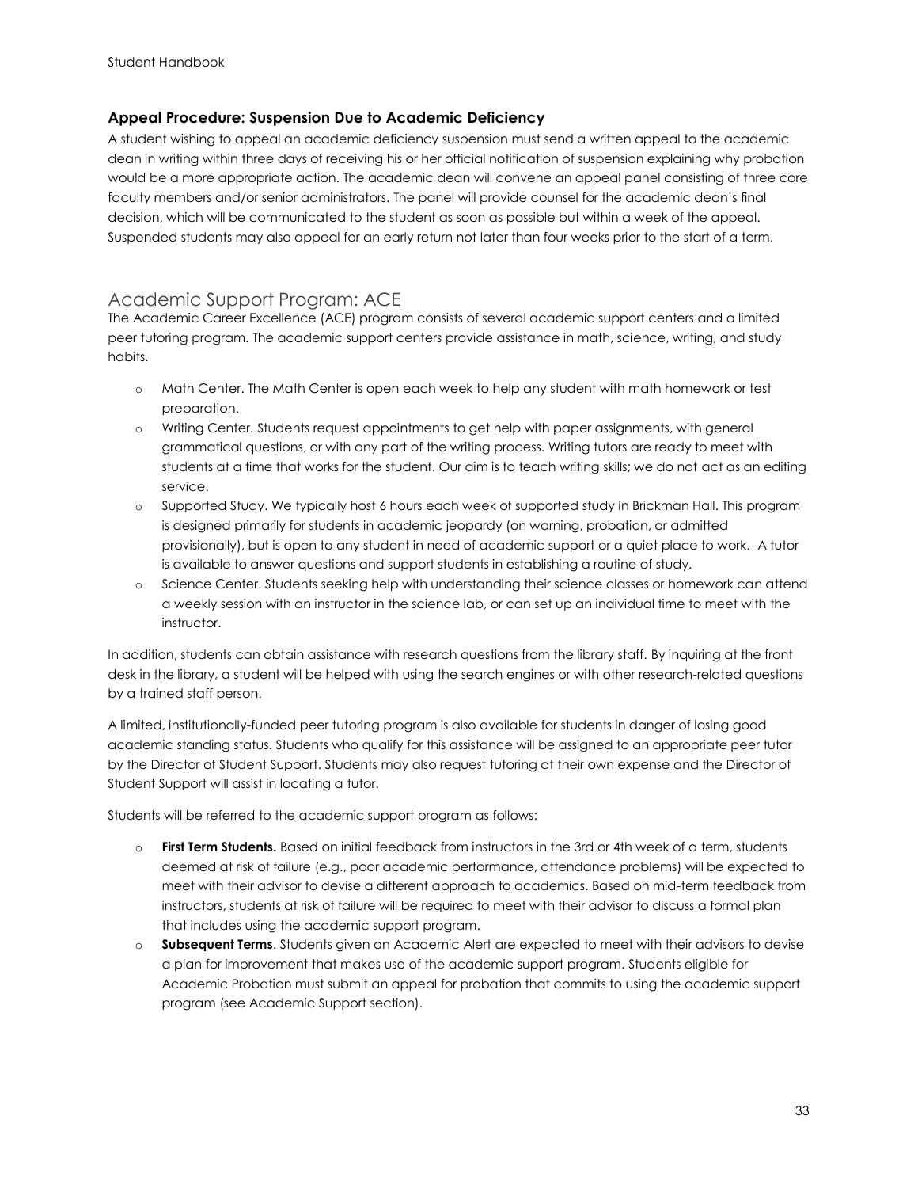### Appeal Procedure: Suspension Due to Academic Deficiency

A student wishing to appeal an academic deficiency suspension must send a written appeal to the academic dean in writing within three days of receiving his or her official notification of suspension explaining why probation would be a more appropriate action. The academic dean will convene an appeal panel consisting of three core faculty members and/or senior administrators. The panel will provide counsel for the academic dean's final decision, which will be communicated to the student as soon as possible but within a week of the appeal. Suspended students may also appeal for an early return not later than four weeks prior to the start of a term.

## Academic Support Program: ACE

The Academic Career Excellence (ACE) program consists of several academic support centers and a limited peer tutoring program. The academic support centers provide assistance in math, science, writing, and study habits.

- Math Center. The Math Center is open each week to help any student with math homework or test preparation.
- Writing Center. Students request appointments to get help with paper assignments, with general grammatical questions, or with any part of the writing process. Writing tutors are ready to meet with students at a time that works for the student. Our aim is to teach writing skills; we do not act as an editing service.
- Supported Study. We typically host 6 hours each week of supported study in Brickman Hall. This program is designed primarily for students in academic jeopardy (on warning, probation, or admitted provisionally), but is open to any student in need of academic support or a quiet place to work. A tutor is available to answer questions and support students in establishing a routine of study.
- Science Center. Students seeking help with understanding their science classes or homework can attend a weekly session with an instructor in the science lab, or can set up an individual time to meet with the instructor.

In addition, students can obtain assistance with research questions from the library staff. By inquiring at the front desk in the library, a student will be helped with using the search engines or with other research-related questions by a trained staff person.

A limited, institutionally-funded peer tutoring program is also available for students in danger of losing good academic standing status. Students who qualify for this assistance will be assigned to an appropriate peer tutor by the Director of Student Support. Students may also request tutoring at their own expense and the Director of Student Support will assist in locating a tutor.

Students will be referred to the academic support program as follows:

- **First Term Students.** Based on initial feedback from instructors in the 3rd or 4th week of a term, students deemed at risk of failure (e.g., poor academic performance, attendance problems) will be expected to meet with their advisor to devise a different approach to academics. Based on mid-term feedback from instructors, students at risk of failure will be required to meet with their advisor to discuss a formal plan that includes using the academic support program.
- **Subsequent Terms**. Students given an Academic Alert are expected to meet with their advisors to devise a plan for improvement that makes use of the academic support program. Students eligible for Academic Probation must submit an appeal for probation that commits to using the academic support program (see Academic Support section).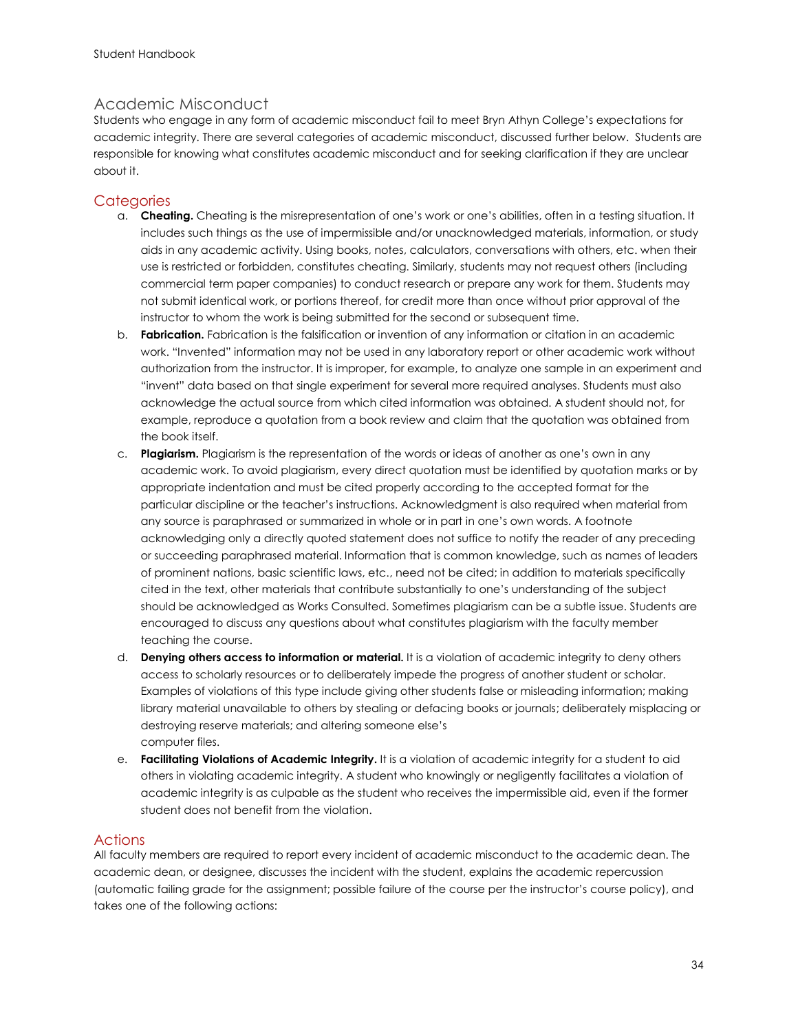## Academic Misconduct

Students who engage in any form of academic misconduct fail to meet Bryn Athyn College's expectations for academic integrity. There are several categories of academic misconduct, discussed further below. Students are responsible for knowing what constitutes academic misconduct and for seeking clarification if they are unclear about it.

### Categories

a. **Cheating.** Cheating is the misrepresentation of one's work or one's abilities, often in a testing situation. It includes such things as the use of impermissible and/or unacknowledged materials, information, or study aids in any academic activity. Using books, notes, calculators, conversations with others, etc. when their use is restricted or forbidden, constitutes cheating. Similarly, students may not request others (including commercial term paper companies) to conduct research or prepare any work for them. Students may not submit identical work, or portions thereof, for credit more than once without prior approval of the instructor to whom the work is being submitted for the second or subsequent time.

b. **Fabrication.** Fabrication is the falsification or invention of any information or citation in an academic work. "Invented" information may not be used in any laboratory report or other academic work without authorization from the instructor. It is improper, for example, to analyze one sample in an experiment and "invent" data based on that single experiment for several more required analyses. Students must also acknowledge the actual source from which cited information was obtained. A student should not, for example, reproduce a quotation from a book review and claim that the quotation was obtained from the book itself.

c. **Plagiarism.** Plagiarism is the representation of the words or ideas of another as one's own in any academic work. To avoid plagiarism, every direct quotation must be identified by quotation marks or by appropriate indentation and must be cited properly according to the accepted format for the particular discipline or the teacher's instructions. Acknowledgment is also required when material from any source is paraphrased or summarized in whole or in part in one's own words. A footnote acknowledging only a directly quoted statement does not suffice to notify the reader of any preceding or succeeding paraphrased material. Information that is common knowledge, such as names of leaders of prominent nations, basic scientific laws, etc., need not be cited; in addition to materials specifically cited in the text, other materials that contribute substantially to one's understanding of the subject should be acknowledged as Works Consulted. Sometimes plagiarism can be a subtle issue. Students are encouraged to discuss any questions about what constitutes plagiarism with the faculty member teaching the course.

d. **Denying others access to information or material.** It is a violation of academic integrity to deny others access to scholarly resources or to deliberately impede the progress of another student or scholar. Examples of violations of this type include giving other students false or misleading information; making library material unavailable to others by stealing or defacing books or journals; deliberately misplacing or destroying reserve materials; and altering someone else's computer files.

e. **Facilitating Violations of Academic Integrity.** It is a violation of academic integrity for a student to aid others in violating academic integrity. A student who knowingly or negligently facilitates a violation of academic integrity is as culpable as the student who receives the impermissible aid, even if the former student does not benefit from the violation.

### Actions

All faculty members are required to report every incident of academic misconduct to the academic dean. The academic dean, or designee, discusses the incident with the student, explains the academic repercussion (automatic failing grade for the assignment; possible failure of the course per the instructor's course policy), and takes one of the following actions: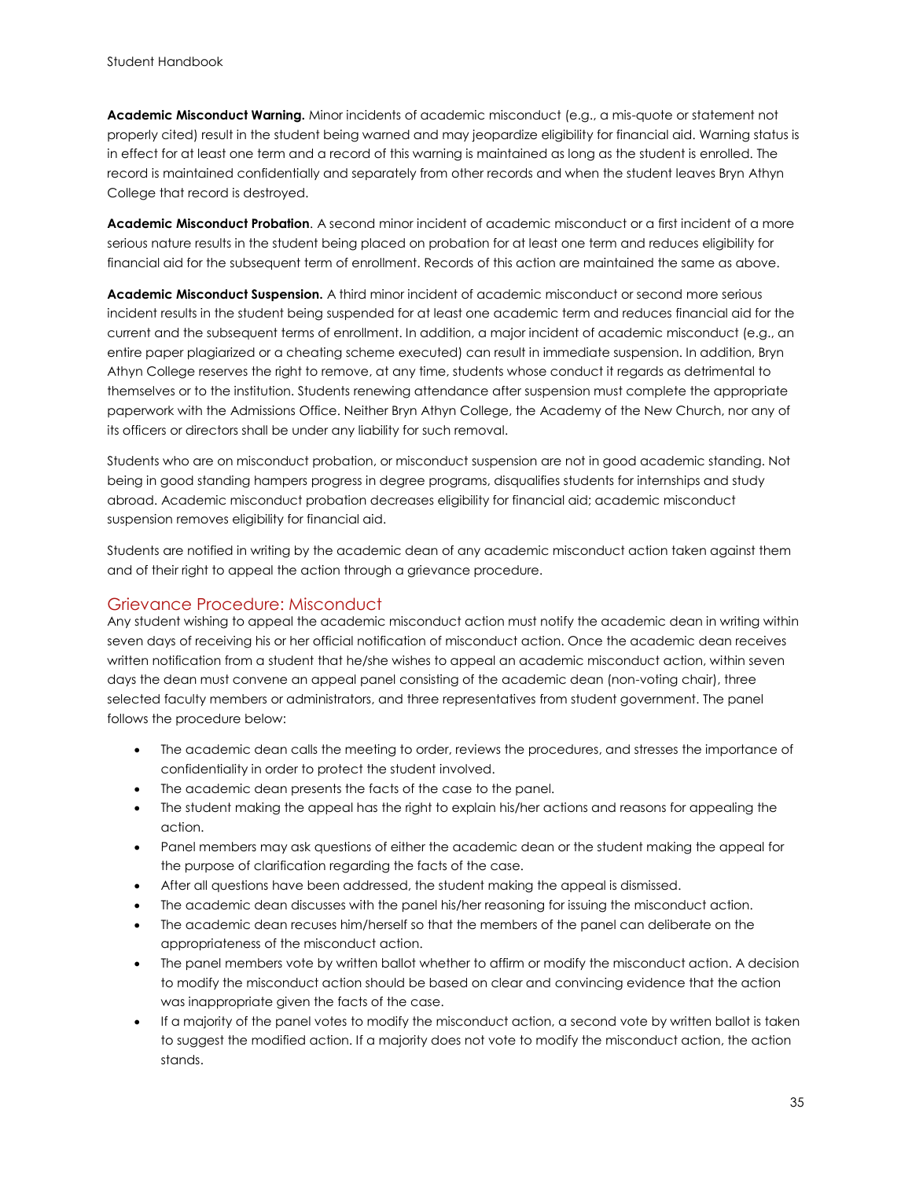**Academic Misconduct Warning.** Minor incidents of academic misconduct (e.g., a mis-quote or statement not properly cited) result in the student being warned and may jeopardize eligibility for financial aid. Warning status is in effect for at least one term and a record of this warning is maintained as long as the student is enrolled. The record is maintained confidentially and separately from other records and when the student leaves Bryn Athyn College that record is destroyed.

**Academic Misconduct Probation**. A second minor incident of academic misconduct or a first incident of a more serious nature results in the student being placed on probation for at least one term and reduces eligibility for financial aid for the subsequent term of enrollment. Records of this action are maintained the same as above.

**Academic Misconduct Suspension.** A third minor incident of academic misconduct or second more serious incident results in the student being suspended for at least one academic term and reduces financial aid for the current and the subsequent terms of enrollment. In addition, a major incident of academic misconduct (e.g., an entire paper plagiarized or a cheating scheme executed) can result in immediate suspension. In addition, Bryn Athyn College reserves the right to remove, at any time, students whose conduct it regards as detrimental to themselves or to the institution. Students renewing attendance after suspension must complete the appropriate paperwork with the Admissions Office. Neither Bryn Athyn College, the Academy of the New Church, nor any of its officers or directors shall be under any liability for such removal.

Students who are on misconduct probation, or misconduct suspension are not in good academic standing. Not being in good standing hampers progress in degree programs, disqualifies students for internships and study abroad. Academic misconduct probation decreases eligibility for financial aid; academic misconduct suspension removes eligibility for financial aid.

Students are notified in writing by the academic dean of any academic misconduct action taken against them and of their right to appeal the action through a grievance procedure.

## Grievance Procedure: Misconduct

Any student wishing to appeal the academic misconduct action must notify the academic dean in writing within seven days of receiving his or her official notification of misconduct action. Once the academic dean receives written notification from a student that he/she wishes to appeal an academic misconduct action, within seven days the dean must convene an appeal panel consisting of the academic dean (non-voting chair), three selected faculty members or administrators, and three representatives from student government. The panel follows the procedure below:

- The academic dean calls the meeting to order, reviews the procedures, and stresses the importance of confidentiality in order to protect the student involved.
- The academic dean presents the facts of the case to the panel.
- The student making the appeal has the right to explain his/her actions and reasons for appealing the action.
- Panel members may ask questions of either the academic dean or the student making the appeal for the purpose of clarification regarding the facts of the case.
- After all questions have been addressed, the student making the appeal is dismissed.
- The academic dean discusses with the panel his/her reasoning for issuing the misconduct action.
- The academic dean recuses him/herself so that the members of the panel can deliberate on the appropriateness of the misconduct action.
- The panel members vote by written ballot whether to affirm or modify the misconduct action. A decision to modify the misconduct action should be based on clear and convincing evidence that the action was inappropriate given the facts of the case.
- If a majority of the panel votes to modify the misconduct action, a second vote by written ballot is taken to suggest the modified action. If a majority does not vote to modify the misconduct action, the action stands.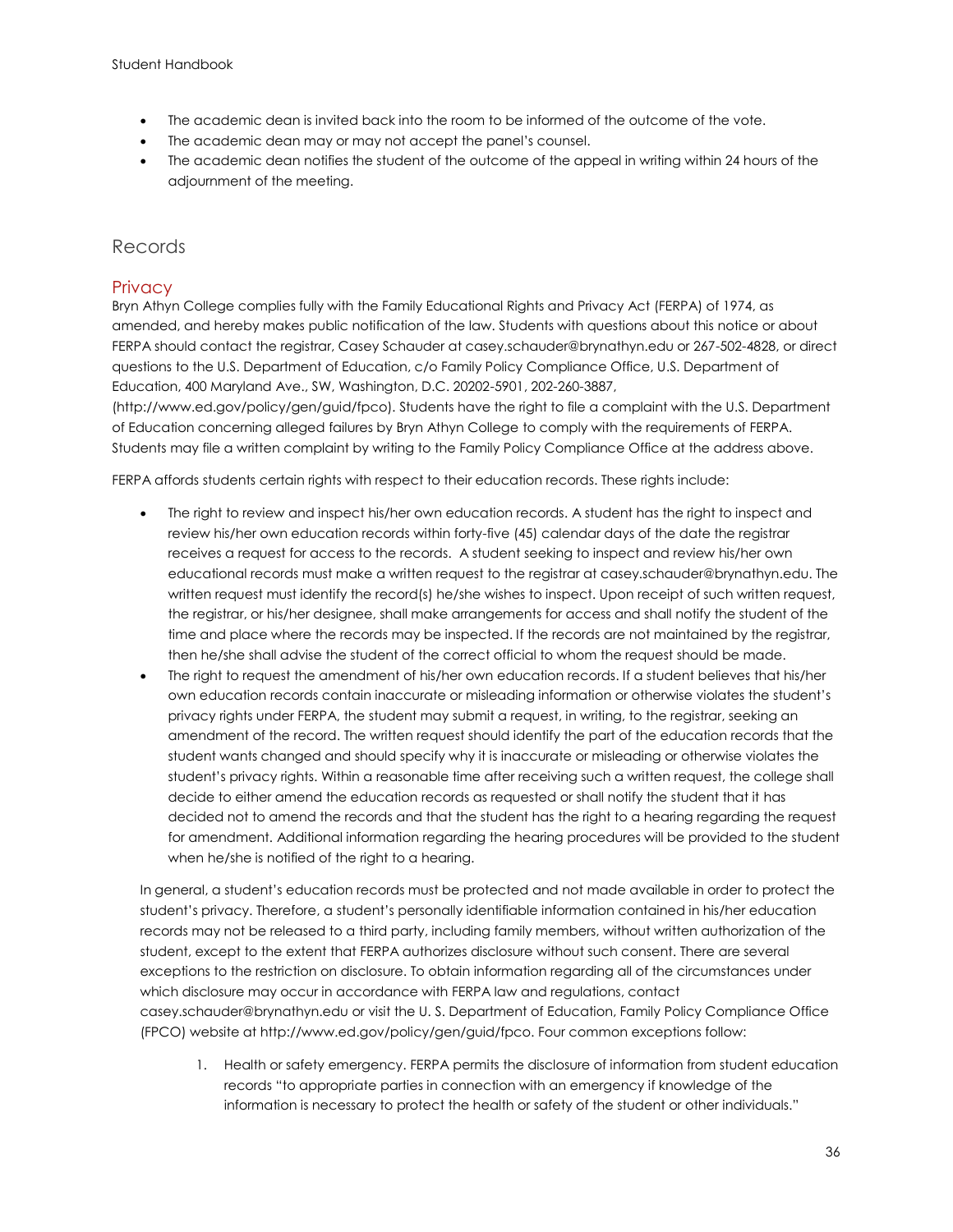- The academic dean is invited back into the room to be informed of the outcome of the vote.
- The academic dean may or may not accept the panel's counsel.
- The academic dean notifies the student of the outcome of the appeal in writing within 24 hours of the adjournment of the meeting.

# Records

## Privacy

Bryn Athyn College complies fully with the Family Educational Rights and Privacy Act (FERPA) of 1974, as amended, and hereby makes public notification of the law. Students with questions about this notice or about FERPA should contact the registrar, Casey Schauder at casey.schauder@brynathyn.edu or 267-502-4828, or direct questions to the U.S. Department of Education, c/o Family Policy Compliance Office, U.S. Department of Education, 400 Maryland Ave., SW, Washington, D.C. 20202-5901, 202-260-3887, (http://www.ed.gov/policy/gen/guid/fpco). Students have the right to file a complaint with the U.S. Department of Education concerning alleged failures by Bryn Athyn College to comply with the requirements of FERPA. Students may file a written complaint by writing to the Family Policy Compliance Office at the address above.

FERPA affords students certain rights with respect to their education records. These rights include:

- The right to review and inspect his/her own education records. A student has the right to inspect and review his/her own education records within forty-five (45) calendar days of the date the registrar receives a request for access to the records. A student seeking to inspect and review his/her own educational records must make a written request to the registrar at casey.schauder@brynathyn.edu. The written request must identify the record(s) he/she wishes to inspect. Upon receipt of such written request, the registrar, or his/her designee, shall make arrangements for access and shall notify the student of the time and place where the records may be inspected. If the records are not maintained by the registrar, then he/she shall advise the student of the correct official to whom the request should be made.
- The right to request the amendment of his/her own education records. If a student believes that his/her own education records contain inaccurate or misleading information or otherwise violates the student's privacy rights under FERPA, the student may submit a request, in writing, to the registrar, seeking an amendment of the record. The written request should identify the part of the education records that the student wants changed and should specify why it is inaccurate or misleading or otherwise violates the student's privacy rights. Within a reasonable time after receiving such a written request, the college shall decide to either amend the education records as requested or shall notify the student that it has decided not to amend the records and that the student has the right to a hearing regarding the request for amendment. Additional information regarding the hearing procedures will be provided to the student when he/she is notified of the right to a hearing.

In general, a student's education records must be protected and not made available in order to protect the student's privacy. Therefore, a student's personally identifiable information contained in his/her education records may not be released to a third party, including family members, without written authorization of the student, except to the extent that FERPA authorizes disclosure without such consent. There are several exceptions to the restriction on disclosure. To obtain information regarding all of the circumstances under which disclosure may occur in accordance with FERPA law and regulations, contact casey.schauder@brynathyn.edu or visit the U. S. Department of Education, Family Policy Compliance Office (FPCO) website at http://www.ed.gov/policy/gen/guid/fpco. Four common exceptions follow:

1. Health or safety emergency. FERPA permits the disclosure of information from student education records "to appropriate parties in connection with an emergency if knowledge of the information is necessary to protect the health or safety of the student or other individuals."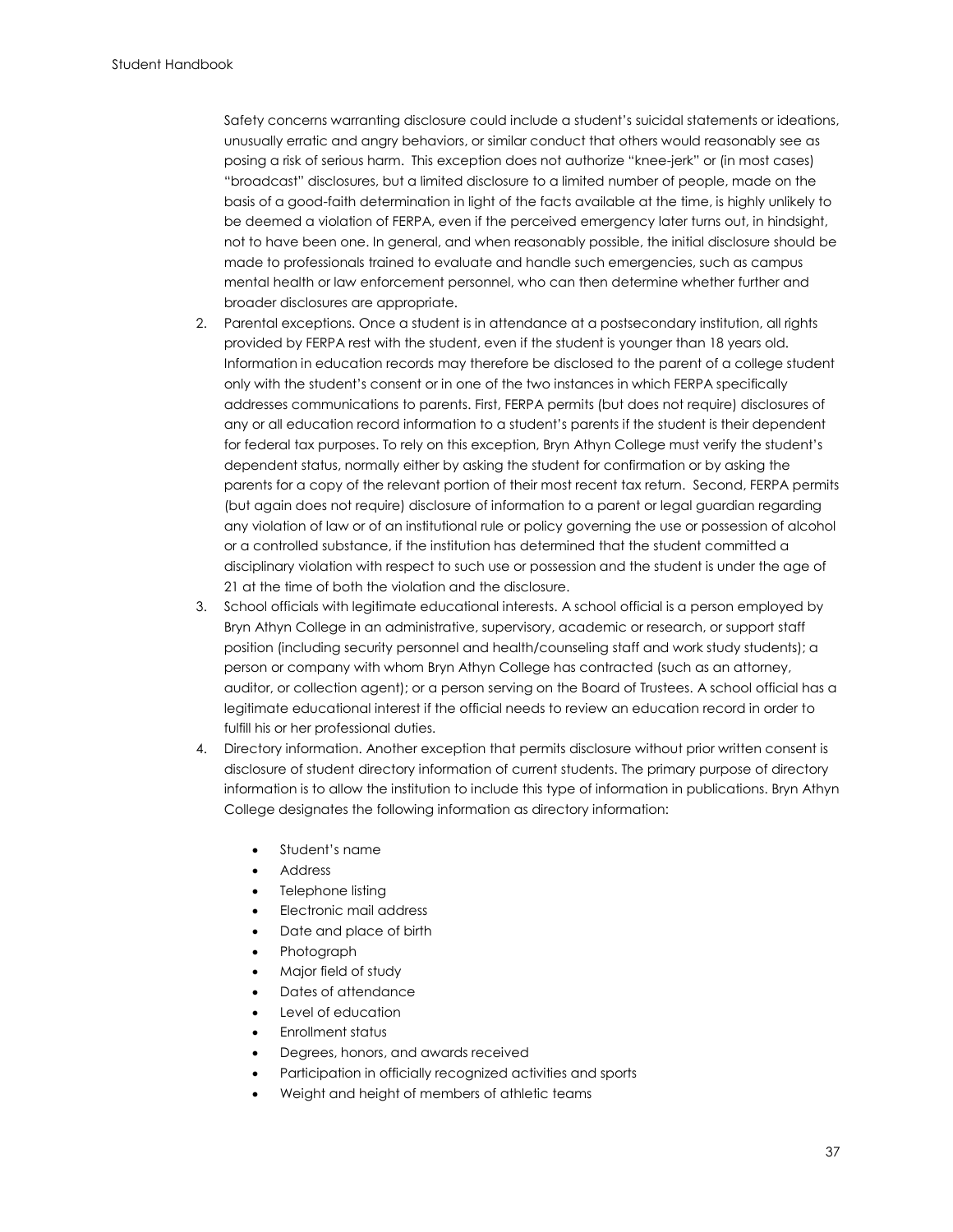Safety concerns warranting disclosure could include a student's suicidal statements or ideations, unusually erratic and angry behaviors, or similar conduct that others would reasonably see as posing a risk of serious harm. This exception does not authorize "knee-jerk" or (in most cases) "broadcast" disclosures, but a limited disclosure to a limited number of people, made on the basis of a good-faith determination in light of the facts available at the time, is highly unlikely to be deemed a violation of FERPA, even if the perceived emergency later turns out, in hindsight, not to have been one. In general, and when reasonably possible, the initial disclosure should be made to professionals trained to evaluate and handle such emergencies, such as campus mental health or law enforcement personnel, who can then determine whether further and broader disclosures are appropriate.

2. Parental exceptions. Once a student is in attendance at a postsecondary institution, all rights provided by FERPA rest with the student, even if the student is younger than 18 years old. Information in education records may therefore be disclosed to the parent of a college student only with the student's consent or in one of the two instances in which FERPA specifically addresses communications to parents. First, FERPA permits (but does not require) disclosures of any or all education record information to a student's parents if the student is their dependent for federal tax purposes. To rely on this exception, Bryn Athyn College must verify the student's dependent status, normally either by asking the student for confirmation or by asking the parents for a copy of the relevant portion of their most recent tax return. Second, FERPA permits (but again does not require) disclosure of information to a parent or legal guardian regarding any violation of law or of an institutional rule or policy governing the use or possession of alcohol or a controlled substance, if the institution has determined that the student committed a disciplinary violation with respect to such use or possession and the student is under the age of 21 at the time of both the violation and the disclosure.
3. School officials with legitimate educational interests. A school official is a person employed by Bryn Athyn College in an administrative, supervisory, academic or research, or support staff position (including security personnel and health/counseling staff and work study students); a person or company with whom Bryn Athyn College has contracted (such as an attorney, auditor, or collection agent); or a person serving on the Board of Trustees. A school official has a legitimate educational interest if the official needs to review an education record in order to fulfill his or her professional duties.
4. Directory information. Another exception that permits disclosure without prior written consent is disclosure of student directory information of current students. The primary purpose of directory information is to allow the institution to include this type of information in publications. Bryn Athyn College designates the following information as directory information:

    - Student's name
    - Address
    - Telephone listing
    - Electronic mail address
    - Date and place of birth
    - Photograph
    - Major field of study
    - Dates of attendance
    - Level of education
    - Enrollment status
    - Degrees, honors, and awards received
    - Participation in officially recognized activities and sports
    - Weight and height of members of athletic teams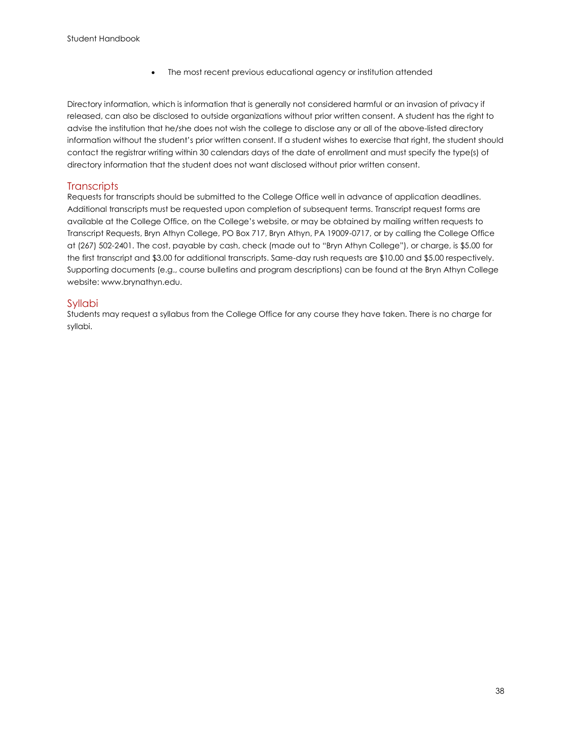- The most recent previous educational agency or institution attended

Directory information, which is information that is generally not considered harmful or an invasion of privacy if released, can also be disclosed to outside organizations without prior written consent. A student has the right to advise the institution that he/she does not wish the college to disclose any or all of the above-listed directory information without the student's prior written consent. If a student wishes to exercise that right, the student should contact the registrar writing within 30 calendars days of the date of enrollment and must specify the type(s) of directory information that the student does not want disclosed without prior written consent.

## Transcripts

Requests for transcripts should be submitted to the College Office well in advance of application deadlines. Additional transcripts must be requested upon completion of subsequent terms. Transcript request forms are available at the College Office, on the College's website, or may be obtained by mailing written requests to Transcript Requests, Bryn Athyn College, PO Box 717, Bryn Athyn, PA 19009-0717, or by calling the College Office at (267) 502-2401. The cost, payable by cash, check (made out to "Bryn Athyn College"), or charge, is $5.00 for the first transcript and $3.00 for additional transcripts. Same-day rush requests are $10.00 and $5.00 respectively. Supporting documents (e.g., course bulletins and program descriptions) can be found at the Bryn Athyn College website: www.brynathyn.edu.

## Syllabi

Students may request a syllabus from the College Office for any course they have taken. There is no charge for syllabi.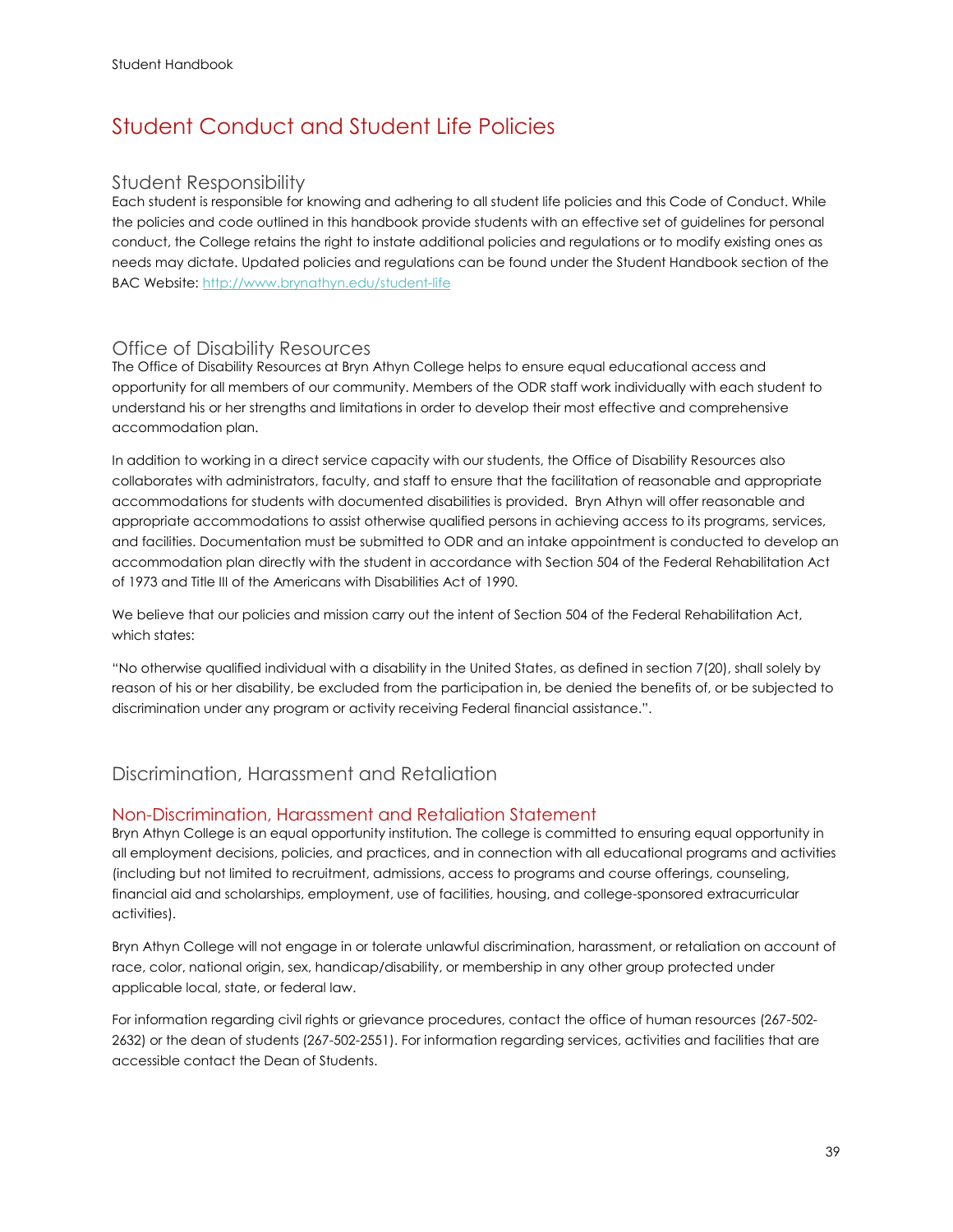# Student Conduct and Student Life Policies

## Student Responsibility

Each student is responsible for knowing and adhering to all student life policies and this Code of Conduct. While the policies and code outlined in this handbook provide students with an effective set of guidelines for personal conduct, the College retains the right to instate additional policies and regulations or to modify existing ones as needs may dictate. Updated policies and regulations can be found under the Student Handbook section of the BAC Website: [http://www.brynathyn.edu/student-life](http://www.brynathyn.edu/student-life)

## Office of Disability Resources

The Office of Disability Resources at Bryn Athyn College helps to ensure equal educational access and opportunity for all members of our community. Members of the ODR staff work individually with each student to understand his or her strengths and limitations in order to develop their most effective and comprehensive accommodation plan.

In addition to working in a direct service capacity with our students, the Office of Disability Resources also collaborates with administrators, faculty, and staff to ensure that the facilitation of reasonable and appropriate accommodations for students with documented disabilities is provided. Bryn Athyn will offer reasonable and appropriate accommodations to assist otherwise qualified persons in achieving access to its programs, services, and facilities. Documentation must be submitted to ODR and an intake appointment is conducted to develop an accommodation plan directly with the student in accordance with Section 504 of the Federal Rehabilitation Act of 1973 and Title III of the Americans with Disabilities Act of 1990.

We believe that our policies and mission carry out the intent of Section 504 of the Federal Rehabilitation Act, which states:

"No otherwise qualified individual with a disability in the United States, as defined in section 7(20), shall solely by reason of his or her disability, be excluded from the participation in, be denied the benefits of, or be subjected to discrimination under any program or activity receiving Federal financial assistance.".

## Discrimination, Harassment and Retaliation

### Non-Discrimination, Harassment and Retaliation Statement

Bryn Athyn College is an equal opportunity institution. The college is committed to ensuring equal opportunity in all employment decisions, policies, and practices, and in connection with all educational programs and activities (including but not limited to recruitment, admissions, access to programs and course offerings, counseling, financial aid and scholarships, employment, use of facilities, housing, and college-sponsored extracurricular activities).

Bryn Athyn College will not engage in or tolerate unlawful discrimination, harassment, or retaliation on account of race, color, national origin, sex, handicap/disability, or membership in any other group protected under applicable local, state, or federal law.

For information regarding civil rights or grievance procedures, contact the office of human resources (267-502-2632) or the dean of students (267-502-2551). For information regarding services, activities and facilities that are accessible contact the Dean of Students.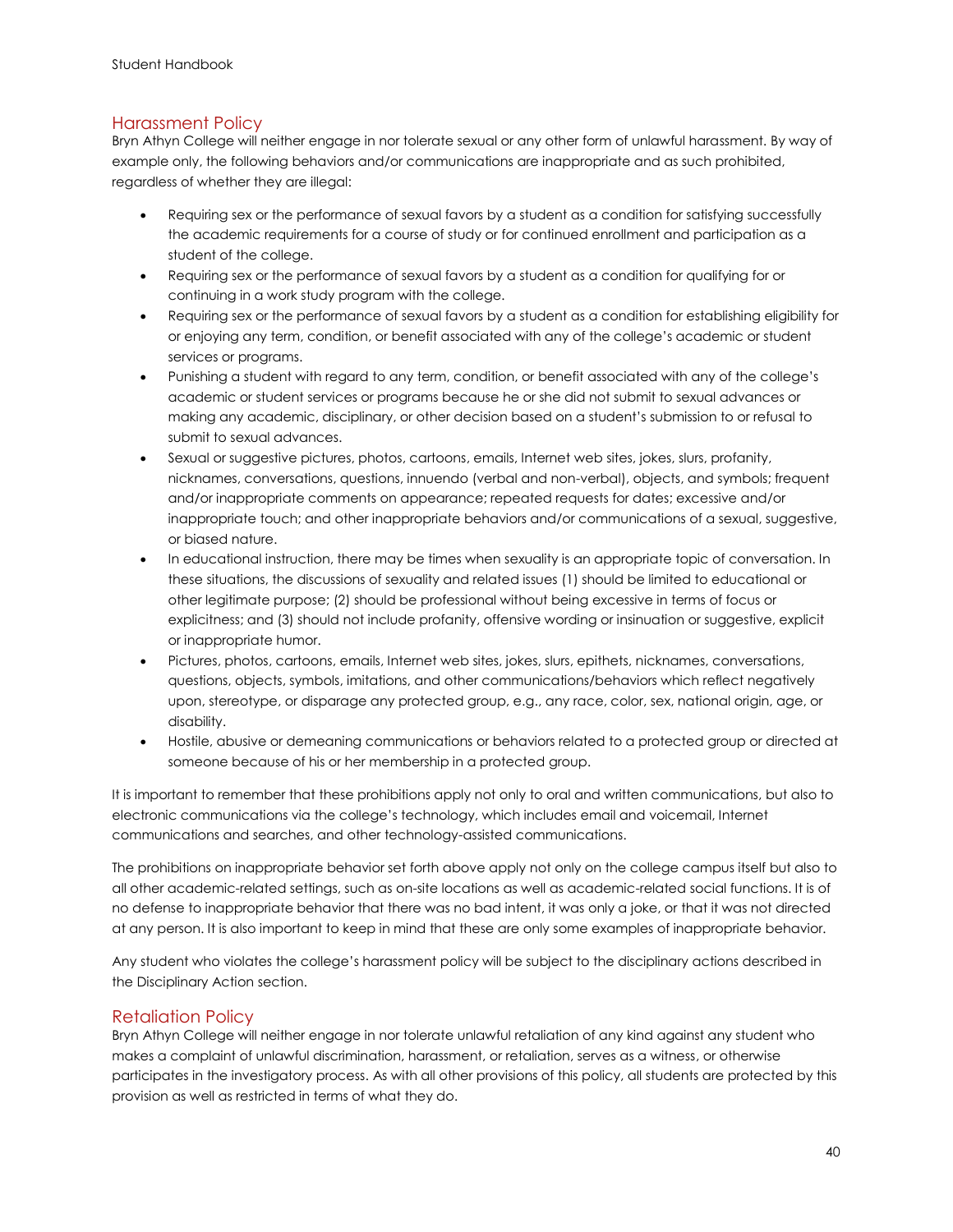## Harassment Policy

Bryn Athyn College will neither engage in nor tolerate sexual or any other form of unlawful harassment. By way of example only, the following behaviors and/or communications are inappropriate and as such prohibited, regardless of whether they are illegal:

- Requiring sex or the performance of sexual favors by a student as a condition for satisfying successfully the academic requirements for a course of study or for continued enrollment and participation as a student of the college.
- Requiring sex or the performance of sexual favors by a student as a condition for qualifying for or continuing in a work study program with the college.
- Requiring sex or the performance of sexual favors by a student as a condition for establishing eligibility for or enjoying any term, condition, or benefit associated with any of the college's academic or student services or programs.
- Punishing a student with regard to any term, condition, or benefit associated with any of the college's academic or student services or programs because he or she did not submit to sexual advances or making any academic, disciplinary, or other decision based on a student's submission to or refusal to submit to sexual advances.
- Sexual or suggestive pictures, photos, cartoons, emails, Internet web sites, jokes, slurs, profanity, nicknames, conversations, questions, innuendo (verbal and non-verbal), objects, and symbols; frequent and/or inappropriate comments on appearance; repeated requests for dates; excessive and/or inappropriate touch; and other inappropriate behaviors and/or communications of a sexual, suggestive, or biased nature.
- In educational instruction, there may be times when sexuality is an appropriate topic of conversation. In these situations, the discussions of sexuality and related issues (1) should be limited to educational or other legitimate purpose; (2) should be professional without being excessive in terms of focus or explicitness; and (3) should not include profanity, offensive wording or insinuation or suggestive, explicit or inappropriate humor.
- Pictures, photos, cartoons, emails, Internet web sites, jokes, slurs, epithets, nicknames, conversations, questions, objects, symbols, imitations, and other communications/behaviors which reflect negatively upon, stereotype, or disparage any protected group, e.g., any race, color, sex, national origin, age, or disability.
- Hostile, abusive or demeaning communications or behaviors related to a protected group or directed at someone because of his or her membership in a protected group.

It is important to remember that these prohibitions apply not only to oral and written communications, but also to electronic communications via the college's technology, which includes email and voicemail, Internet communications and searches, and other technology-assisted communications.

The prohibitions on inappropriate behavior set forth above apply not only on the college campus itself but also to all other academic-related settings, such as on-site locations as well as academic-related social functions. It is of no defense to inappropriate behavior that there was no bad intent, it was only a joke, or that it was not directed at any person. It is also important to keep in mind that these are only some examples of inappropriate behavior.

Any student who violates the college's harassment policy will be subject to the disciplinary actions described in the Disciplinary Action section.

## Retaliation Policy

Bryn Athyn College will neither engage in nor tolerate unlawful retaliation of any kind against any student who makes a complaint of unlawful discrimination, harassment, or retaliation, serves as a witness, or otherwise participates in the investigatory process. As with all other provisions of this policy, all students are protected by this provision as well as restricted in terms of what they do.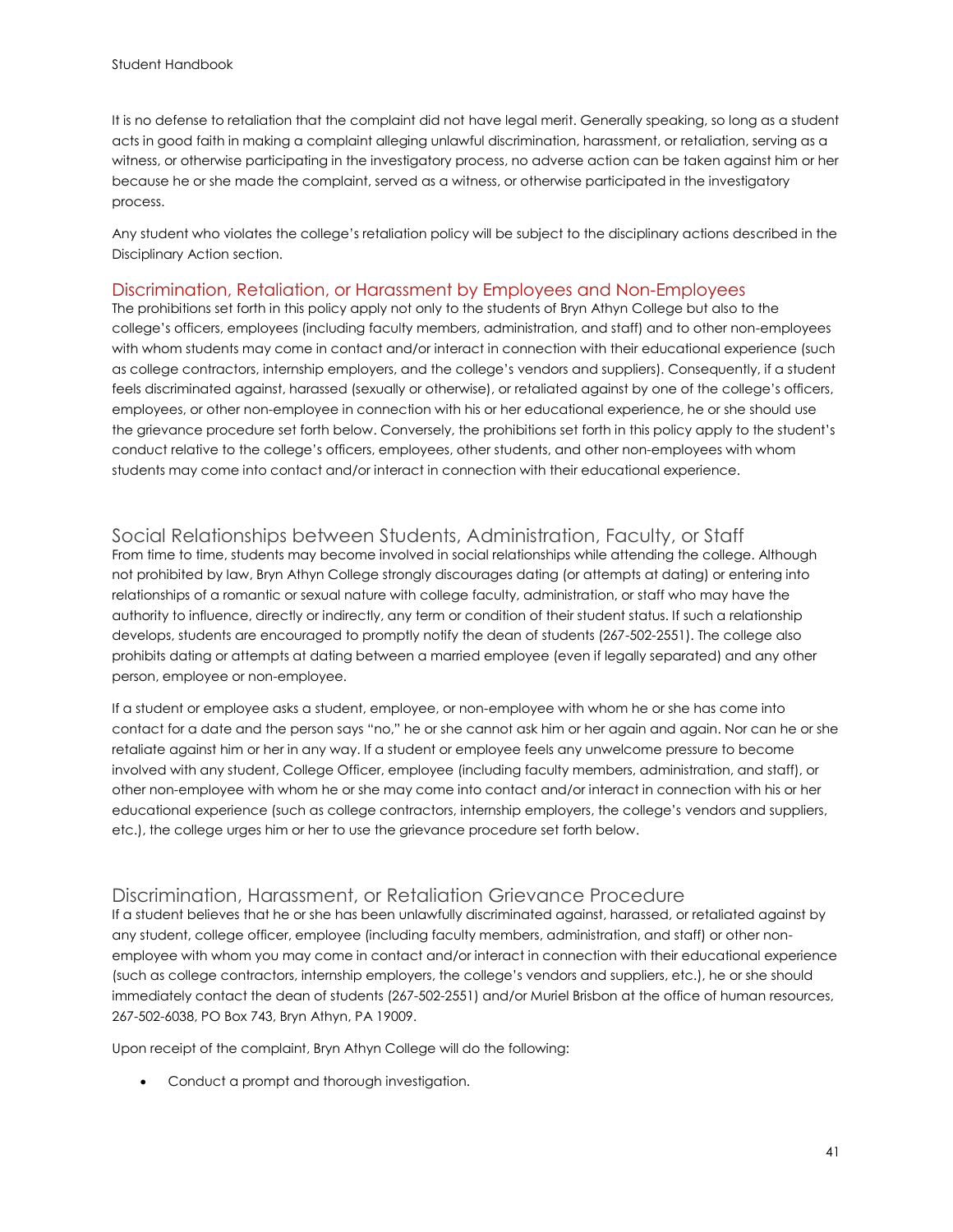It is no defense to retaliation that the complaint did not have legal merit. Generally speaking, so long as a student acts in good faith in making a complaint alleging unlawful discrimination, harassment, or retaliation, serving as a witness, or otherwise participating in the investigatory process, no adverse action can be taken against him or her because he or she made the complaint, served as a witness, or otherwise participated in the investigatory process.

Any student who violates the college's retaliation policy will be subject to the disciplinary actions described in the Disciplinary Action section.

### Discrimination, Retaliation, or Harassment by Employees and Non-Employees

The prohibitions set forth in this policy apply not only to the students of Bryn Athyn College but also to the college's officers, employees (including faculty members, administration, and staff) and to other non-employees with whom students may come in contact and/or interact in connection with their educational experience (such as college contractors, internship employers, and the college's vendors and suppliers). Consequently, if a student feels discriminated against, harassed (sexually or otherwise), or retaliated against by one of the college's officers, employees, or other non-employee in connection with his or her educational experience, he or she should use the grievance procedure set forth below. Conversely, the prohibitions set forth in this policy apply to the student's conduct relative to the college's officers, employees, other students, and other non-employees with whom students may come into contact and/or interact in connection with their educational experience.

## Social Relationships between Students, Administration, Faculty, or Staff

From time to time, students may become involved in social relationships while attending the college. Although not prohibited by law, Bryn Athyn College strongly discourages dating (or attempts at dating) or entering into relationships of a romantic or sexual nature with college faculty, administration, or staff who may have the authority to influence, directly or indirectly, any term or condition of their student status. If such a relationship develops, students are encouraged to promptly notify the dean of students (267-502-2551). The college also prohibits dating or attempts at dating between a married employee (even if legally separated) and any other person, employee or non-employee.

If a student or employee asks a student, employee, or non-employee with whom he or she has come into contact for a date and the person says "no," he or she cannot ask him or her again and again. Nor can he or she retaliate against him or her in any way. If a student or employee feels any unwelcome pressure to become involved with any student, College Officer, employee (including faculty members, administration, and staff), or other non-employee with whom he or she may come into contact and/or interact in connection with his or her educational experience (such as college contractors, internship employers, the college's vendors and suppliers, etc.), the college urges him or her to use the grievance procedure set forth below.

## Discrimination, Harassment, or Retaliation Grievance Procedure

If a student believes that he or she has been unlawfully discriminated against, harassed, or retaliated against by any student, college officer, employee (including faculty members, administration, and staff) or other non-employee with whom you may come in contact and/or interact in connection with their educational experience (such as college contractors, internship employers, the college's vendors and suppliers, etc.), he or she should immediately contact the dean of students (267-502-2551) and/or Muriel Brisbon at the office of human resources, 267-502-6038, PO Box 743, Bryn Athyn, PA 19009.

Upon receipt of the complaint, Bryn Athyn College will do the following:

- Conduct a prompt and thorough investigation.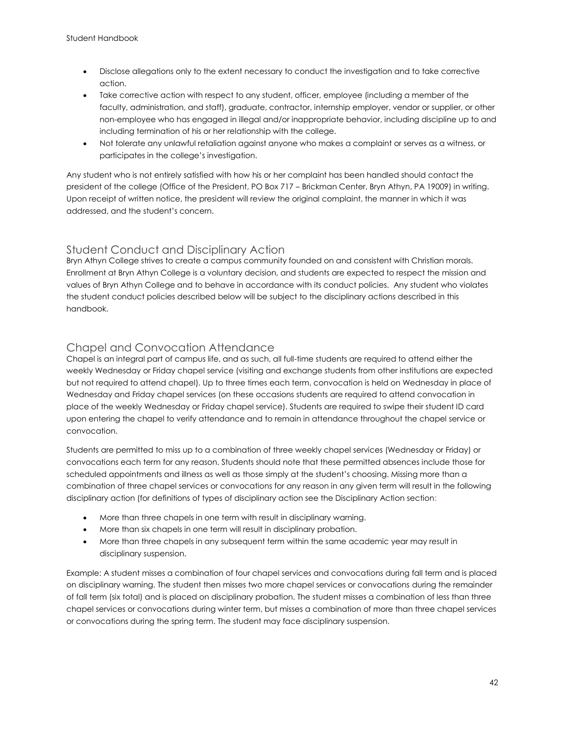- Disclose allegations only to the extent necessary to conduct the investigation and to take corrective action.
- Take corrective action with respect to any student, officer, employee (including a member of the faculty, administration, and staff), graduate, contractor, internship employer, vendor or supplier, or other non-employee who has engaged in illegal and/or inappropriate behavior, including discipline up to and including termination of his or her relationship with the college.
- Not tolerate any unlawful retaliation against anyone who makes a complaint or serves as a witness, or participates in the college's investigation.

Any student who is not entirely satisfied with how his or her complaint has been handled should contact the president of the college (Office of the President, PO Box 717 – Brickman Center, Bryn Athyn, PA 19009) in writing. Upon receipt of written notice, the president will review the original complaint, the manner in which it was addressed, and the student's concern.

## Student Conduct and Disciplinary Action

Bryn Athyn College strives to create a campus community founded on and consistent with Christian morals. Enrollment at Bryn Athyn College is a voluntary decision, and students are expected to respect the mission and values of Bryn Athyn College and to behave in accordance with its conduct policies. Any student who violates the student conduct policies described below will be subject to the disciplinary actions described in this handbook.

## Chapel and Convocation Attendance

Chapel is an integral part of campus life, and as such, all full-time students are required to attend either the weekly Wednesday or Friday chapel service (visiting and exchange students from other institutions are expected but not required to attend chapel). Up to three times each term, convocation is held on Wednesday in place of Wednesday and Friday chapel services (on these occasions students are required to attend convocation in place of the weekly Wednesday or Friday chapel service). Students are required to swipe their student ID card upon entering the chapel to verify attendance and to remain in attendance throughout the chapel service or convocation.

Students are permitted to miss up to a combination of three weekly chapel services (Wednesday or Friday) or convocations each term for any reason. Students should note that these permitted absences include those for scheduled appointments and illness as well as those simply at the student's choosing. Missing more than a combination of three chapel services or convocations for any reason in any given term will result in the following disciplinary action (for definitions of types of disciplinary action see the Disciplinary Action section:

- More than three chapels in one term with result in disciplinary warning.
- More than six chapels in one term will result in disciplinary probation.
- More than three chapels in any subsequent term within the same academic year may result in disciplinary suspension.

Example: A student misses a combination of four chapel services and convocations during fall term and is placed on disciplinary warning. The student then misses two more chapel services or convocations during the remainder of fall term (six total) and is placed on disciplinary probation. The student misses a combination of less than three chapel services or convocations during winter term, but misses a combination of more than three chapel services or convocations during the spring term. The student may face disciplinary suspension.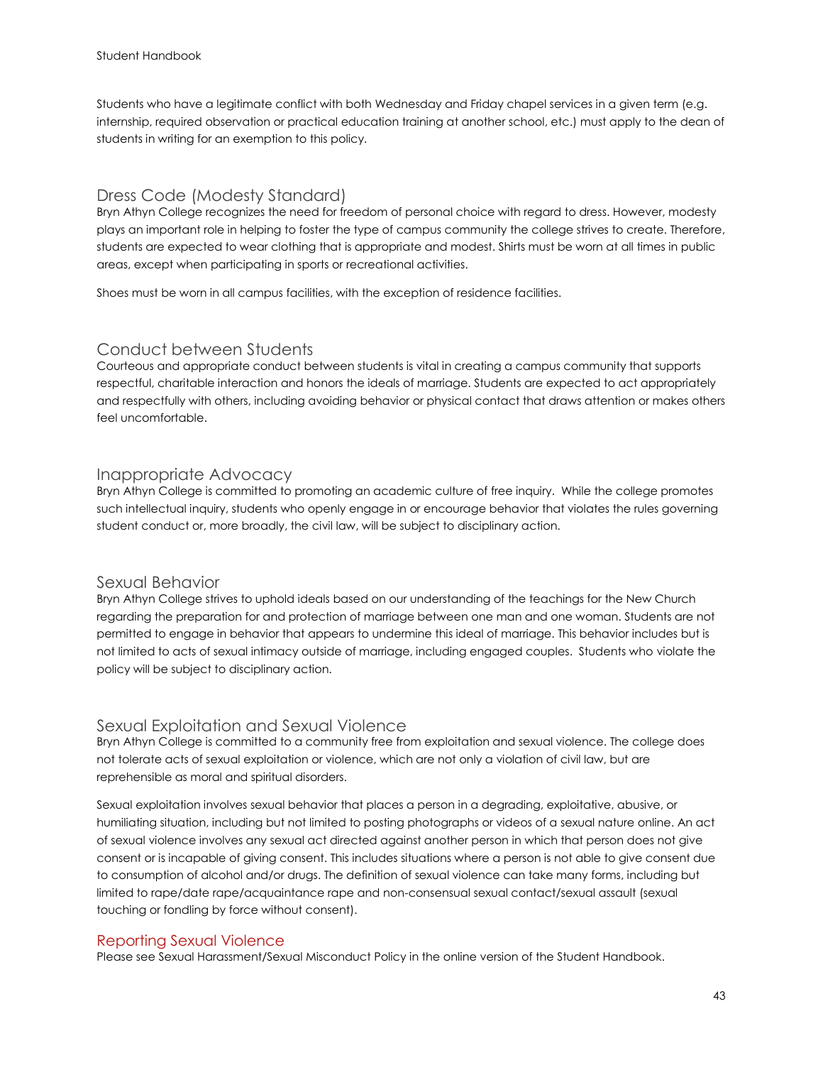Students who have a legitimate conflict with both Wednesday and Friday chapel services in a given term (e.g. internship, required observation or practical education training at another school, etc.) must apply to the dean of students in writing for an exemption to this policy.

## Dress Code (Modesty Standard)

Bryn Athyn College recognizes the need for freedom of personal choice with regard to dress. However, modesty plays an important role in helping to foster the type of campus community the college strives to create. Therefore, students are expected to wear clothing that is appropriate and modest. Shirts must be worn at all times in public areas, except when participating in sports or recreational activities.

Shoes must be worn in all campus facilities, with the exception of residence facilities.

## Conduct between Students

Courteous and appropriate conduct between students is vital in creating a campus community that supports respectful, charitable interaction and honors the ideals of marriage. Students are expected to act appropriately and respectfully with others, including avoiding behavior or physical contact that draws attention or makes others feel uncomfortable.

## Inappropriate Advocacy

Bryn Athyn College is committed to promoting an academic culture of free inquiry. While the college promotes such intellectual inquiry, students who openly engage in or encourage behavior that violates the rules governing student conduct or, more broadly, the civil law, will be subject to disciplinary action.

## Sexual Behavior

Bryn Athyn College strives to uphold ideals based on our understanding of the teachings for the New Church regarding the preparation for and protection of marriage between one man and one woman. Students are not permitted to engage in behavior that appears to undermine this ideal of marriage. This behavior includes but is not limited to acts of sexual intimacy outside of marriage, including engaged couples. Students who violate the policy will be subject to disciplinary action.

## Sexual Exploitation and Sexual Violence

Bryn Athyn College is committed to a community free from exploitation and sexual violence. The college does not tolerate acts of sexual exploitation or violence, which are not only a violation of civil law, but are reprehensible as moral and spiritual disorders.

Sexual exploitation involves sexual behavior that places a person in a degrading, exploitative, abusive, or humiliating situation, including but not limited to posting photographs or videos of a sexual nature online. An act of sexual violence involves any sexual act directed against another person in which that person does not give consent or is incapable of giving consent. This includes situations where a person is not able to give consent due to consumption of alcohol and/or drugs. The definition of sexual violence can take many forms, including but limited to rape/date rape/acquaintance rape and non-consensual sexual contact/sexual assault (sexual touching or fondling by force without consent).

### Reporting Sexual Violence

Please see Sexual Harassment/Sexual Misconduct Policy in the online version of the Student Handbook.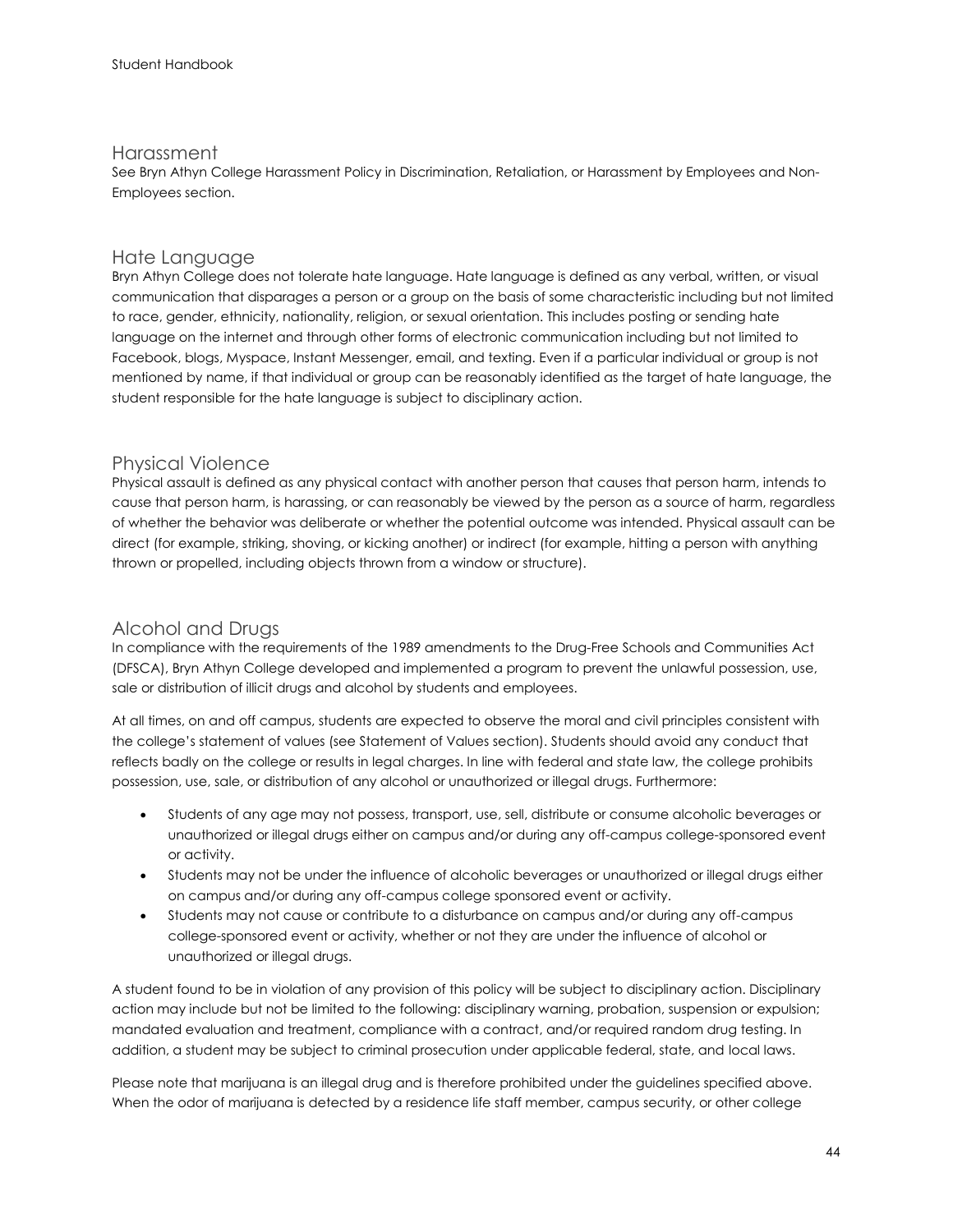## Harassment

See Bryn Athyn College Harassment Policy in Discrimination, Retaliation, or Harassment by Employees and Non-Employees section.

## Hate Language

Bryn Athyn College does not tolerate hate language. Hate language is defined as any verbal, written, or visual communication that disparages a person or a group on the basis of some characteristic including but not limited to race, gender, ethnicity, nationality, religion, or sexual orientation. This includes posting or sending hate language on the internet and through other forms of electronic communication including but not limited to Facebook, blogs, Myspace, Instant Messenger, email, and texting. Even if a particular individual or group is not mentioned by name, if that individual or group can be reasonably identified as the target of hate language, the student responsible for the hate language is subject to disciplinary action.

## Physical Violence

Physical assault is defined as any physical contact with another person that causes that person harm, intends to cause that person harm, is harassing, or can reasonably be viewed by the person as a source of harm, regardless of whether the behavior was deliberate or whether the potential outcome was intended. Physical assault can be direct (for example, striking, shoving, or kicking another) or indirect (for example, hitting a person with anything thrown or propelled, including objects thrown from a window or structure).

## Alcohol and Drugs

In compliance with the requirements of the 1989 amendments to the Drug-Free Schools and Communities Act (DFSCA), Bryn Athyn College developed and implemented a program to prevent the unlawful possession, use, sale or distribution of illicit drugs and alcohol by students and employees.

At all times, on and off campus, students are expected to observe the moral and civil principles consistent with the college's statement of values (see Statement of Values section). Students should avoid any conduct that reflects badly on the college or results in legal charges. In line with federal and state law, the college prohibits possession, use, sale, or distribution of any alcohol or unauthorized or illegal drugs. Furthermore:

- Students of any age may not possess, transport, use, sell, distribute or consume alcoholic beverages or unauthorized or illegal drugs either on campus and/or during any off-campus college-sponsored event or activity.
- Students may not be under the influence of alcoholic beverages or unauthorized or illegal drugs either on campus and/or during any off-campus college sponsored event or activity.
- Students may not cause or contribute to a disturbance on campus and/or during any off-campus college-sponsored event or activity, whether or not they are under the influence of alcohol or unauthorized or illegal drugs.

A student found to be in violation of any provision of this policy will be subject to disciplinary action. Disciplinary action may include but not be limited to the following: disciplinary warning, probation, suspension or expulsion; mandated evaluation and treatment, compliance with a contract, and/or required random drug testing. In addition, a student may be subject to criminal prosecution under applicable federal, state, and local laws.

Please note that marijuana is an illegal drug and is therefore prohibited under the guidelines specified above. When the odor of marijuana is detected by a residence life staff member, campus security, or other college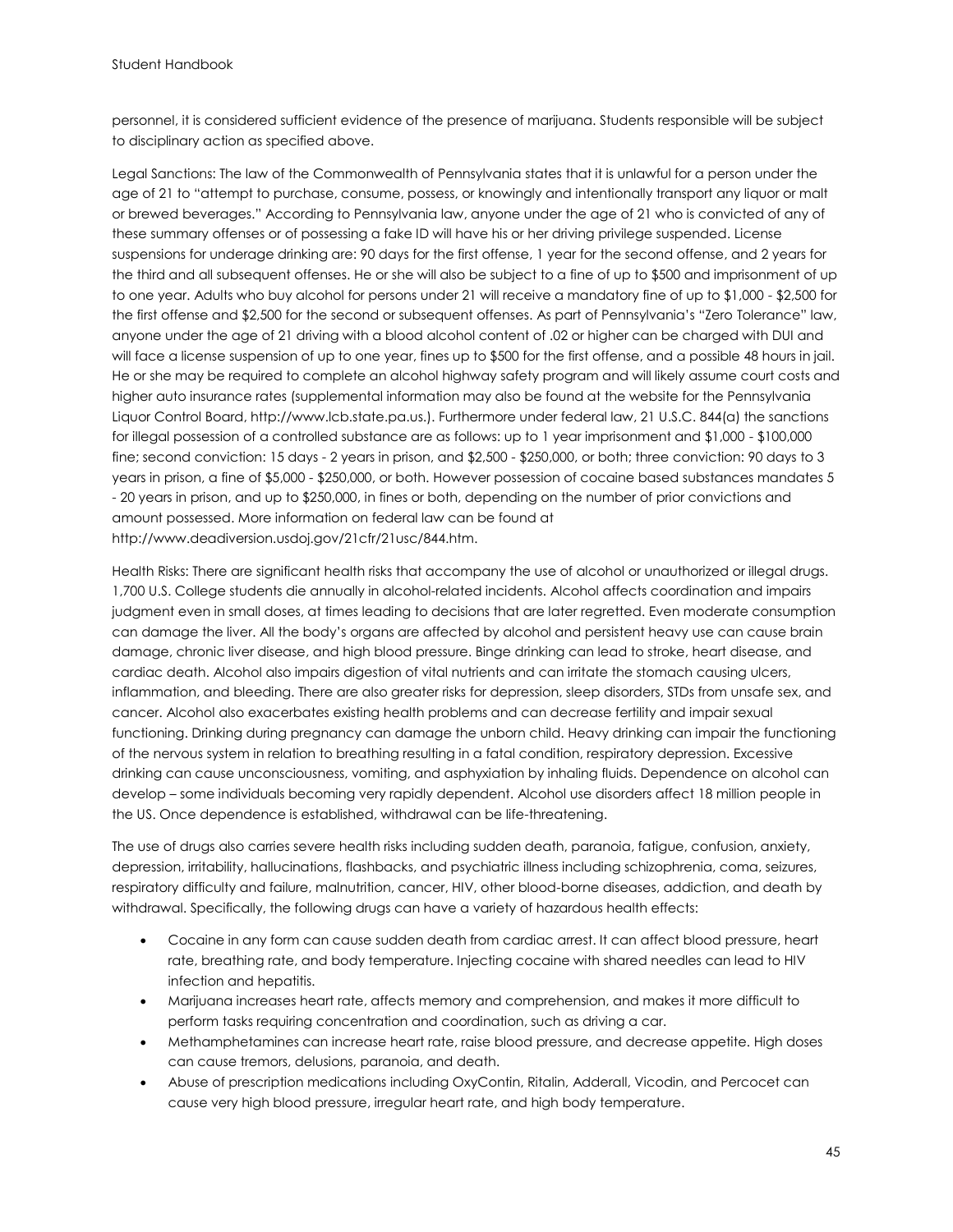personnel, it is considered sufficient evidence of the presence of marijuana. Students responsible will be subject to disciplinary action as specified above.

Legal Sanctions: The law of the Commonwealth of Pennsylvania states that it is unlawful for a person under the age of 21 to "attempt to purchase, consume, possess, or knowingly and intentionally transport any liquor or malt or brewed beverages." According to Pennsylvania law, anyone under the age of 21 who is convicted of any of these summary offenses or of possessing a fake ID will have his or her driving privilege suspended. License suspensions for underage drinking are: 90 days for the first offense, 1 year for the second offense, and 2 years for the third and all subsequent offenses. He or she will also be subject to a fine of up to $500 and imprisonment of up to one year. Adults who buy alcohol for persons under 21 will receive a mandatory fine of up to $1,000 - $2,500 for the first offense and $2,500 for the second or subsequent offenses. As part of Pennsylvania's "Zero Tolerance" law, anyone under the age of 21 driving with a blood alcohol content of .02 or higher can be charged with DUI and will face a license suspension of up to one year, fines up to $500 for the first offense, and a possible 48 hours in jail. He or she may be required to complete an alcohol highway safety program and will likely assume court costs and higher auto insurance rates (supplemental information may also be found at the website for the Pennsylvania Liquor Control Board, http://www.lcb.state.pa.us.). Furthermore under federal law, 21 U.S.C. 844(a) the sanctions for illegal possession of a controlled substance are as follows: up to 1 year imprisonment and $1,000 - $100,000 fine; second conviction: 15 days - 2 years in prison, and $2,500 - $250,000, or both; three conviction: 90 days to 3 years in prison, a fine of $5,000 - $250,000, or both. However possession of cocaine based substances mandates 5 - 20 years in prison, and up to $250,000, in fines or both, depending on the number of prior convictions and amount possessed. More information on federal law can be found at http://www.deadiversion.usdoj.gov/21cfr/21usc/844.htm.

Health Risks: There are significant health risks that accompany the use of alcohol or unauthorized or illegal drugs. 1,700 U.S. College students die annually in alcohol-related incidents. Alcohol affects coordination and impairs judgment even in small doses, at times leading to decisions that are later regretted. Even moderate consumption can damage the liver. All the body's organs are affected by alcohol and persistent heavy use can cause brain damage, chronic liver disease, and high blood pressure. Binge drinking can lead to stroke, heart disease, and cardiac death. Alcohol also impairs digestion of vital nutrients and can irritate the stomach causing ulcers, inflammation, and bleeding. There are also greater risks for depression, sleep disorders, STDs from unsafe sex, and cancer. Alcohol also exacerbates existing health problems and can decrease fertility and impair sexual functioning. Drinking during pregnancy can damage the unborn child. Heavy drinking can impair the functioning of the nervous system in relation to breathing resulting in a fatal condition, respiratory depression. Excessive drinking can cause unconsciousness, vomiting, and asphyxiation by inhaling fluids. Dependence on alcohol can develop – some individuals becoming very rapidly dependent. Alcohol use disorders affect 18 million people in the US. Once dependence is established, withdrawal can be life-threatening.

The use of drugs also carries severe health risks including sudden death, paranoia, fatigue, confusion, anxiety, depression, irritability, hallucinations, flashbacks, and psychiatric illness including schizophrenia, coma, seizures, respiratory difficulty and failure, malnutrition, cancer, HIV, other blood-borne diseases, addiction, and death by withdrawal. Specifically, the following drugs can have a variety of hazardous health effects:

- Cocaine in any form can cause sudden death from cardiac arrest. It can affect blood pressure, heart rate, breathing rate, and body temperature. Injecting cocaine with shared needles can lead to HIV infection and hepatitis.
- Marijuana increases heart rate, affects memory and comprehension, and makes it more difficult to perform tasks requiring concentration and coordination, such as driving a car.
- Methamphetamines can increase heart rate, raise blood pressure, and decrease appetite. High doses can cause tremors, delusions, paranoia, and death.
- Abuse of prescription medications including OxyContin, Ritalin, Adderall, Vicodin, and Percocet can cause very high blood pressure, irregular heart rate, and high body temperature.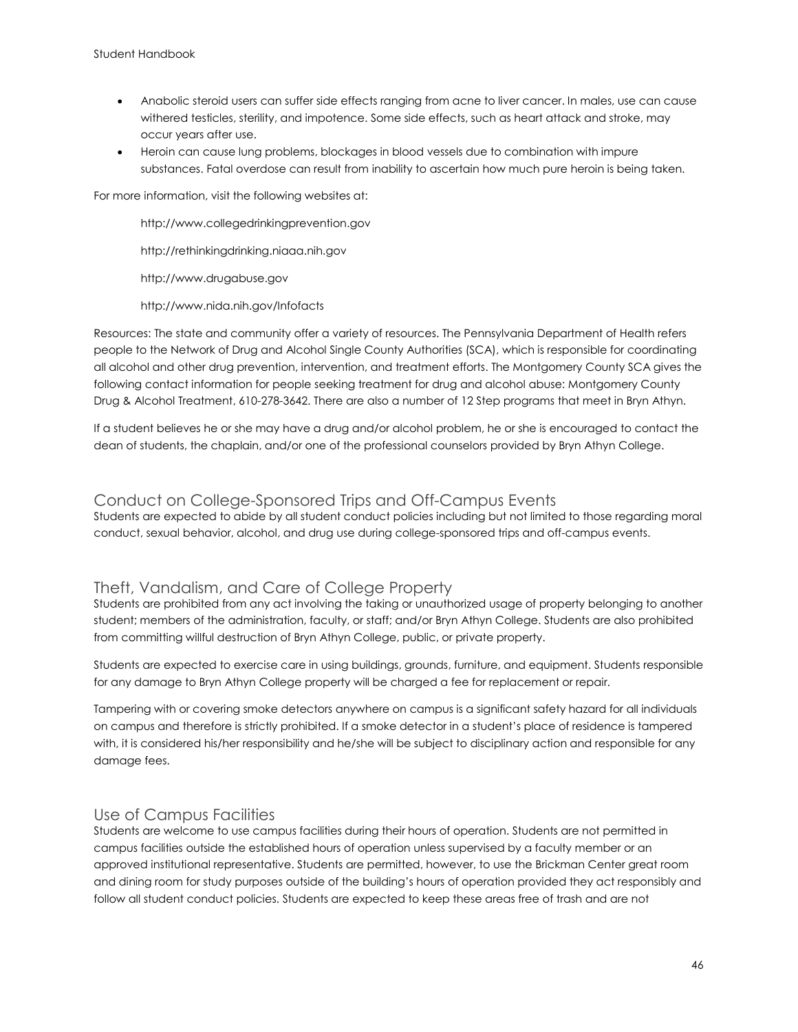- Anabolic steroid users can suffer side effects ranging from acne to liver cancer. In males, use can cause withered testicles, sterility, and impotence. Some side effects, such as heart attack and stroke, may occur years after use.
- Heroin can cause lung problems, blockages in blood vessels due to combination with impure substances. Fatal overdose can result from inability to ascertain how much pure heroin is being taken.

For more information, visit the following websites at:

http://www.collegedrinkingprevention.gov

http://rethinkingdrinking.niaaa.nih.gov

http://www.drugabuse.gov

http://www.nida.nih.gov/Infofacts

Resources: The state and community offer a variety of resources. The Pennsylvania Department of Health refers people to the Network of Drug and Alcohol Single County Authorities (SCA), which is responsible for coordinating all alcohol and other drug prevention, intervention, and treatment efforts. The Montgomery County SCA gives the following contact information for people seeking treatment for drug and alcohol abuse: Montgomery County Drug & Alcohol Treatment, 610-278-3642. There are also a number of 12 Step programs that meet in Bryn Athyn.

If a student believes he or she may have a drug and/or alcohol problem, he or she is encouraged to contact the dean of students, the chaplain, and/or one of the professional counselors provided by Bryn Athyn College.

## Conduct on College-Sponsored Trips and Off-Campus Events

Students are expected to abide by all student conduct policies including but not limited to those regarding moral conduct, sexual behavior, alcohol, and drug use during college-sponsored trips and off-campus events.

## Theft, Vandalism, and Care of College Property

Students are prohibited from any act involving the taking or unauthorized usage of property belonging to another student; members of the administration, faculty, or staff; and/or Bryn Athyn College. Students are also prohibited from committing willful destruction of Bryn Athyn College, public, or private property.

Students are expected to exercise care in using buildings, grounds, furniture, and equipment. Students responsible for any damage to Bryn Athyn College property will be charged a fee for replacement or repair.

Tampering with or covering smoke detectors anywhere on campus is a significant safety hazard for all individuals on campus and therefore is strictly prohibited. If a smoke detector in a student's place of residence is tampered with, it is considered his/her responsibility and he/she will be subject to disciplinary action and responsible for any damage fees.

## Use of Campus Facilities

Students are welcome to use campus facilities during their hours of operation. Students are not permitted in campus facilities outside the established hours of operation unless supervised by a faculty member or an approved institutional representative. Students are permitted, however, to use the Brickman Center great room and dining room for study purposes outside of the building's hours of operation provided they act responsibly and follow all student conduct policies. Students are expected to keep these areas free of trash and are not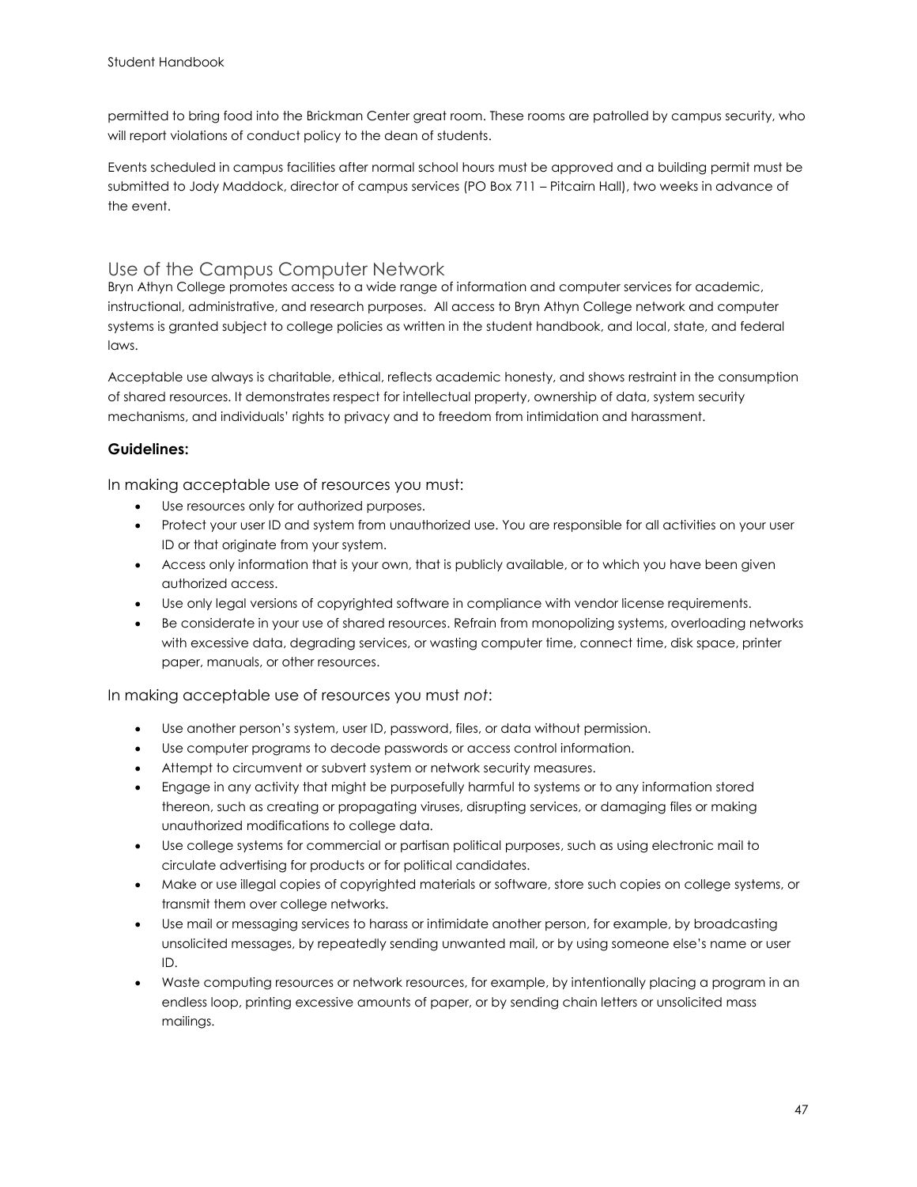permitted to bring food into the Brickman Center great room. These rooms are patrolled by campus security, who will report violations of conduct policy to the dean of students.

Events scheduled in campus facilities after normal school hours must be approved and a building permit must be submitted to Jody Maddock, director of campus services (PO Box 711 – Pitcairn Hall), two weeks in advance of the event.

## Use of the Campus Computer Network

Bryn Athyn College promotes access to a wide range of information and computer services for academic, instructional, administrative, and research purposes. All access to Bryn Athyn College network and computer systems is granted subject to college policies as written in the student handbook, and local, state, and federal laws.

Acceptable use always is charitable, ethical, reflects academic honesty, and shows restraint in the consumption of shared resources. It demonstrates respect for intellectual property, ownership of data, system security mechanisms, and individuals' rights to privacy and to freedom from intimidation and harassment.

### Guidelines:

In making acceptable use of resources you must:

- Use resources only for authorized purposes.
- Protect your user ID and system from unauthorized use. You are responsible for all activities on your user ID or that originate from your system.
- Access only information that is your own, that is publicly available, or to which you have been given authorized access.
- Use only legal versions of copyrighted software in compliance with vendor license requirements.
- Be considerate in your use of shared resources. Refrain from monopolizing systems, overloading networks with excessive data, degrading services, or wasting computer time, connect time, disk space, printer paper, manuals, or other resources.

In making acceptable use of resources you must *not*:

- Use another person's system, user ID, password, files, or data without permission.
- Use computer programs to decode passwords or access control information.
- Attempt to circumvent or subvert system or network security measures.
- Engage in any activity that might be purposefully harmful to systems or to any information stored thereon, such as creating or propagating viruses, disrupting services, or damaging files or making unauthorized modifications to college data.
- Use college systems for commercial or partisan political purposes, such as using electronic mail to circulate advertising for products or for political candidates.
- Make or use illegal copies of copyrighted materials or software, store such copies on college systems, or transmit them over college networks.
- Use mail or messaging services to harass or intimidate another person, for example, by broadcasting unsolicited messages, by repeatedly sending unwanted mail, or by using someone else's name or user ID.
- Waste computing resources or network resources, for example, by intentionally placing a program in an endless loop, printing excessive amounts of paper, or by sending chain letters or unsolicited mass mailings.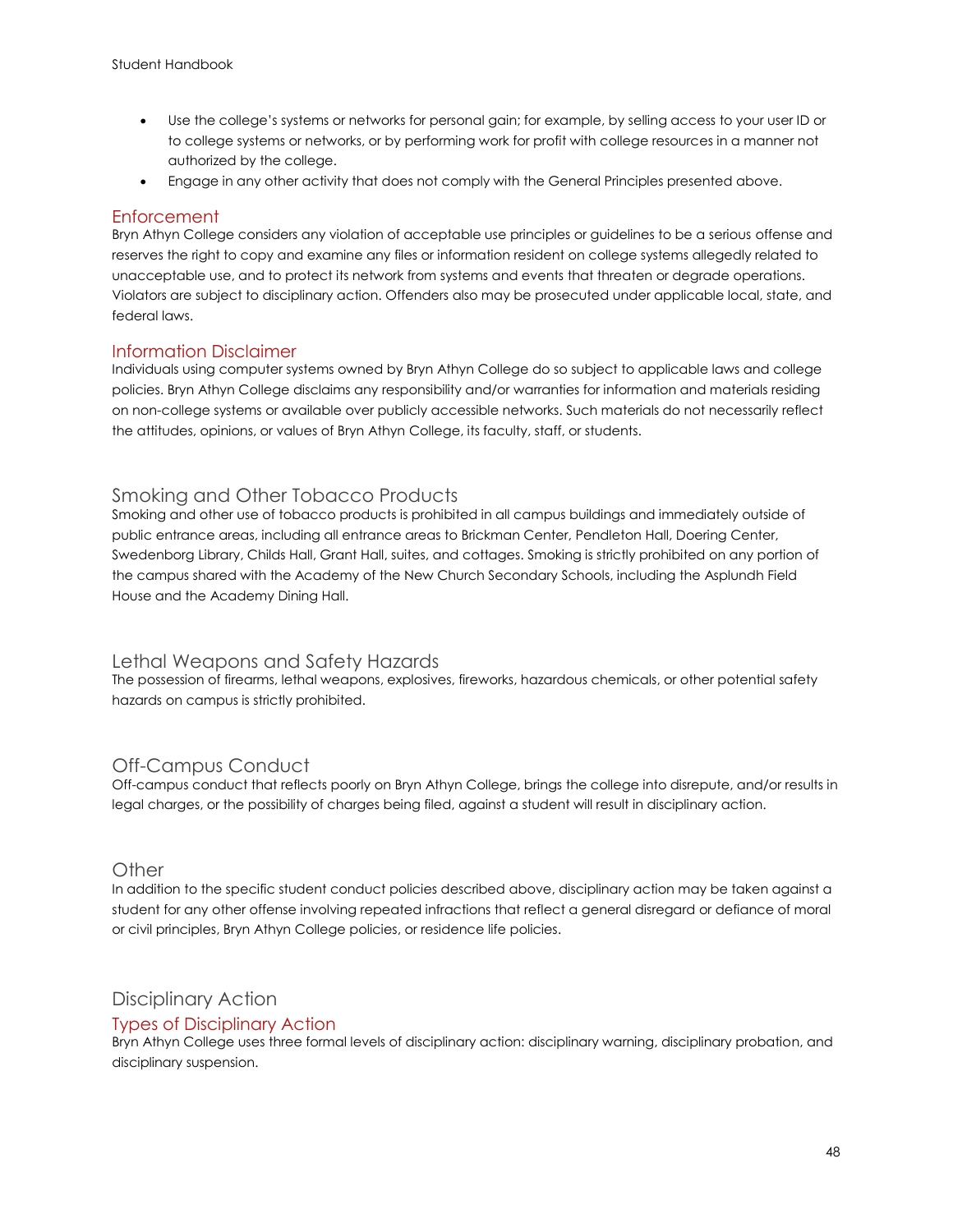- Use the college's systems or networks for personal gain; for example, by selling access to your user ID or to college systems or networks, or by performing work for profit with college resources in a manner not authorized by the college.
- Engage in any other activity that does not comply with the General Principles presented above.

### Enforcement

Bryn Athyn College considers any violation of acceptable use principles or guidelines to be a serious offense and reserves the right to copy and examine any files or information resident on college systems allegedly related to unacceptable use, and to protect its network from systems and events that threaten or degrade operations. Violators are subject to disciplinary action. Offenders also may be prosecuted under applicable local, state, and federal laws.

### Information Disclaimer

Individuals using computer systems owned by Bryn Athyn College do so subject to applicable laws and college policies. Bryn Athyn College disclaims any responsibility and/or warranties for information and materials residing on non-college systems or available over publicly accessible networks. Such materials do not necessarily reflect the attitudes, opinions, or values of Bryn Athyn College, its faculty, staff, or students.

## Smoking and Other Tobacco Products

Smoking and other use of tobacco products is prohibited in all campus buildings and immediately outside of public entrance areas, including all entrance areas to Brickman Center, Pendleton Hall, Doering Center, Swedenborg Library, Childs Hall, Grant Hall, suites, and cottages. Smoking is strictly prohibited on any portion of the campus shared with the Academy of the New Church Secondary Schools, including the Asplundh Field House and the Academy Dining Hall.

## Lethal Weapons and Safety Hazards

The possession of firearms, lethal weapons, explosives, fireworks, hazardous chemicals, or other potential safety hazards on campus is strictly prohibited.

## Off-Campus Conduct

Off-campus conduct that reflects poorly on Bryn Athyn College, brings the college into disrepute, and/or results in legal charges, or the possibility of charges being filed, against a student will result in disciplinary action.

## Other

In addition to the specific student conduct policies described above, disciplinary action may be taken against a student for any other offense involving repeated infractions that reflect a general disregard or defiance of moral or civil principles, Bryn Athyn College policies, or residence life policies.

## Disciplinary Action

### Types of Disciplinary Action

Bryn Athyn College uses three formal levels of disciplinary action: disciplinary warning, disciplinary probation, and disciplinary suspension.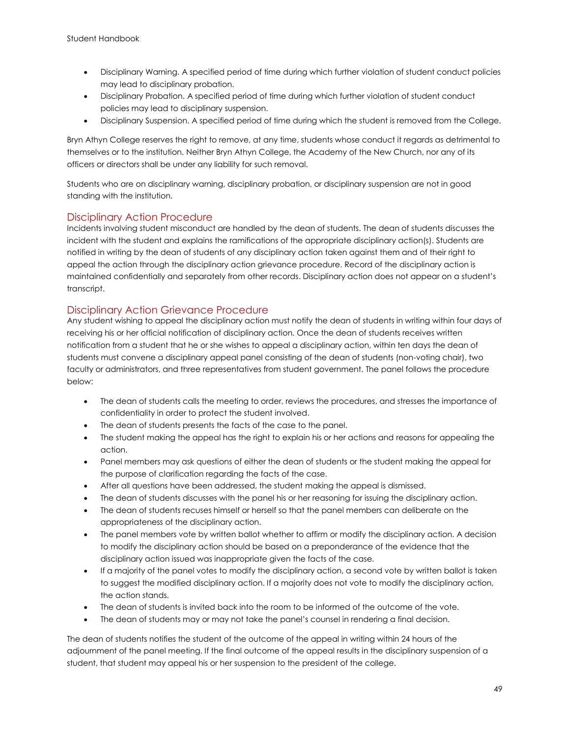- Disciplinary Warning. A specified period of time during which further violation of student conduct policies may lead to disciplinary probation.
- Disciplinary Probation. A specified period of time during which further violation of student conduct policies may lead to disciplinary suspension.
- Disciplinary Suspension. A specified period of time during which the student is removed from the College.

Bryn Athyn College reserves the right to remove, at any time, students whose conduct it regards as detrimental to themselves or to the institution. Neither Bryn Athyn College, the Academy of the New Church, nor any of its officers or directors shall be under any liability for such removal.

Students who are on disciplinary warning, disciplinary probation, or disciplinary suspension are not in good standing with the institution.

## Disciplinary Action Procedure

Incidents involving student misconduct are handled by the dean of students. The dean of students discusses the incident with the student and explains the ramifications of the appropriate disciplinary action(s). Students are notified in writing by the dean of students of any disciplinary action taken against them and of their right to appeal the action through the disciplinary action grievance procedure. Record of the disciplinary action is maintained confidentially and separately from other records. Disciplinary action does not appear on a student's transcript.

## Disciplinary Action Grievance Procedure

Any student wishing to appeal the disciplinary action must notify the dean of students in writing within four days of receiving his or her official notification of disciplinary action. Once the dean of students receives written notification from a student that he or she wishes to appeal a disciplinary action, within ten days the dean of students must convene a disciplinary appeal panel consisting of the dean of students (non-voting chair), two faculty or administrators, and three representatives from student government. The panel follows the procedure below:

- The dean of students calls the meeting to order, reviews the procedures, and stresses the importance of confidentiality in order to protect the student involved.
- The dean of students presents the facts of the case to the panel.
- The student making the appeal has the right to explain his or her actions and reasons for appealing the action.
- Panel members may ask questions of either the dean of students or the student making the appeal for the purpose of clarification regarding the facts of the case.
- After all questions have been addressed, the student making the appeal is dismissed.
- The dean of students discusses with the panel his or her reasoning for issuing the disciplinary action.
- The dean of students recuses himself or herself so that the panel members can deliberate on the appropriateness of the disciplinary action.
- The panel members vote by written ballot whether to affirm or modify the disciplinary action. A decision to modify the disciplinary action should be based on a preponderance of the evidence that the disciplinary action issued was inappropriate given the facts of the case.
- If a majority of the panel votes to modify the disciplinary action, a second vote by written ballot is taken to suggest the modified disciplinary action. If a majority does not vote to modify the disciplinary action, the action stands.
- The dean of students is invited back into the room to be informed of the outcome of the vote.
- The dean of students may or may not take the panel's counsel in rendering a final decision.

The dean of students notifies the student of the outcome of the appeal in writing within 24 hours of the adjournment of the panel meeting. If the final outcome of the appeal results in the disciplinary suspension of a student, that student may appeal his or her suspension to the president of the college.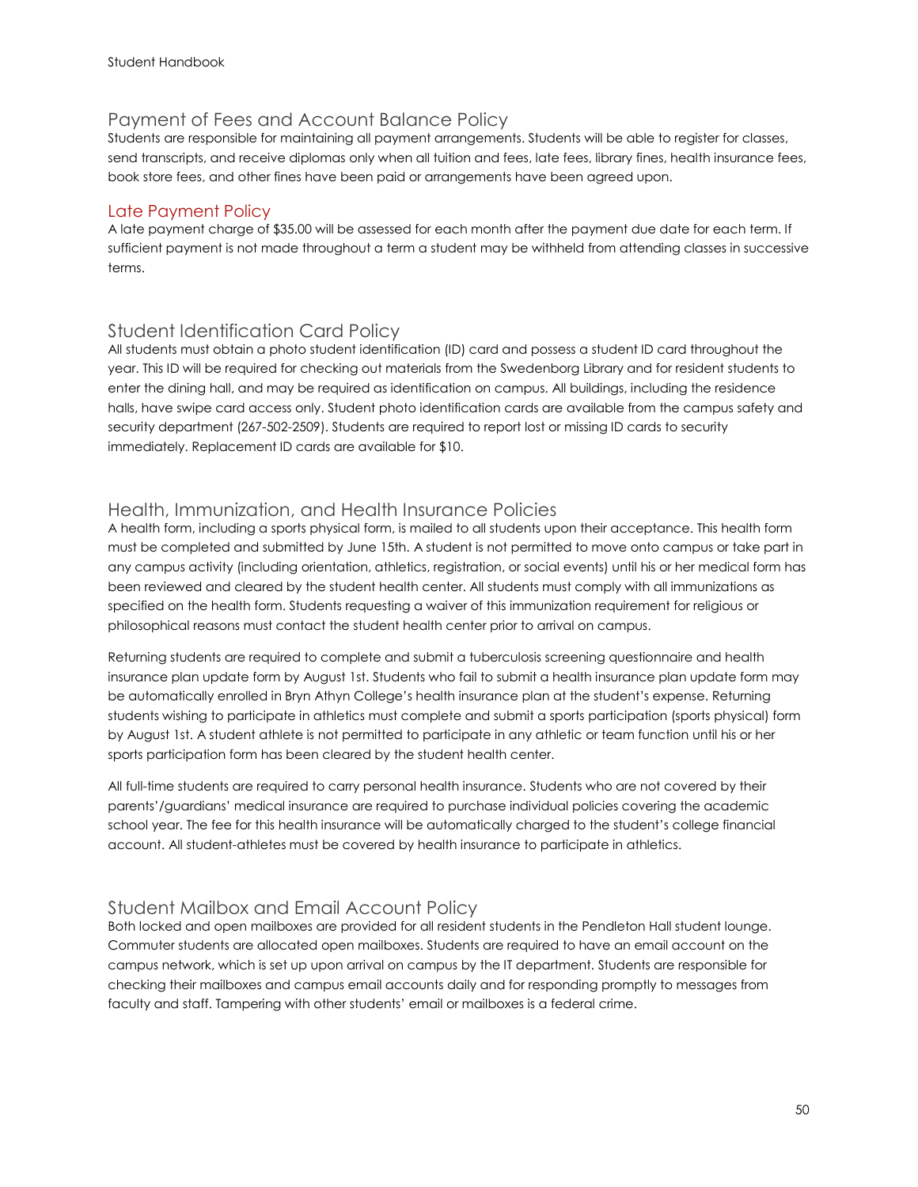## Payment of Fees and Account Balance Policy

Students are responsible for maintaining all payment arrangements. Students will be able to register for classes, send transcripts, and receive diplomas only when all tuition and fees, late fees, library fines, health insurance fees, book store fees, and other fines have been paid or arrangements have been agreed upon.

### Late Payment Policy

A late payment charge of $35.00 will be assessed for each month after the payment due date for each term. If sufficient payment is not made throughout a term a student may be withheld from attending classes in successive terms.

## Student Identification Card Policy

All students must obtain a photo student identification (ID) card and possess a student ID card throughout the year. This ID will be required for checking out materials from the Swedenborg Library and for resident students to enter the dining hall, and may be required as identification on campus. All buildings, including the residence halls, have swipe card access only. Student photo identification cards are available from the campus safety and security department (267-502-2509). Students are required to report lost or missing ID cards to security immediately. Replacement ID cards are available for $10.

## Health, Immunization, and Health Insurance Policies

A health form, including a sports physical form, is mailed to all students upon their acceptance. This health form must be completed and submitted by June 15th. A student is not permitted to move onto campus or take part in any campus activity (including orientation, athletics, registration, or social events) until his or her medical form has been reviewed and cleared by the student health center. All students must comply with all immunizations as specified on the health form. Students requesting a waiver of this immunization requirement for religious or philosophical reasons must contact the student health center prior to arrival on campus.

Returning students are required to complete and submit a tuberculosis screening questionnaire and health insurance plan update form by August 1st. Students who fail to submit a health insurance plan update form may be automatically enrolled in Bryn Athyn College's health insurance plan at the student's expense. Returning students wishing to participate in athletics must complete and submit a sports participation (sports physical) form by August 1st. A student athlete is not permitted to participate in any athletic or team function until his or her sports participation form has been cleared by the student health center.

All full-time students are required to carry personal health insurance. Students who are not covered by their parents'/guardians' medical insurance are required to purchase individual policies covering the academic school year. The fee for this health insurance will be automatically charged to the student's college financial account. All student-athletes must be covered by health insurance to participate in athletics.

## Student Mailbox and Email Account Policy

Both locked and open mailboxes are provided for all resident students in the Pendleton Hall student lounge. Commuter students are allocated open mailboxes. Students are required to have an email account on the campus network, which is set up upon arrival on campus by the IT department. Students are responsible for checking their mailboxes and campus email accounts daily and for responding promptly to messages from faculty and staff. Tampering with other students' email or mailboxes is a federal crime.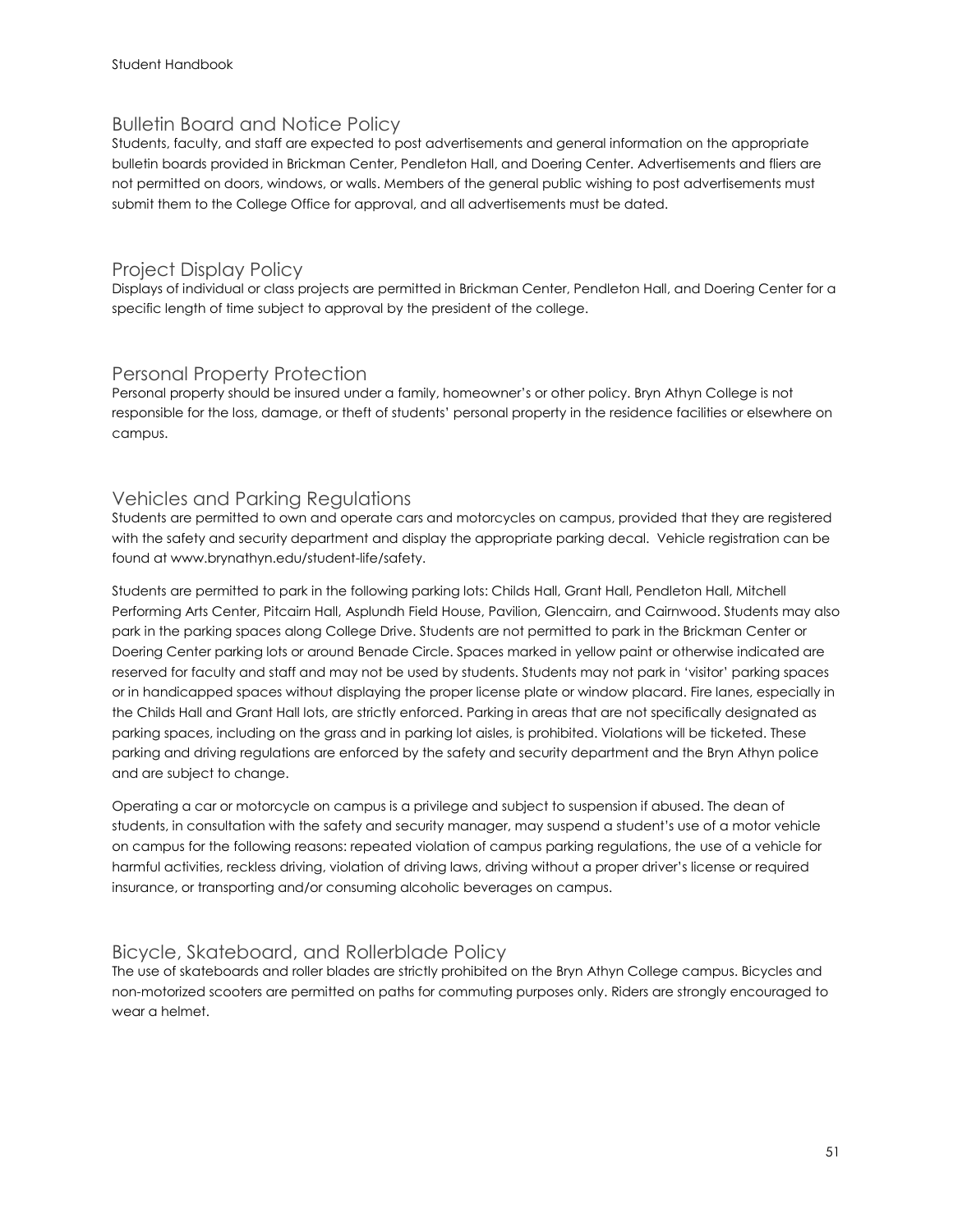## Bulletin Board and Notice Policy

Students, faculty, and staff are expected to post advertisements and general information on the appropriate bulletin boards provided in Brickman Center, Pendleton Hall, and Doering Center. Advertisements and fliers are not permitted on doors, windows, or walls. Members of the general public wishing to post advertisements must submit them to the College Office for approval, and all advertisements must be dated.

## Project Display Policy

Displays of individual or class projects are permitted in Brickman Center, Pendleton Hall, and Doering Center for a specific length of time subject to approval by the president of the college.

## Personal Property Protection

Personal property should be insured under a family, homeowner's or other policy. Bryn Athyn College is not responsible for the loss, damage, or theft of students' personal property in the residence facilities or elsewhere on campus.

## Vehicles and Parking Regulations

Students are permitted to own and operate cars and motorcycles on campus, provided that they are registered with the safety and security department and display the appropriate parking decal. Vehicle registration can be found at www.brynathyn.edu/student-life/safety.

Students are permitted to park in the following parking lots: Childs Hall, Grant Hall, Pendleton Hall, Mitchell Performing Arts Center, Pitcairn Hall, Asplundh Field House, Pavilion, Glencairn, and Cairnwood. Students may also park in the parking spaces along College Drive. Students are not permitted to park in the Brickman Center or Doering Center parking lots or around Benade Circle. Spaces marked in yellow paint or otherwise indicated are reserved for faculty and staff and may not be used by students. Students may not park in 'visitor' parking spaces or in handicapped spaces without displaying the proper license plate or window placard. Fire lanes, especially in the Childs Hall and Grant Hall lots, are strictly enforced. Parking in areas that are not specifically designated as parking spaces, including on the grass and in parking lot aisles, is prohibited. Violations will be ticketed. These parking and driving regulations are enforced by the safety and security department and the Bryn Athyn police and are subject to change.

Operating a car or motorcycle on campus is a privilege and subject to suspension if abused. The dean of students, in consultation with the safety and security manager, may suspend a student's use of a motor vehicle on campus for the following reasons: repeated violation of campus parking regulations, the use of a vehicle for harmful activities, reckless driving, violation of driving laws, driving without a proper driver's license or required insurance, or transporting and/or consuming alcoholic beverages on campus.

## Bicycle, Skateboard, and Rollerblade Policy

The use of skateboards and roller blades are strictly prohibited on the Bryn Athyn College campus. Bicycles and non-motorized scooters are permitted on paths for commuting purposes only. Riders are strongly encouraged to wear a helmet.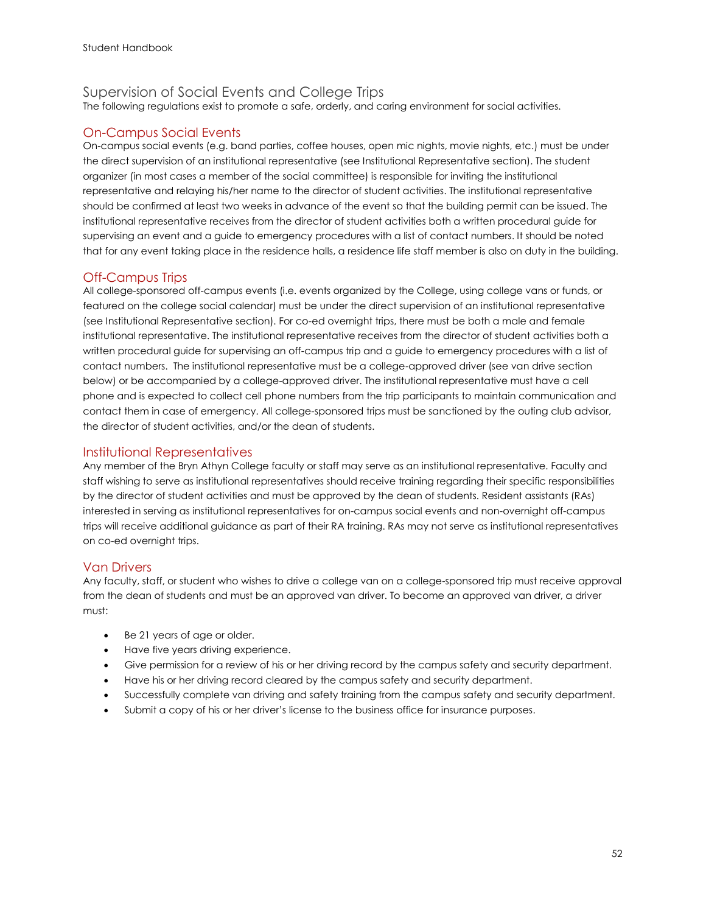## Supervision of Social Events and College Trips

The following regulations exist to promote a safe, orderly, and caring environment for social activities.

### On-Campus Social Events

On-campus social events (e.g. band parties, coffee houses, open mic nights, movie nights, etc.) must be under the direct supervision of an institutional representative (see Institutional Representative section). The student organizer (in most cases a member of the social committee) is responsible for inviting the institutional representative and relaying his/her name to the director of student activities. The institutional representative should be confirmed at least two weeks in advance of the event so that the building permit can be issued. The institutional representative receives from the director of student activities both a written procedural guide for supervising an event and a guide to emergency procedures with a list of contact numbers. It should be noted that for any event taking place in the residence halls, a residence life staff member is also on duty in the building.

### Off-Campus Trips

All college-sponsored off-campus events (i.e. events organized by the College, using college vans or funds, or featured on the college social calendar) must be under the direct supervision of an institutional representative (see Institutional Representative section). For co-ed overnight trips, there must be both a male and female institutional representative. The institutional representative receives from the director of student activities both a written procedural guide for supervising an off-campus trip and a guide to emergency procedures with a list of contact numbers. The institutional representative must be a college-approved driver (see van drive section below) or be accompanied by a college-approved driver. The institutional representative must have a cell phone and is expected to collect cell phone numbers from the trip participants to maintain communication and contact them in case of emergency. All college-sponsored trips must be sanctioned by the outing club advisor, the director of student activities, and/or the dean of students.

### Institutional Representatives

Any member of the Bryn Athyn College faculty or staff may serve as an institutional representative. Faculty and staff wishing to serve as institutional representatives should receive training regarding their specific responsibilities by the director of student activities and must be approved by the dean of students. Resident assistants (RAs) interested in serving as institutional representatives for on-campus social events and non-overnight off-campus trips will receive additional guidance as part of their RA training. RAs may not serve as institutional representatives on co-ed overnight trips.

### Van Drivers

Any faculty, staff, or student who wishes to drive a college van on a college-sponsored trip must receive approval from the dean of students and must be an approved van driver. To become an approved van driver, a driver must:

- Be 21 years of age or older.
- Have five years driving experience.
- Give permission for a review of his or her driving record by the campus safety and security department.
- Have his or her driving record cleared by the campus safety and security department.
- Successfully complete van driving and safety training from the campus safety and security department.
- Submit a copy of his or her driver's license to the business office for insurance purposes.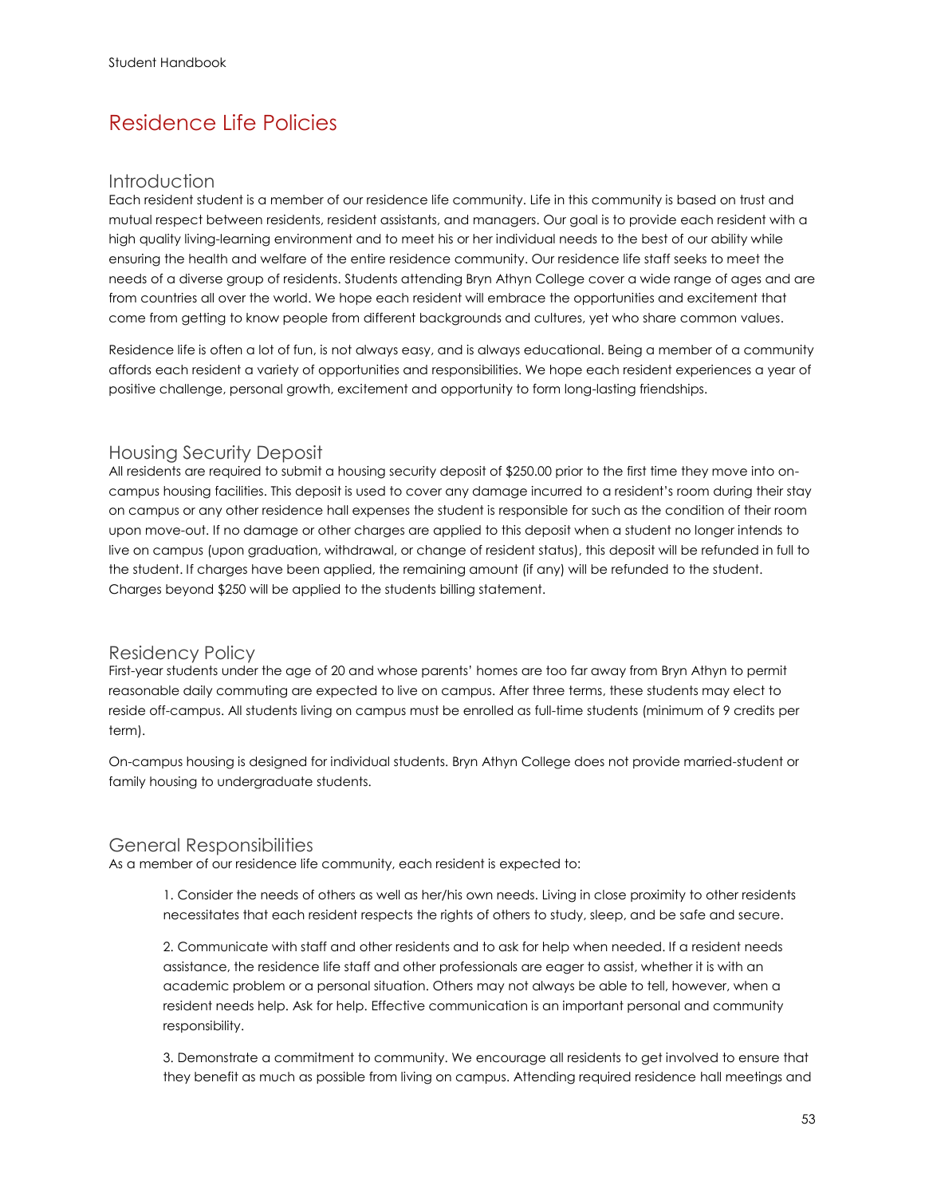# Residence Life Policies

## Introduction

Each resident student is a member of our residence life community. Life in this community is based on trust and mutual respect between residents, resident assistants, and managers. Our goal is to provide each resident with a high quality living-learning environment and to meet his or her individual needs to the best of our ability while ensuring the health and welfare of the entire residence community. Our residence life staff seeks to meet the needs of a diverse group of residents. Students attending Bryn Athyn College cover a wide range of ages and are from countries all over the world. We hope each resident will embrace the opportunities and excitement that come from getting to know people from different backgrounds and cultures, yet who share common values.

Residence life is often a lot of fun, is not always easy, and is always educational. Being a member of a community affords each resident a variety of opportunities and responsibilities. We hope each resident experiences a year of positive challenge, personal growth, excitement and opportunity to form long-lasting friendships.

## Housing Security Deposit

All residents are required to submit a housing security deposit of $250.00 prior to the first time they move into on-campus housing facilities. This deposit is used to cover any damage incurred to a resident's room during their stay on campus or any other residence hall expenses the student is responsible for such as the condition of their room upon move-out. If no damage or other charges are applied to this deposit when a student no longer intends to live on campus (upon graduation, withdrawal, or change of resident status), this deposit will be refunded in full to the student. If charges have been applied, the remaining amount (if any) will be refunded to the student. Charges beyond $250 will be applied to the students billing statement.

## Residency Policy

First-year students under the age of 20 and whose parents' homes are too far away from Bryn Athyn to permit reasonable daily commuting are expected to live on campus. After three terms, these students may elect to reside off-campus. All students living on campus must be enrolled as full-time students (minimum of 9 credits per term).

On-campus housing is designed for individual students. Bryn Athyn College does not provide married-student or family housing to undergraduate students.

## General Responsibilities

As a member of our residence life community, each resident is expected to:

1. Consider the needs of others as well as her/his own needs. Living in close proximity to other residents necessitates that each resident respects the rights of others to study, sleep, and be safe and secure.

2. Communicate with staff and other residents and to ask for help when needed. If a resident needs assistance, the residence life staff and other professionals are eager to assist, whether it is with an academic problem or a personal situation. Others may not always be able to tell, however, when a resident needs help. Ask for help. Effective communication is an important personal and community responsibility.

3. Demonstrate a commitment to community. We encourage all residents to get involved to ensure that they benefit as much as possible from living on campus. Attending required residence hall meetings and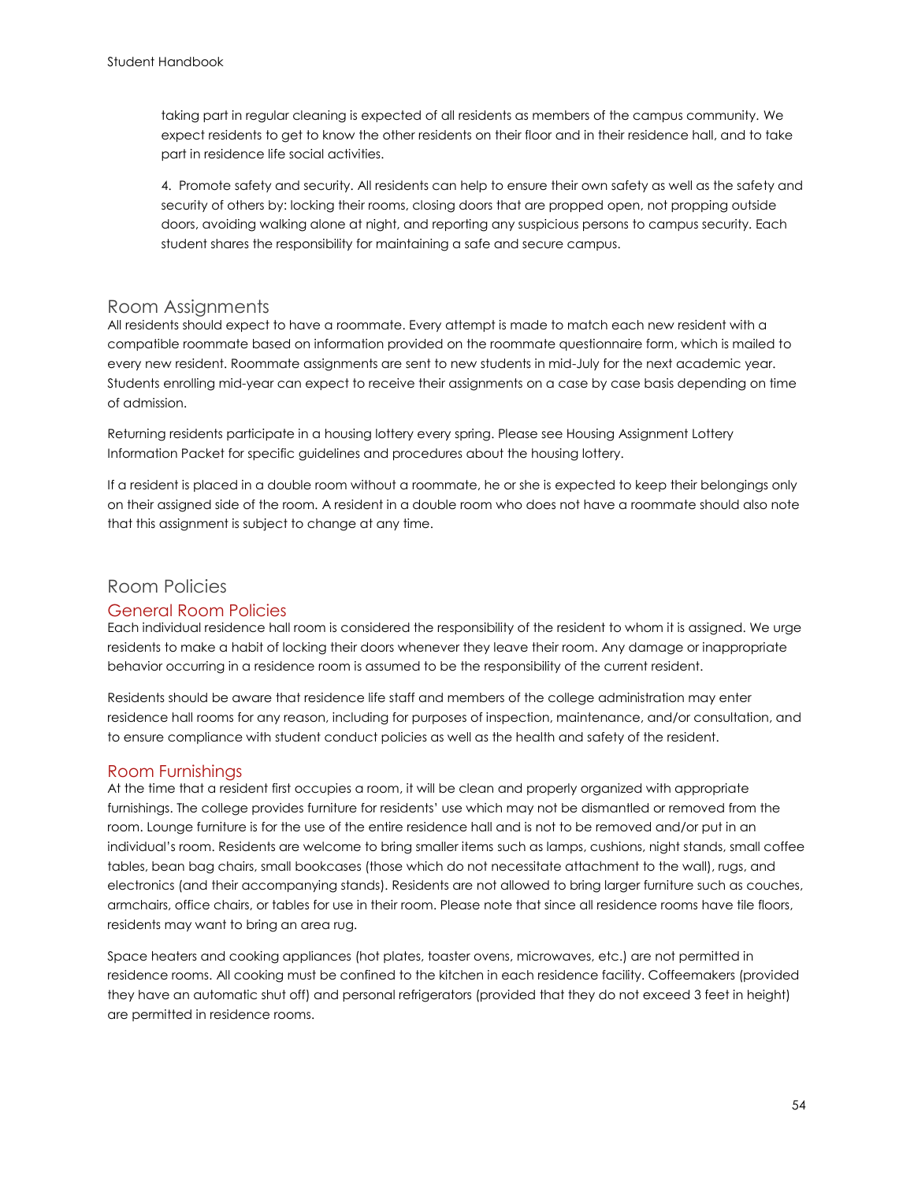taking part in regular cleaning is expected of all residents as members of the campus community. We expect residents to get to know the other residents on their floor and in their residence hall, and to take part in residence life social activities.

4. Promote safety and security. All residents can help to ensure their own safety as well as the safety and security of others by: locking their rooms, closing doors that are propped open, not propping outside doors, avoiding walking alone at night, and reporting any suspicious persons to campus security. Each student shares the responsibility for maintaining a safe and secure campus.

## Room Assignments

All residents should expect to have a roommate. Every attempt is made to match each new resident with a compatible roommate based on information provided on the roommate questionnaire form, which is mailed to every new resident. Roommate assignments are sent to new students in mid-July for the next academic year. Students enrolling mid-year can expect to receive their assignments on a case by case basis depending on time of admission.

Returning residents participate in a housing lottery every spring. Please see Housing Assignment Lottery Information Packet for specific guidelines and procedures about the housing lottery.

If a resident is placed in a double room without a roommate, he or she is expected to keep their belongings only on their assigned side of the room. A resident in a double room who does not have a roommate should also note that this assignment is subject to change at any time.

## Room Policies

### General Room Policies

Each individual residence hall room is considered the responsibility of the resident to whom it is assigned. We urge residents to make a habit of locking their doors whenever they leave their room. Any damage or inappropriate behavior occurring in a residence room is assumed to be the responsibility of the current resident.

Residents should be aware that residence life staff and members of the college administration may enter residence hall rooms for any reason, including for purposes of inspection, maintenance, and/or consultation, and to ensure compliance with student conduct policies as well as the health and safety of the resident.

### Room Furnishings

At the time that a resident first occupies a room, it will be clean and properly organized with appropriate furnishings. The college provides furniture for residents' use which may not be dismantled or removed from the room. Lounge furniture is for the use of the entire residence hall and is not to be removed and/or put in an individual's room. Residents are welcome to bring smaller items such as lamps, cushions, night stands, small coffee tables, bean bag chairs, small bookcases (those which do not necessitate attachment to the wall), rugs, and electronics (and their accompanying stands). Residents are not allowed to bring larger furniture such as couches, armchairs, office chairs, or tables for use in their room. Please note that since all residence rooms have tile floors, residents may want to bring an area rug.

Space heaters and cooking appliances (hot plates, toaster ovens, microwaves, etc.) are not permitted in residence rooms. All cooking must be confined to the kitchen in each residence facility. Coffeemakers (provided they have an automatic shut off) and personal refrigerators (provided that they do not exceed 3 feet in height) are permitted in residence rooms.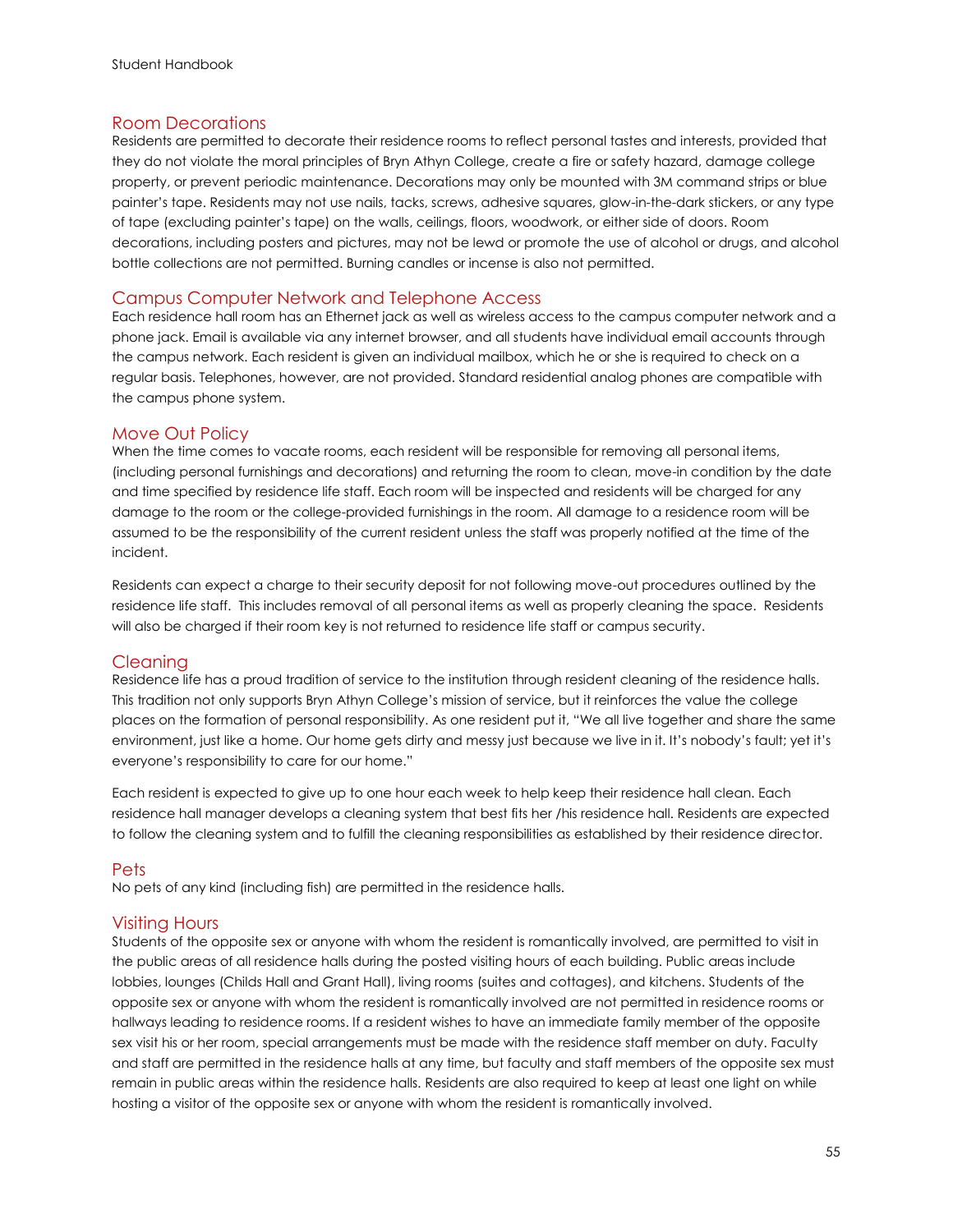## Room Decorations

Residents are permitted to decorate their residence rooms to reflect personal tastes and interests, provided that they do not violate the moral principles of Bryn Athyn College, create a fire or safety hazard, damage college property, or prevent periodic maintenance. Decorations may only be mounted with 3M command strips or blue painter's tape. Residents may not use nails, tacks, screws, adhesive squares, glow-in-the-dark stickers, or any type of tape (excluding painter's tape) on the walls, ceilings, floors, woodwork, or either side of doors. Room decorations, including posters and pictures, may not be lewd or promote the use of alcohol or drugs, and alcohol bottle collections are not permitted. Burning candles or incense is also not permitted.

## Campus Computer Network and Telephone Access

Each residence hall room has an Ethernet jack as well as wireless access to the campus computer network and a phone jack. Email is available via any internet browser, and all students have individual email accounts through the campus network. Each resident is given an individual mailbox, which he or she is required to check on a regular basis. Telephones, however, are not provided. Standard residential analog phones are compatible with the campus phone system.

## Move Out Policy

When the time comes to vacate rooms, each resident will be responsible for removing all personal items, (including personal furnishings and decorations) and returning the room to clean, move-in condition by the date and time specified by residence life staff. Each room will be inspected and residents will be charged for any damage to the room or the college-provided furnishings in the room. All damage to a residence room will be assumed to be the responsibility of the current resident unless the staff was properly notified at the time of the incident.

Residents can expect a charge to their security deposit for not following move-out procedures outlined by the residence life staff. This includes removal of all personal items as well as properly cleaning the space. Residents will also be charged if their room key is not returned to residence life staff or campus security.

## Cleaning

Residence life has a proud tradition of service to the institution through resident cleaning of the residence halls. This tradition not only supports Bryn Athyn College's mission of service, but it reinforces the value the college places on the formation of personal responsibility. As one resident put it, "We all live together and share the same environment, just like a home. Our home gets dirty and messy just because we live in it. It's nobody's fault; yet it's everyone's responsibility to care for our home."

Each resident is expected to give up to one hour each week to help keep their residence hall clean. Each residence hall manager develops a cleaning system that best fits her /his residence hall. Residents are expected to follow the cleaning system and to fulfill the cleaning responsibilities as established by their residence director.

## Pets

No pets of any kind (including fish) are permitted in the residence halls.

## Visiting Hours

Students of the opposite sex or anyone with whom the resident is romantically involved, are permitted to visit in the public areas of all residence halls during the posted visiting hours of each building. Public areas include lobbies, lounges (Childs Hall and Grant Hall), living rooms (suites and cottages), and kitchens. Students of the opposite sex or anyone with whom the resident is romantically involved are not permitted in residence rooms or hallways leading to residence rooms. If a resident wishes to have an immediate family member of the opposite sex visit his or her room, special arrangements must be made with the residence staff member on duty. Faculty and staff are permitted in the residence halls at any time, but faculty and staff members of the opposite sex must remain in public areas within the residence halls. Residents are also required to keep at least one light on while hosting a visitor of the opposite sex or anyone with whom the resident is romantically involved.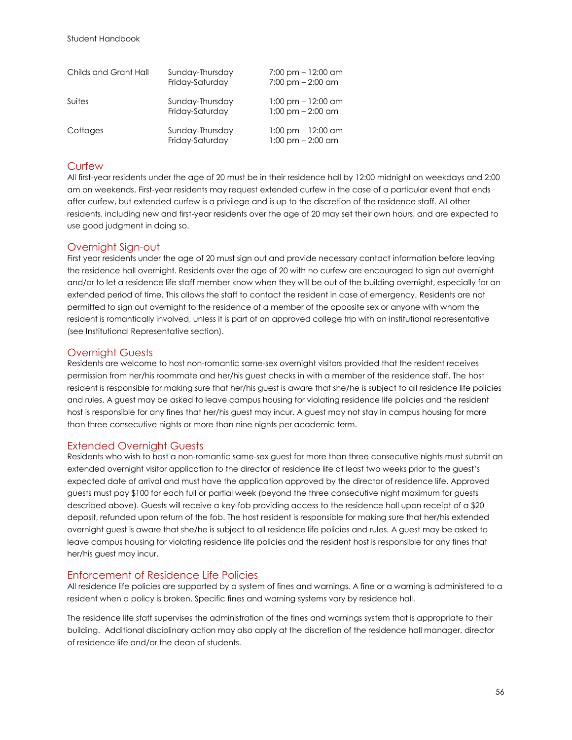| | | |
|---|---|---|
| Childs and Grant Hall | Sunday-Thursday<br>Friday-Saturday | 7:00 pm – 12:00 am<br>7:00 pm – 2:00 am |
| Suites | Sunday-Thursday<br>Friday-Saturday | 1:00 pm – 12:00 am<br>1:00 pm – 2:00 am |
| Cottages | Sunday-Thursday<br>Friday-Saturday | 1:00 pm – 12:00 am<br>1:00 pm – 2:00 am |

## Curfew

All first-year residents under the age of 20 must be in their residence hall by 12:00 midnight on weekdays and 2:00 am on weekends. First-year residents may request extended curfew in the case of a particular event that ends after curfew, but extended curfew is a privilege and is up to the discretion of the residence staff. All other residents, including new and first-year residents over the age of 20 may set their own hours, and are expected to use good judgment in doing so.

## Overnight Sign-out

First year residents under the age of 20 must sign out and provide necessary contact information before leaving the residence hall overnight. Residents over the age of 20 with no curfew are encouraged to sign out overnight and/or to let a residence life staff member know when they will be out of the building overnight, especially for an extended period of time. This allows the staff to contact the resident in case of emergency. Residents are not permitted to sign out overnight to the residence of a member of the opposite sex or anyone with whom the resident is romantically involved, unless it is part of an approved college trip with an institutional representative (see Institutional Representative section).

## Overnight Guests

Residents are welcome to host non-romantic same-sex overnight visitors provided that the resident receives permission from her/his roommate and her/his guest checks in with a member of the residence staff. The host resident is responsible for making sure that her/his guest is aware that she/he is subject to all residence life policies and rules. A guest may be asked to leave campus housing for violating residence life policies and the resident host is responsible for any fines that her/his guest may incur. A guest may not stay in campus housing for more than three consecutive nights or more than nine nights per academic term.

## Extended Overnight Guests

Residents who wish to host a non-romantic same-sex guest for more than three consecutive nights must submit an extended overnight visitor application to the director of residence life at least two weeks prior to the guest's expected date of arrival and must have the application approved by the director of residence life. Approved guests must pay $100 for each full or partial week (beyond the three consecutive night maximum for guests described above). Guests will receive a key-fob providing access to the residence hall upon receipt of a $20 deposit, refunded upon return of the fob. The host resident is responsible for making sure that her/his extended overnight guest is aware that she/he is subject to all residence life policies and rules. A guest may be asked to leave campus housing for violating residence life policies and the resident host is responsible for any fines that her/his guest may incur.

## Enforcement of Residence Life Policies

All residence life policies are supported by a system of fines and warnings. A fine or a warning is administered to a resident when a policy is broken. Specific fines and warning systems vary by residence hall.

The residence life staff supervises the administration of the fines and warnings system that is appropriate to their building. Additional disciplinary action may also apply at the discretion of the residence hall manager, director of residence life and/or the dean of students.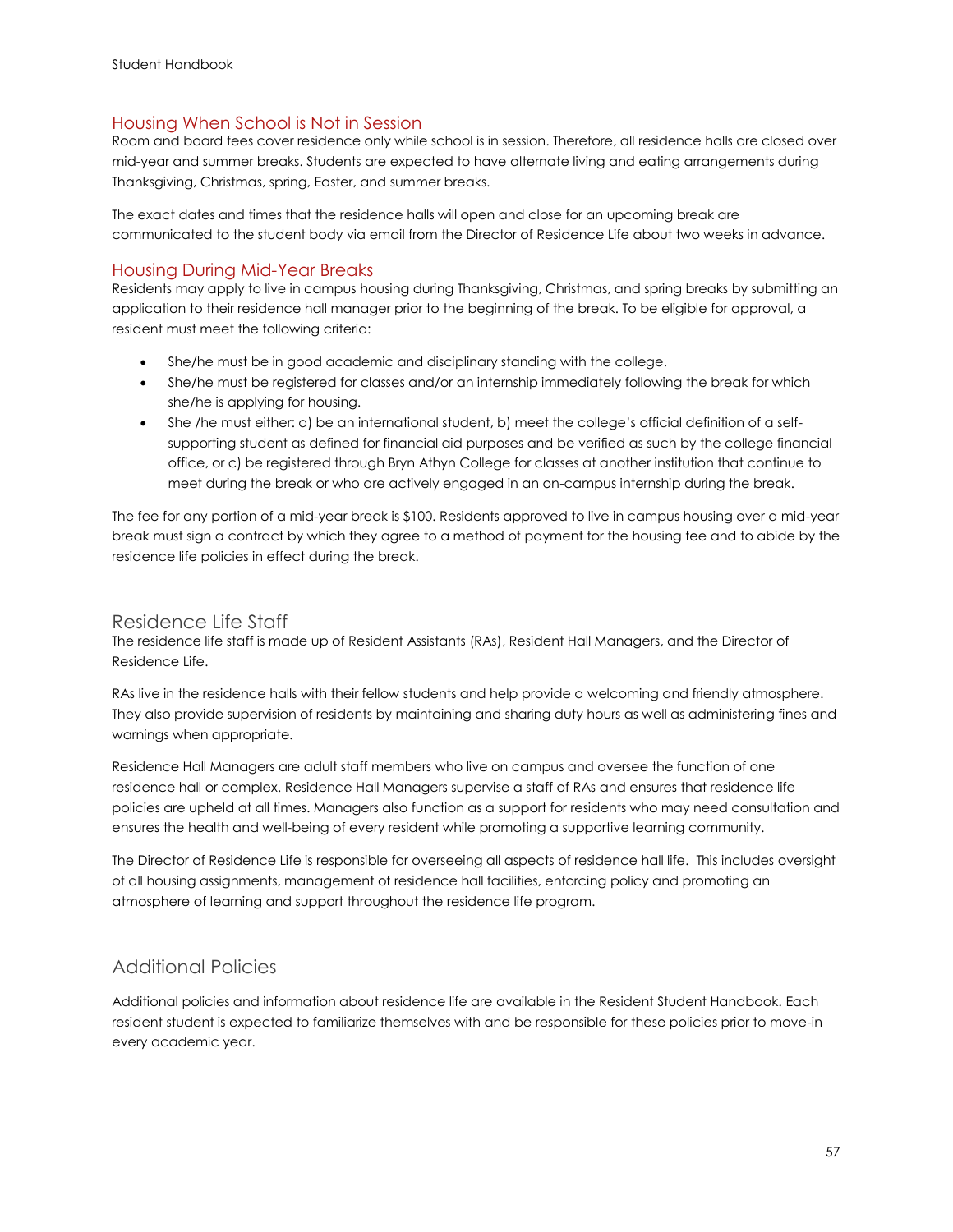## Housing When School is Not in Session

Room and board fees cover residence only while school is in session. Therefore, all residence halls are closed over mid-year and summer breaks. Students are expected to have alternate living and eating arrangements during Thanksgiving, Christmas, spring, Easter, and summer breaks.

The exact dates and times that the residence halls will open and close for an upcoming break are communicated to the student body via email from the Director of Residence Life about two weeks in advance.

## Housing During Mid-Year Breaks

Residents may apply to live in campus housing during Thanksgiving, Christmas, and spring breaks by submitting an application to their residence hall manager prior to the beginning of the break. To be eligible for approval, a resident must meet the following criteria:

- She/he must be in good academic and disciplinary standing with the college.
- She/he must be registered for classes and/or an internship immediately following the break for which she/he is applying for housing.
- She /he must either: a) be an international student, b) meet the college's official definition of a self-supporting student as defined for financial aid purposes and be verified as such by the college financial office, or c) be registered through Bryn Athyn College for classes at another institution that continue to meet during the break or who are actively engaged in an on-campus internship during the break.

The fee for any portion of a mid-year break is $100. Residents approved to live in campus housing over a mid-year break must sign a contract by which they agree to a method of payment for the housing fee and to abide by the residence life policies in effect during the break.

## Residence Life Staff

The residence life staff is made up of Resident Assistants (RAs), Resident Hall Managers, and the Director of Residence Life.

RAs live in the residence halls with their fellow students and help provide a welcoming and friendly atmosphere. They also provide supervision of residents by maintaining and sharing duty hours as well as administering fines and warnings when appropriate.

Residence Hall Managers are adult staff members who live on campus and oversee the function of one residence hall or complex. Residence Hall Managers supervise a staff of RAs and ensures that residence life policies are upheld at all times. Managers also function as a support for residents who may need consultation and ensures the health and well-being of every resident while promoting a supportive learning community.

The Director of Residence Life is responsible for overseeing all aspects of residence hall life. This includes oversight of all housing assignments, management of residence hall facilities, enforcing policy and promoting an atmosphere of learning and support throughout the residence life program.

## Additional Policies

Additional policies and information about residence life are available in the Resident Student Handbook. Each resident student is expected to familiarize themselves with and be responsible for these policies prior to move-in every academic year.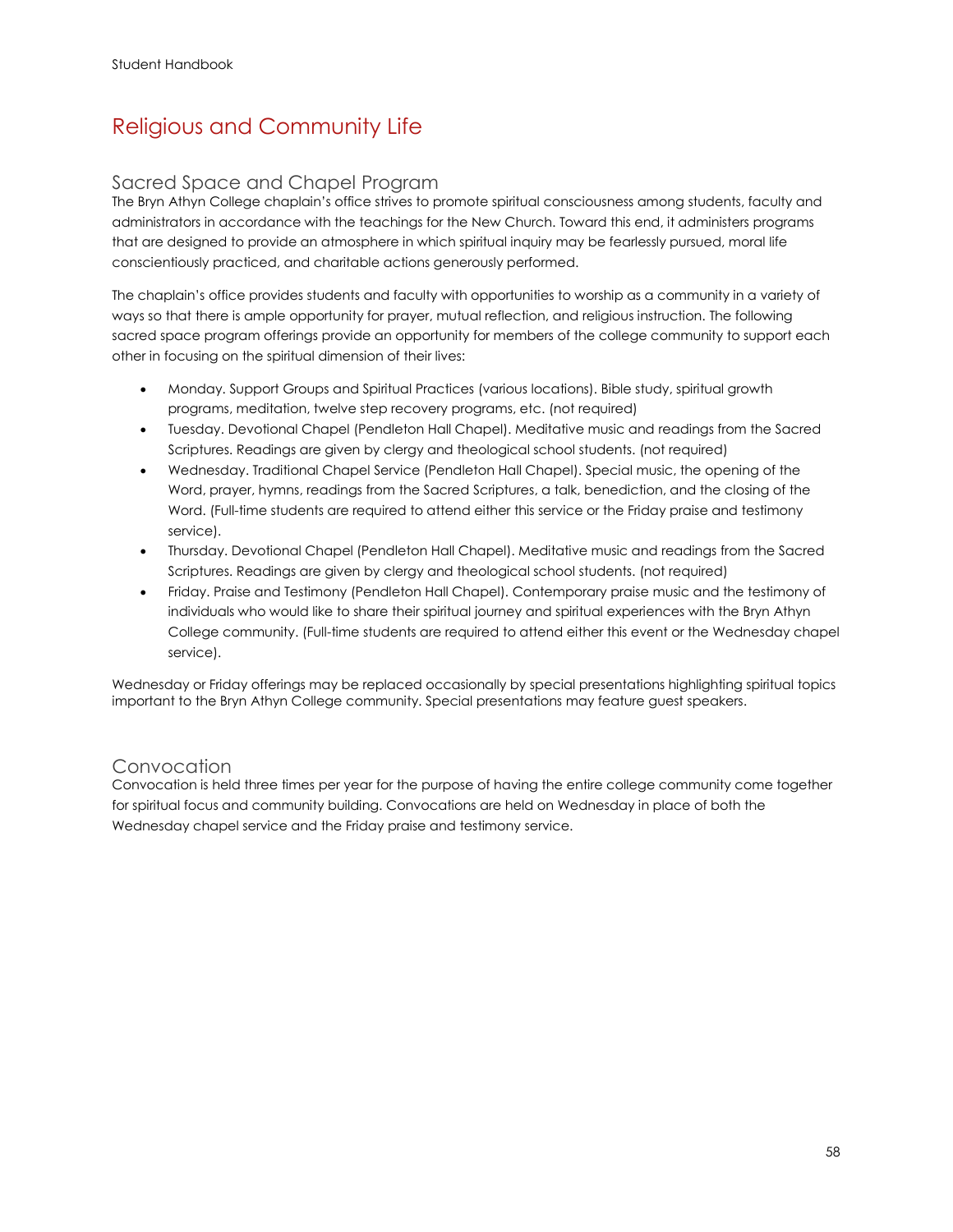# Religious and Community Life

## Sacred Space and Chapel Program

The Bryn Athyn College chaplain's office strives to promote spiritual consciousness among students, faculty and administrators in accordance with the teachings for the New Church. Toward this end, it administers programs that are designed to provide an atmosphere in which spiritual inquiry may be fearlessly pursued, moral life conscientiously practiced, and charitable actions generously performed.

The chaplain's office provides students and faculty with opportunities to worship as a community in a variety of ways so that there is ample opportunity for prayer, mutual reflection, and religious instruction. The following sacred space program offerings provide an opportunity for members of the college community to support each other in focusing on the spiritual dimension of their lives:

- Monday. Support Groups and Spiritual Practices (various locations). Bible study, spiritual growth programs, meditation, twelve step recovery programs, etc. (not required)
- Tuesday. Devotional Chapel (Pendleton Hall Chapel). Meditative music and readings from the Sacred Scriptures. Readings are given by clergy and theological school students. (not required)
- Wednesday. Traditional Chapel Service (Pendleton Hall Chapel). Special music, the opening of the Word, prayer, hymns, readings from the Sacred Scriptures, a talk, benediction, and the closing of the Word. (Full-time students are required to attend either this service or the Friday praise and testimony service).
- Thursday. Devotional Chapel (Pendleton Hall Chapel). Meditative music and readings from the Sacred Scriptures. Readings are given by clergy and theological school students. (not required)
- Friday. Praise and Testimony (Pendleton Hall Chapel). Contemporary praise music and the testimony of individuals who would like to share their spiritual journey and spiritual experiences with the Bryn Athyn College community. (Full-time students are required to attend either this event or the Wednesday chapel service).

Wednesday or Friday offerings may be replaced occasionally by special presentations highlighting spiritual topics important to the Bryn Athyn College community. Special presentations may feature guest speakers.

## Convocation

Convocation is held three times per year for the purpose of having the entire college community come together for spiritual focus and community building. Convocations are held on Wednesday in place of both the Wednesday chapel service and the Friday praise and testimony service.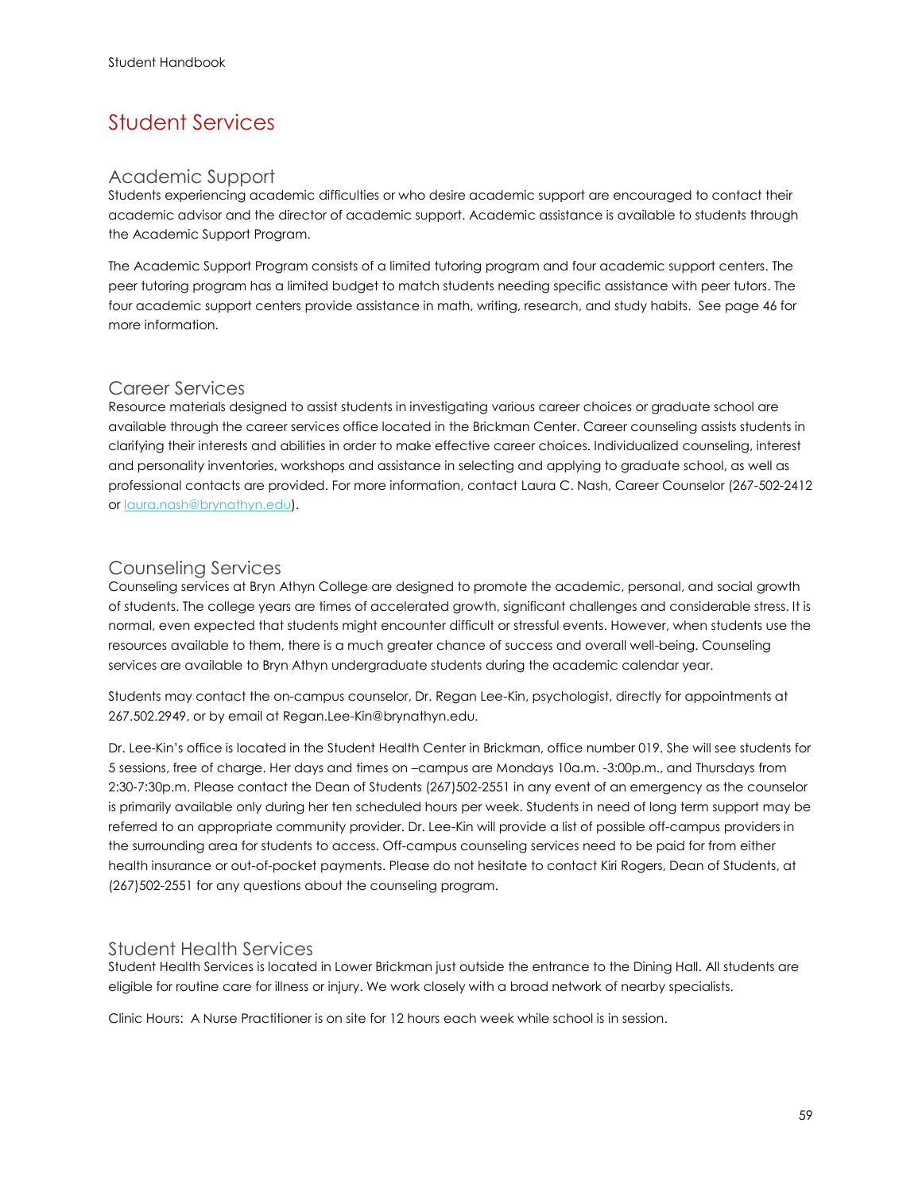# Student Services

## Academic Support

Students experiencing academic difficulties or who desire academic support are encouraged to contact their academic advisor and the director of academic support. Academic assistance is available to students through the Academic Support Program.

The Academic Support Program consists of a limited tutoring program and four academic support centers. The peer tutoring program has a limited budget to match students needing specific assistance with peer tutors. The four academic support centers provide assistance in math, writing, research, and study habits. See page 46 for more information.

## Career Services

Resource materials designed to assist students in investigating various career choices or graduate school are available through the career services office located in the Brickman Center. Career counseling assists students in clarifying their interests and abilities in order to make effective career choices. Individualized counseling, interest and personality inventories, workshops and assistance in selecting and applying to graduate school, as well as professional contacts are provided. For more information, contact Laura C. Nash, Career Counselor (267-502-2412 or laura.nash@brynathyn.edu).

## Counseling Services

Counseling services at Bryn Athyn College are designed to promote the academic, personal, and social growth of students. The college years are times of accelerated growth, significant challenges and considerable stress. It is normal, even expected that students might encounter difficult or stressful events. However, when students use the resources available to them, there is a much greater chance of success and overall well-being. Counseling services are available to Bryn Athyn undergraduate students during the academic calendar year.

Students may contact the on-campus counselor, Dr. Regan Lee-Kin, psychologist, directly for appointments at 267.502.2949, or by email at Regan.Lee-Kin@brynathyn.edu.

Dr. Lee-Kin's office is located in the Student Health Center in Brickman, office number 019. She will see students for 5 sessions, free of charge. Her days and times on –campus are Mondays 10a.m. -3:00p.m., and Thursdays from 2:30-7:30p.m. Please contact the Dean of Students (267)502-2551 in any event of an emergency as the counselor is primarily available only during her ten scheduled hours per week. Students in need of long term support may be referred to an appropriate community provider. Dr. Lee-Kin will provide a list of possible off-campus providers in the surrounding area for students to access. Off-campus counseling services need to be paid for from either health insurance or out-of-pocket payments. Please do not hesitate to contact Kiri Rogers, Dean of Students, at (267)502-2551 for any questions about the counseling program.

## Student Health Services

Student Health Services is located in Lower Brickman just outside the entrance to the Dining Hall. All students are eligible for routine care for illness or injury. We work closely with a broad network of nearby specialists.

Clinic Hours: A Nurse Practitioner is on site for 12 hours each week while school is in session.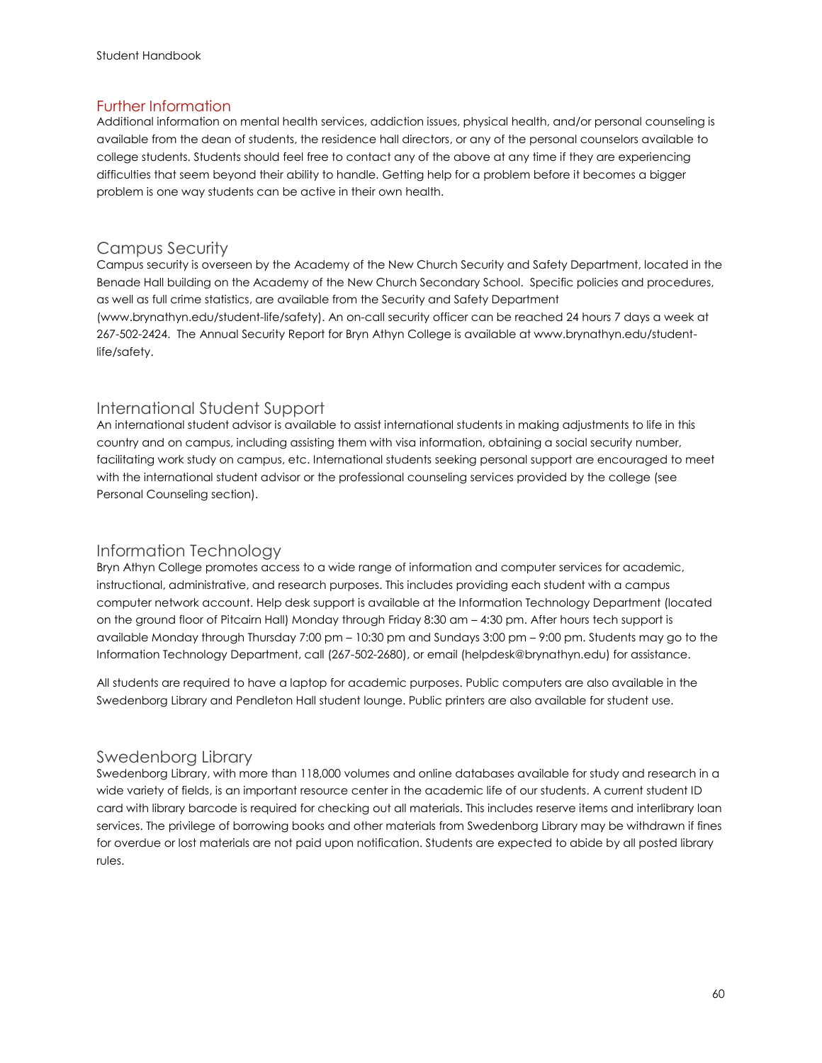## Further Information

Additional information on mental health services, addiction issues, physical health, and/or personal counseling is available from the dean of students, the residence hall directors, or any of the personal counselors available to college students. Students should feel free to contact any of the above at any time if they are experiencing difficulties that seem beyond their ability to handle. Getting help for a problem before it becomes a bigger problem is one way students can be active in their own health.

## Campus Security

Campus security is overseen by the Academy of the New Church Security and Safety Department, located in the Benade Hall building on the Academy of the New Church Secondary School. Specific policies and procedures, as well as full crime statistics, are available from the Security and Safety Department (www.brynathyn.edu/student-life/safety). An on-call security officer can be reached 24 hours 7 days a week at 267-502-2424. The Annual Security Report for Bryn Athyn College is available at www.brynathyn.edu/student-life/safety.

## International Student Support

An international student advisor is available to assist international students in making adjustments to life in this country and on campus, including assisting them with visa information, obtaining a social security number, facilitating work study on campus, etc. International students seeking personal support are encouraged to meet with the international student advisor or the professional counseling services provided by the college (see Personal Counseling section).

## Information Technology

Bryn Athyn College promotes access to a wide range of information and computer services for academic, instructional, administrative, and research purposes. This includes providing each student with a campus computer network account. Help desk support is available at the Information Technology Department (located on the ground floor of Pitcairn Hall) Monday through Friday 8:30 am – 4:30 pm. After hours tech support is available Monday through Thursday 7:00 pm – 10:30 pm and Sundays 3:00 pm – 9:00 pm. Students may go to the Information Technology Department, call (267-502-2680), or email (helpdesk@brynathyn.edu) for assistance.

All students are required to have a laptop for academic purposes. Public computers are also available in the Swedenborg Library and Pendleton Hall student lounge. Public printers are also available for student use.

## Swedenborg Library

Swedenborg Library, with more than 118,000 volumes and online databases available for study and research in a wide variety of fields, is an important resource center in the academic life of our students. A current student ID card with library barcode is required for checking out all materials. This includes reserve items and interlibrary loan services. The privilege of borrowing books and other materials from Swedenborg Library may be withdrawn if fines for overdue or lost materials are not paid upon notification. Students are expected to abide by all posted library rules.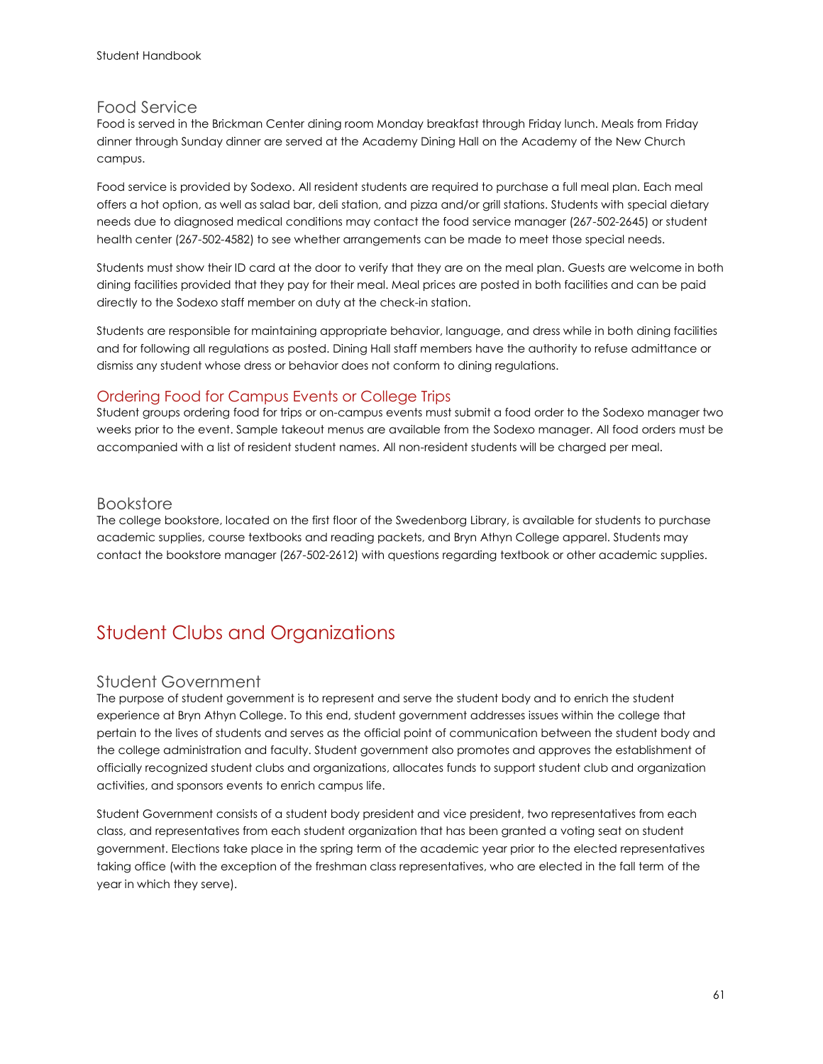## Food Service

Food is served in the Brickman Center dining room Monday breakfast through Friday lunch. Meals from Friday dinner through Sunday dinner are served at the Academy Dining Hall on the Academy of the New Church campus.

Food service is provided by Sodexo. All resident students are required to purchase a full meal plan. Each meal offers a hot option, as well as salad bar, deli station, and pizza and/or grill stations. Students with special dietary needs due to diagnosed medical conditions may contact the food service manager (267-502-2645) or student health center (267-502-4582) to see whether arrangements can be made to meet those special needs.

Students must show their ID card at the door to verify that they are on the meal plan. Guests are welcome in both dining facilities provided that they pay for their meal. Meal prices are posted in both facilities and can be paid directly to the Sodexo staff member on duty at the check-in station.

Students are responsible for maintaining appropriate behavior, language, and dress while in both dining facilities and for following all regulations as posted. Dining Hall staff members have the authority to refuse admittance or dismiss any student whose dress or behavior does not conform to dining regulations.

### Ordering Food for Campus Events or College Trips

Student groups ordering food for trips or on-campus events must submit a food order to the Sodexo manager two weeks prior to the event. Sample takeout menus are available from the Sodexo manager. All food orders must be accompanied with a list of resident student names. All non-resident students will be charged per meal.

## Bookstore

The college bookstore, located on the first floor of the Swedenborg Library, is available for students to purchase academic supplies, course textbooks and reading packets, and Bryn Athyn College apparel. Students may contact the bookstore manager (267-502-2612) with questions regarding textbook or other academic supplies.

# Student Clubs and Organizations

## Student Government

The purpose of student government is to represent and serve the student body and to enrich the student experience at Bryn Athyn College. To this end, student government addresses issues within the college that pertain to the lives of students and serves as the official point of communication between the student body and the college administration and faculty. Student government also promotes and approves the establishment of officially recognized student clubs and organizations, allocates funds to support student club and organization activities, and sponsors events to enrich campus life.

Student Government consists of a student body president and vice president, two representatives from each class, and representatives from each student organization that has been granted a voting seat on student government. Elections take place in the spring term of the academic year prior to the elected representatives taking office (with the exception of the freshman class representatives, who are elected in the fall term of the year in which they serve).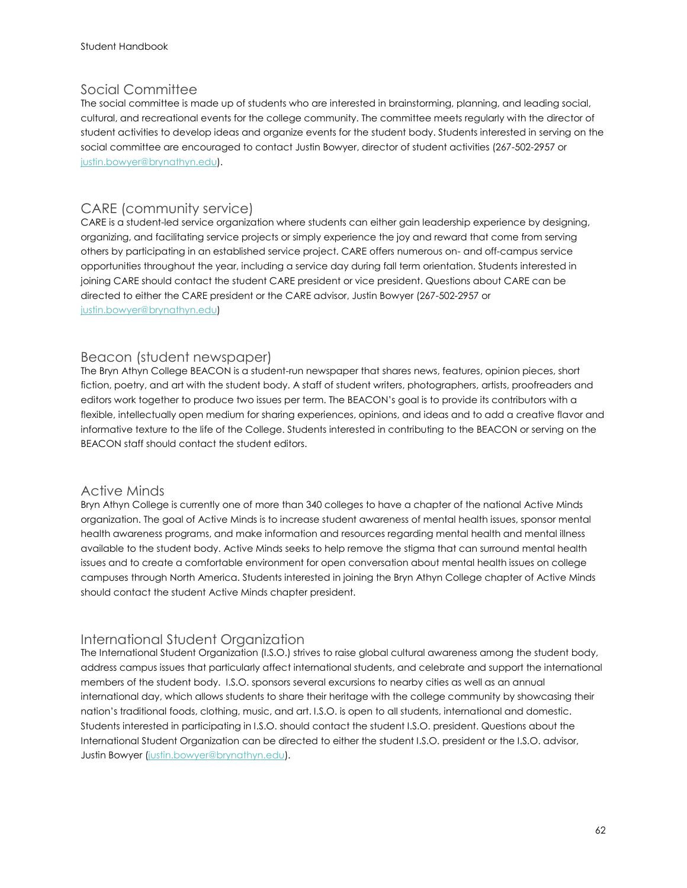## Social Committee

The social committee is made up of students who are interested in brainstorming, planning, and leading social, cultural, and recreational events for the college community. The committee meets regularly with the director of student activities to develop ideas and organize events for the student body. Students interested in serving on the social committee are encouraged to contact Justin Bowyer, director of student activities (267-502-2957 or justin.bowyer@brynathyn.edu).

## CARE (community service)

CARE is a student-led service organization where students can either gain leadership experience by designing, organizing, and facilitating service projects or simply experience the joy and reward that come from serving others by participating in an established service project. CARE offers numerous on- and off-campus service opportunities throughout the year, including a service day during fall term orientation. Students interested in joining CARE should contact the student CARE president or vice president. Questions about CARE can be directed to either the CARE president or the CARE advisor, Justin Bowyer (267-502-2957 or justin.bowyer@brynathyn.edu)

## Beacon (student newspaper)

The Bryn Athyn College BEACON is a student-run newspaper that shares news, features, opinion pieces, short fiction, poetry, and art with the student body. A staff of student writers, photographers, artists, proofreaders and editors work together to produce two issues per term. The BEACON's goal is to provide its contributors with a flexible, intellectually open medium for sharing experiences, opinions, and ideas and to add a creative flavor and informative texture to the life of the College. Students interested in contributing to the BEACON or serving on the BEACON staff should contact the student editors.

## Active Minds

Bryn Athyn College is currently one of more than 340 colleges to have a chapter of the national Active Minds organization. The goal of Active Minds is to increase student awareness of mental health issues, sponsor mental health awareness programs, and make information and resources regarding mental health and mental illness available to the student body. Active Minds seeks to help remove the stigma that can surround mental health issues and to create a comfortable environment for open conversation about mental health issues on college campuses through North America. Students interested in joining the Bryn Athyn College chapter of Active Minds should contact the student Active Minds chapter president.

## International Student Organization

The International Student Organization (I.S.O.) strives to raise global cultural awareness among the student body, address campus issues that particularly affect international students, and celebrate and support the international members of the student body. I.S.O. sponsors several excursions to nearby cities as well as an annual international day, which allows students to share their heritage with the college community by showcasing their nation's traditional foods, clothing, music, and art. I.S.O. is open to all students, international and domestic. Students interested in participating in I.S.O. should contact the student I.S.O. president. Questions about the International Student Organization can be directed to either the student I.S.O. president or the I.S.O. advisor, Justin Bowyer (justin.bowyer@brynathyn.edu).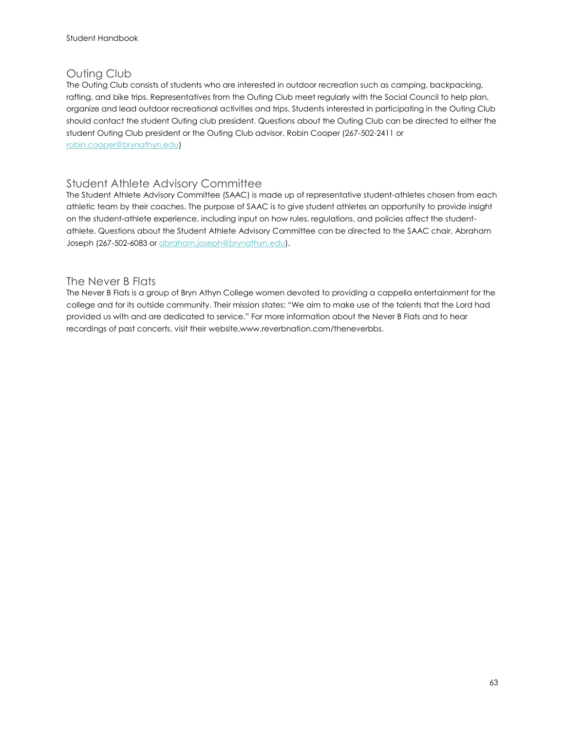## Outing Club

The Outing Club consists of students who are interested in outdoor recreation such as camping, backpacking, rafting, and bike trips. Representatives from the Outing Club meet regularly with the Social Council to help plan, organize and lead outdoor recreational activities and trips. Students interested in participating in the Outing Club should contact the student Outing club president. Questions about the Outing Club can be directed to either the student Outing Club president or the Outing Club advisor, Robin Cooper (267-502-2411 or robin.cooper@brynathyn.edu)

## Student Athlete Advisory Committee

The Student Athlete Advisory Committee (SAAC) is made up of representative student-athletes chosen from each athletic team by their coaches. The purpose of SAAC is to give student athletes an opportunity to provide insight on the student-athlete experience, including input on how rules, regulations, and policies affect the student-athlete. Questions about the Student Athlete Advisory Committee can be directed to the SAAC chair, Abraham Joseph (267-502-6083 or abraham.joseph@brynathyn.edu).

## The Never B Flats

The Never B Flats is a group of Bryn Athyn College women devoted to providing a cappella entertainment for the college and for its outside community. Their mission states: "We aim to make use of the talents that the Lord had provided us with and are dedicated to service." For more information about the Never B Flats and to hear recordings of past concerts, visit their website,www.reverbnation.com/theneverbbs.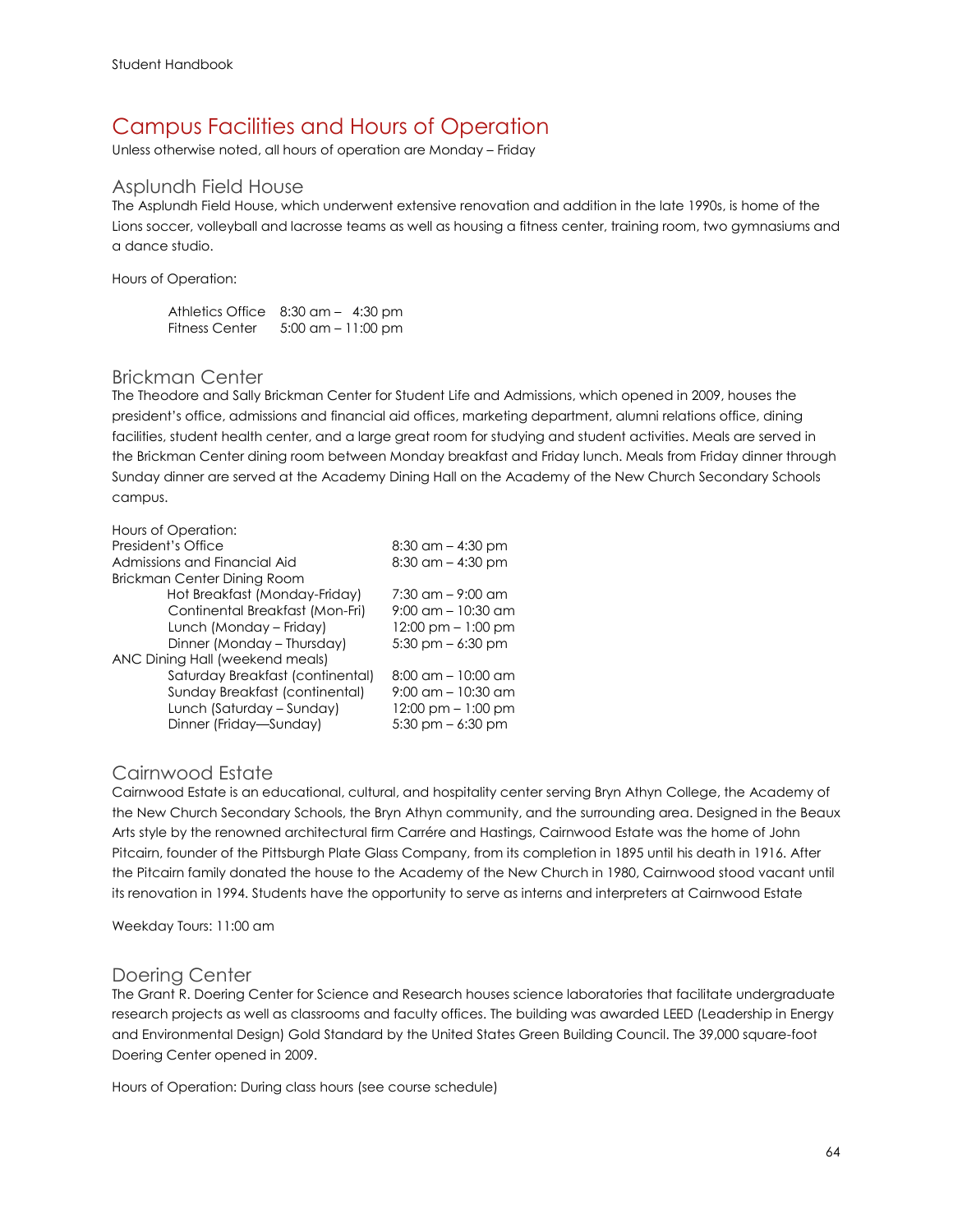# Campus Facilities and Hours of Operation

Unless otherwise noted, all hours of operation are Monday – Friday

## Asplundh Field House

The Asplundh Field House, which underwent extensive renovation and addition in the late 1990s, is home of the Lions soccer, volleyball and lacrosse teams as well as housing a fitness center, training room, two gymnasiums and a dance studio.

Hours of Operation:

| | |
|---|---|
| Athletics Office | 8:30 am – 4:30 pm |
| Fitness Center | 5:00 am – 11:00 pm |

## Brickman Center

The Theodore and Sally Brickman Center for Student Life and Admissions, which opened in 2009, houses the president's office, admissions and financial aid offices, marketing department, alumni relations office, dining facilities, student health center, and a large great room for studying and student activities. Meals are served in the Brickman Center dining room between Monday breakfast and Friday lunch. Meals from Friday dinner through Sunday dinner are served at the Academy Dining Hall on the Academy of the New Church Secondary Schools campus.

Hours of Operation:

| | |
|---|---|
| President's Office | 8:30 am – 4:30 pm |
| Admissions and Financial Aid | 8:30 am – 4:30 pm |
| Brickman Center Dining Room | |
| Hot Breakfast (Monday-Friday) | 7:30 am – 9:00 am |
| Continental Breakfast (Mon-Fri) | 9:00 am – 10:30 am |
| Lunch (Monday – Friday) | 12:00 pm – 1:00 pm |
| Dinner (Monday – Thursday) | 5:30 pm – 6:30 pm |
| ANC Dining Hall (weekend meals) | |
| Saturday Breakfast (continental) | 8:00 am – 10:00 am |
| Sunday Breakfast (continental) | 9:00 am – 10:30 am |
| Lunch (Saturday – Sunday) | 12:00 pm – 1:00 pm |
| Dinner (Friday—Sunday) | 5:30 pm – 6:30 pm |

## Cairnwood Estate

Cairnwood Estate is an educational, cultural, and hospitality center serving Bryn Athyn College, the Academy of the New Church Secondary Schools, the Bryn Athyn community, and the surrounding area. Designed in the Beaux Arts style by the renowned architectural firm Carrére and Hastings, Cairnwood Estate was the home of John Pitcairn, founder of the Pittsburgh Plate Glass Company, from its completion in 1895 until his death in 1916. After the Pitcairn family donated the house to the Academy of the New Church in 1980, Cairnwood stood vacant until its renovation in 1994. Students have the opportunity to serve as interns and interpreters at Cairnwood Estate

Weekday Tours: 11:00 am

## Doering Center

The Grant R. Doering Center for Science and Research houses science laboratories that facilitate undergraduate research projects as well as classrooms and faculty offices. The building was awarded LEED (Leadership in Energy and Environmental Design) Gold Standard by the United States Green Building Council. The 39,000 square-foot Doering Center opened in 2009.

Hours of Operation: During class hours (see course schedule)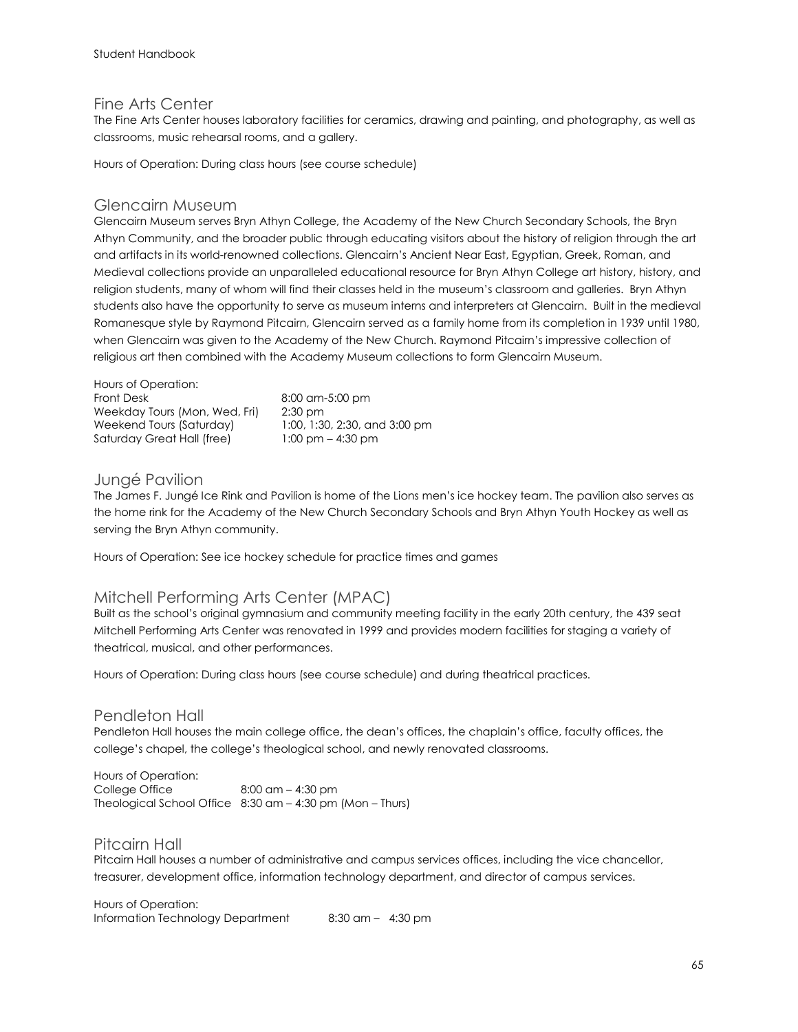## Fine Arts Center

The Fine Arts Center houses laboratory facilities for ceramics, drawing and painting, and photography, as well as classrooms, music rehearsal rooms, and a gallery.

Hours of Operation: During class hours (see course schedule)

## Glencairn Museum

Glencairn Museum serves Bryn Athyn College, the Academy of the New Church Secondary Schools, the Bryn Athyn Community, and the broader public through educating visitors about the history of religion through the art and artifacts in its world-renowned collections. Glencairn's Ancient Near East, Egyptian, Greek, Roman, and Medieval collections provide an unparalleled educational resource for Bryn Athyn College art history, history, and religion students, many of whom will find their classes held in the museum's classroom and galleries. Bryn Athyn students also have the opportunity to serve as museum interns and interpreters at Glencairn. Built in the medieval Romanesque style by Raymond Pitcairn, Glencairn served as a family home from its completion in 1939 until 1980, when Glencairn was given to the Academy of the New Church. Raymond Pitcairn's impressive collection of religious art then combined with the Academy Museum collections to form Glencairn Museum.

Hours of Operation:

| | |
|---|---|
| Front Desk | 8:00 am-5:00 pm |
| Weekday Tours (Mon, Wed, Fri) | 2:30 pm |
| Weekend Tours (Saturday) | 1:00, 1:30, 2:30, and 3:00 pm |
| Saturday Great Hall (free) | 1:00 pm – 4:30 pm |

## Jungé Pavilion

The James F. Jungé Ice Rink and Pavilion is home of the Lions men's ice hockey team. The pavilion also serves as the home rink for the Academy of the New Church Secondary Schools and Bryn Athyn Youth Hockey as well as serving the Bryn Athyn community.

Hours of Operation: See ice hockey schedule for practice times and games

## Mitchell Performing Arts Center (MPAC)

Built as the school's original gymnasium and community meeting facility in the early 20th century, the 439 seat Mitchell Performing Arts Center was renovated in 1999 and provides modern facilities for staging a variety of theatrical, musical, and other performances.

Hours of Operation: During class hours (see course schedule) and during theatrical practices.

## Pendleton Hall

Pendleton Hall houses the main college office, the dean's offices, the chaplain's office, faculty offices, the college's chapel, the college's theological school, and newly renovated classrooms.

Hours of Operation:

| | |
|---|---|
| College Office | 8:00 am – 4:30 pm |
| Theological School Office | 8:30 am – 4:30 pm (Mon – Thurs) |

## Pitcairn Hall

Pitcairn Hall houses a number of administrative and campus services offices, including the vice chancellor, treasurer, development office, information technology department, and director of campus services.

Hours of Operation:

| | |
|---|---|
| Information Technology Department | 8:30 am – 4:30 pm |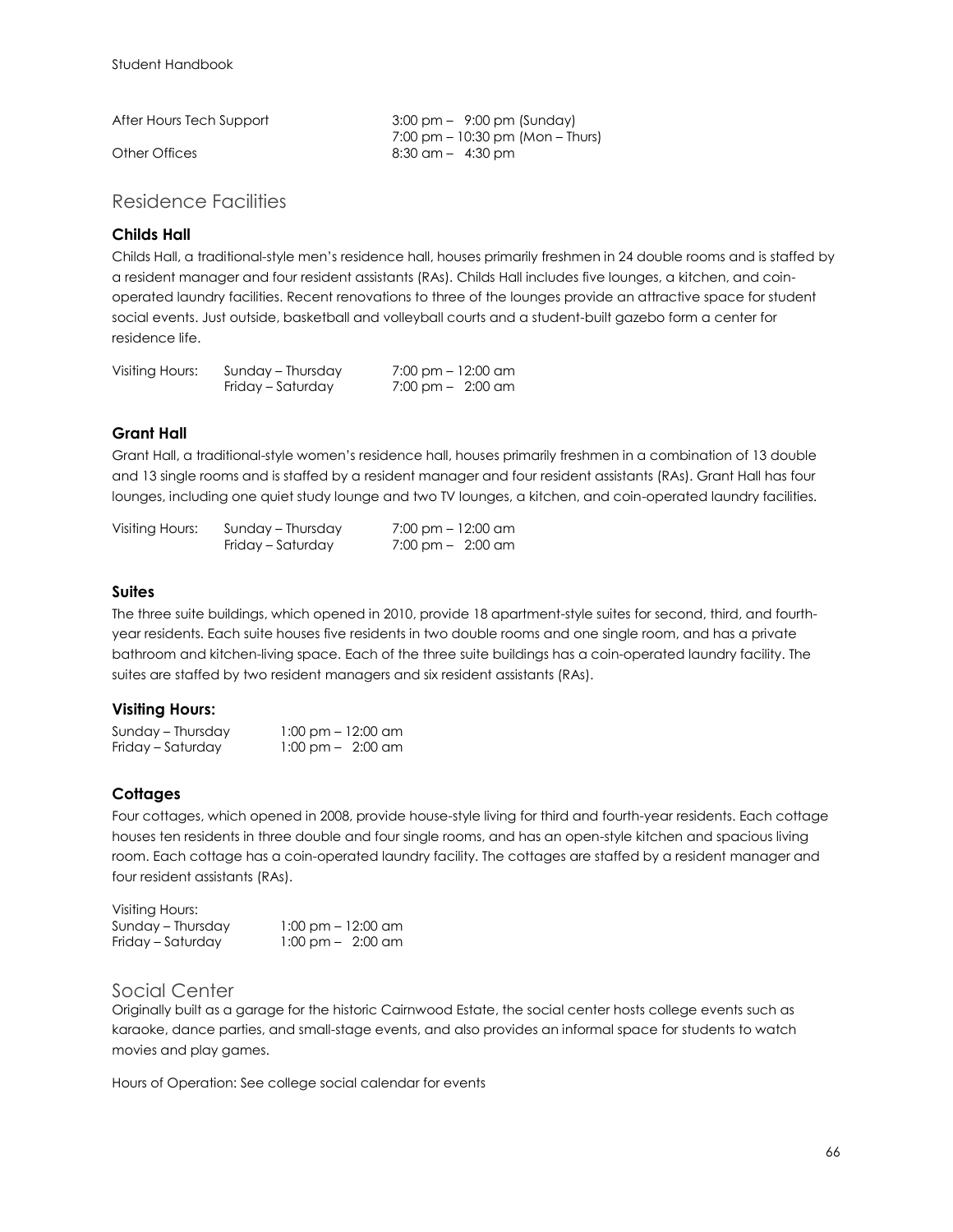| | |
|---|---|
| After Hours Tech Support | 3:00 pm – 9:00 pm (Sunday) |
| | 7:00 pm – 10:30 pm (Mon – Thurs) |
| Other Offices | 8:30 am – 4:30 pm |

## Residence Facilities

### Childs Hall

Childs Hall, a traditional-style men's residence hall, houses primarily freshmen in 24 double rooms and is staffed by a resident manager and four resident assistants (RAs). Childs Hall includes five lounges, a kitchen, and coin-operated laundry facilities. Recent renovations to three of the lounges provide an attractive space for student social events. Just outside, basketball and volleyball courts and a student-built gazebo form a center for residence life.

| | | |
|---|---|---|
| Visiting Hours: | Sunday – Thursday | 7:00 pm – 12:00 am |
| | Friday – Saturday | 7:00 pm – 2:00 am |

### Grant Hall

Grant Hall, a traditional-style women's residence hall, houses primarily freshmen in a combination of 13 double and 13 single rooms and is staffed by a resident manager and four resident assistants (RAs). Grant Hall has four lounges, including one quiet study lounge and two TV lounges, a kitchen, and coin-operated laundry facilities.

| | | |
|---|---|---|
| Visiting Hours: | Sunday – Thursday | 7:00 pm – 12:00 am |
| | Friday – Saturday | 7:00 pm – 2:00 am |

### Suites

The three suite buildings, which opened in 2010, provide 18 apartment-style suites for second, third, and fourth-year residents. Each suite houses five residents in two double rooms and one single room, and has a private bathroom and kitchen-living space. Each of the three suite buildings has a coin-operated laundry facility. The suites are staffed by two resident managers and six resident assistants (RAs).

### Visiting Hours:

| | |
|---|---|
| Sunday – Thursday | 1:00 pm – 12:00 am |
| Friday – Saturday | 1:00 pm – 2:00 am |

### Cottages

Four cottages, which opened in 2008, provide house-style living for third and fourth-year residents. Each cottage houses ten residents in three double and four single rooms, and has an open-style kitchen and spacious living room. Each cottage has a coin-operated laundry facility. The cottages are staffed by a resident manager and four resident assistants (RAs).

Visiting Hours:

| | |
|---|---|
| Sunday – Thursday | 1:00 pm – 12:00 am |
| Friday – Saturday | 1:00 pm – 2:00 am |

## Social Center

Originally built as a garage for the historic Cairnwood Estate, the social center hosts college events such as karaoke, dance parties, and small-stage events, and also provides an informal space for students to watch movies and play games.

Hours of Operation: See college social calendar for events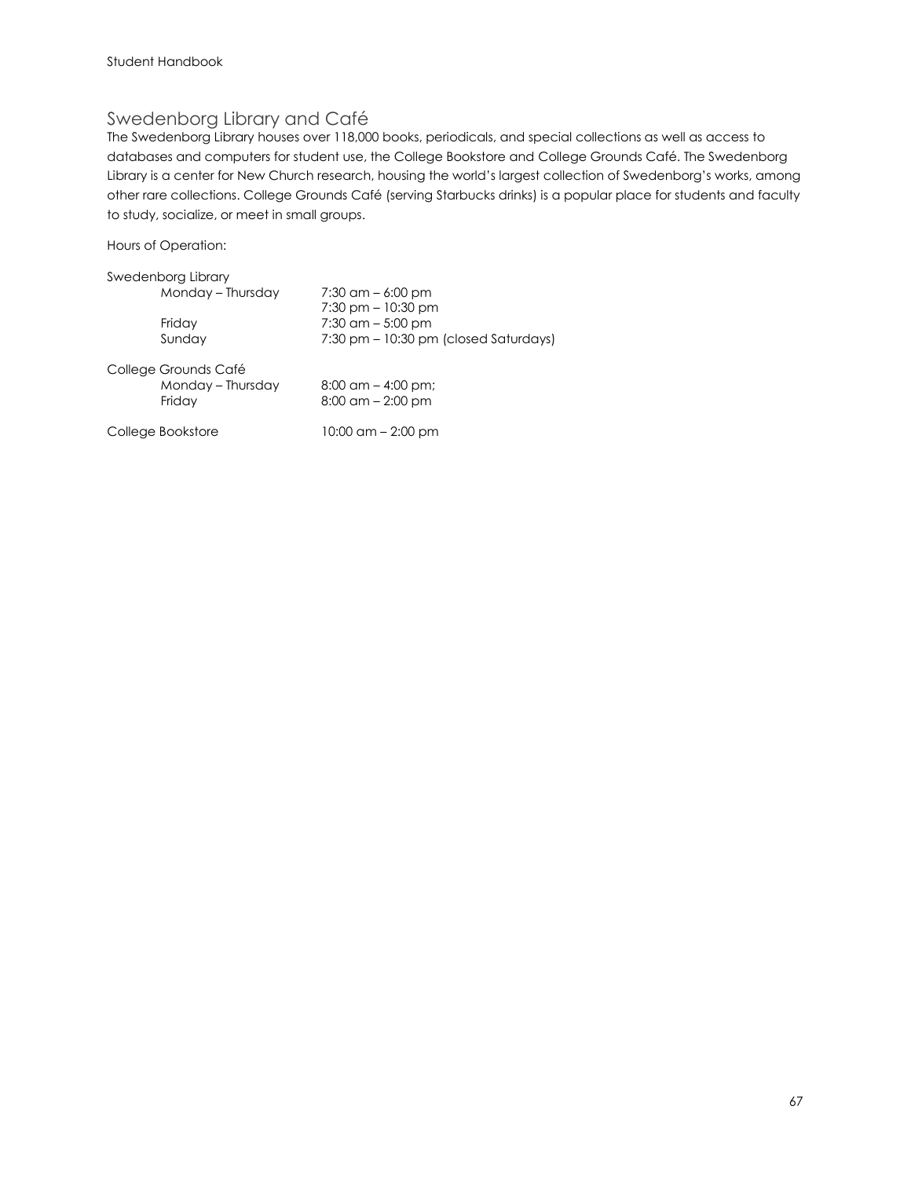## Swedenborg Library and Café

The Swedenborg Library houses over 118,000 books, periodicals, and special collections as well as access to databases and computers for student use, the College Bookstore and College Grounds Café. The Swedenborg Library is a center for New Church research, housing the world's largest collection of Swedenborg's works, among other rare collections. College Grounds Café (serving Starbucks drinks) is a popular place for students and faculty to study, socialize, or meet in small groups.

Hours of Operation:

Swedenborg Library

| | |
|---|---|
| Monday – Thursday | 7:30 am – 6:00 pm |
| | 7:30 pm – 10:30 pm |
| Friday | 7:30 am – 5:00 pm |
| Sunday | 7:30 pm – 10:30 pm (closed Saturdays) |

College Grounds Café

| | |
|---|---|
| Monday – Thursday | 8:00 am – 4:00 pm; |
| Friday | 8:00 am – 2:00 pm |

College Bookstore 10:00 am – 2:00 pm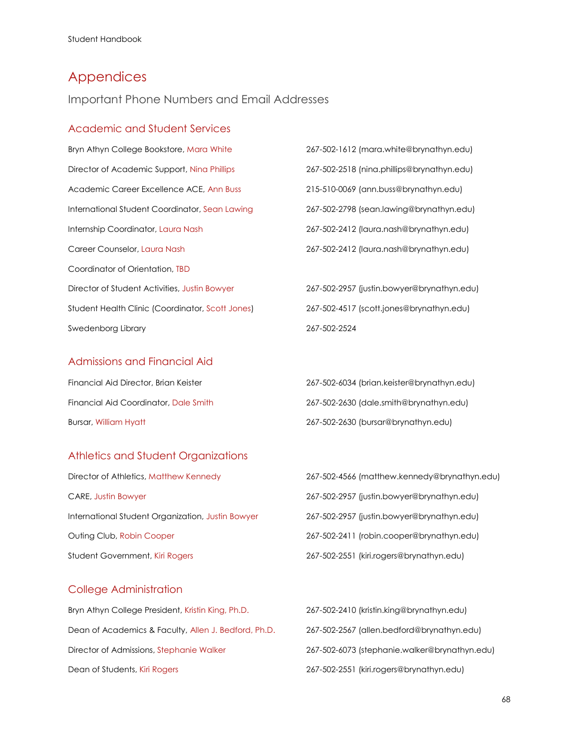# Appendices

## Important Phone Numbers and Email Addresses

### Academic and Student Services

| | |
|---|---|
| Bryn Athyn College Bookstore, Mara White | 267-502-1612 (mara.white@brynathyn.edu) |
| Director of Academic Support, Nina Phillips | 267-502-2518 (nina.phillips@brynathyn.edu) |
| Academic Career Excellence ACE, Ann Buss | 215-510-0069 (ann.buss@brynathyn.edu) |
| International Student Coordinator, Sean Lawing | 267-502-2798 (sean.lawing@brynathyn.edu) |
| Internship Coordinator, Laura Nash | 267-502-2412 (laura.nash@brynathyn.edu) |
| Career Counselor, Laura Nash | 267-502-2412 (laura.nash@brynathyn.edu) |
| Coordinator of Orientation, TBD | |
| Director of Student Activities, Justin Bowyer | 267-502-2957 (justin.bowyer@brynathyn.edu) |
| Student Health Clinic (Coordinator, Scott Jones) | 267-502-4517 (scott.jones@brynathyn.edu) |
| Swedenborg Library | 267-502-2524 |

### Admissions and Financial Aid

| | |
|---|---|
| Financial Aid Director, Brian Keister | 267-502-6034 (brian.keister@brynathyn.edu) |
| Financial Aid Coordinator, Dale Smith | 267-502-2630 (dale.smith@brynathyn.edu) |
| Bursar, William Hyatt | 267-502-2630 (bursar@brynathyn.edu) |

### Athletics and Student Organizations

| | |
|---|---|
| Director of Athletics, Matthew Kennedy | 267-502-4566 (matthew.kennedy@brynathyn.edu) |
| CARE, Justin Bowyer | 267-502-2957 (justin.bowyer@brynathyn.edu) |
| International Student Organization, Justin Bowyer | 267-502-2957 (justin.bowyer@brynathyn.edu) |
| Outing Club, Robin Cooper | 267-502-2411 (robin.cooper@brynathyn.edu) |
| Student Government, Kiri Rogers | 267-502-2551 (kiri.rogers@brynathyn.edu) |

### College Administration

| | |
|---|---|
| Bryn Athyn College President, Kristin King, Ph.D. | 267-502-2410 (kristin.king@brynathyn.edu) |
| Dean of Academics & Faculty, Allen J. Bedford, Ph.D. | 267-502-2567 (allen.bedford@brynathyn.edu) |
| Director of Admissions, Stephanie Walker | 267-502-6073 (stephanie.walker@brynathyn.edu) |
| Dean of Students, Kiri Rogers | 267-502-2551 (kiri.rogers@brynathyn.edu) |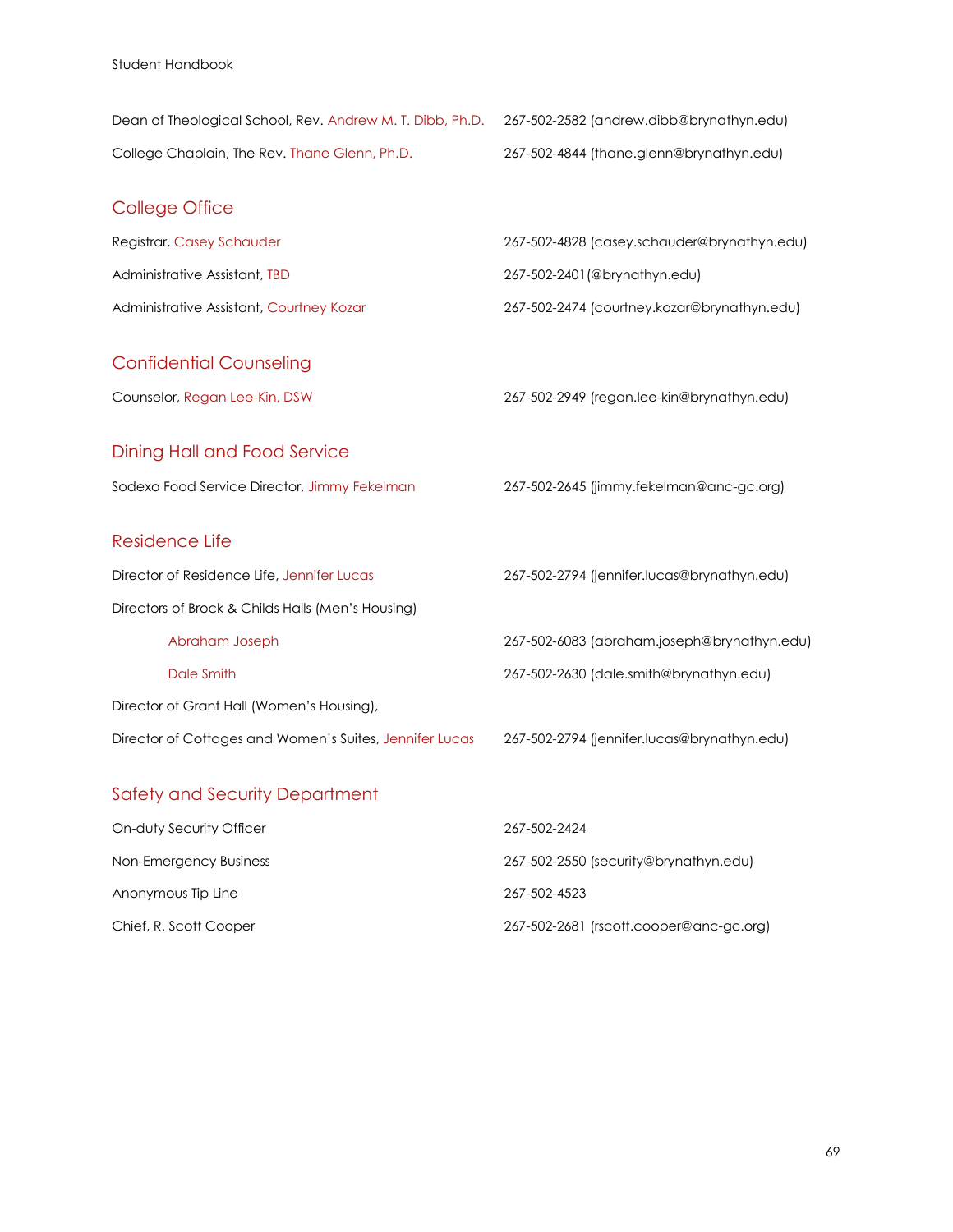Dean of Theological School, Rev. Andrew M. T. Dibb, Ph.D. 267-502-2582 (andrew.dibb@brynathyn.edu)

College Chaplain, The Rev. Thane Glenn, Ph.D. 267-502-4844 (thane.glenn@brynathyn.edu)

## College Office

Registrar, Casey Schauder 267-502-4828 (casey.schauder@brynathyn.edu)

Administrative Assistant, TBD 267-502-2401(@brynathyn.edu)

Administrative Assistant, Courtney Kozar 267-502-2474 (courtney.kozar@brynathyn.edu)

## Confidential Counseling

Counselor, Regan Lee-Kin, DSW 267-502-2949 (regan.lee-kin@brynathyn.edu)

## Dining Hall and Food Service

Sodexo Food Service Director, Jimmy Fekelman 267-502-2645 (jimmy.fekelman@anc-gc.org)

## Residence Life

Director of Residence Life, Jennifer Lucas 267-502-2794 (jennifer.lucas@brynathyn.edu)

Directors of Brock & Childs Halls (Men's Housing)

Abraham Joseph 267-502-6083 (abraham.joseph@brynathyn.edu)

Dale Smith 267-502-2630 (dale.smith@brynathyn.edu)

Director of Grant Hall (Women's Housing),

Director of Cottages and Women's Suites, Jennifer Lucas 267-502-2794 (jennifer.lucas@brynathyn.edu)

## Safety and Security Department

On-duty Security Officer 267-502-2424

Non-Emergency Business 267-502-2550 (security@brynathyn.edu)

Anonymous Tip Line 267-502-4523

Chief, R. Scott Cooper 267-502-2681 (rscott.cooper@anc-gc.org)